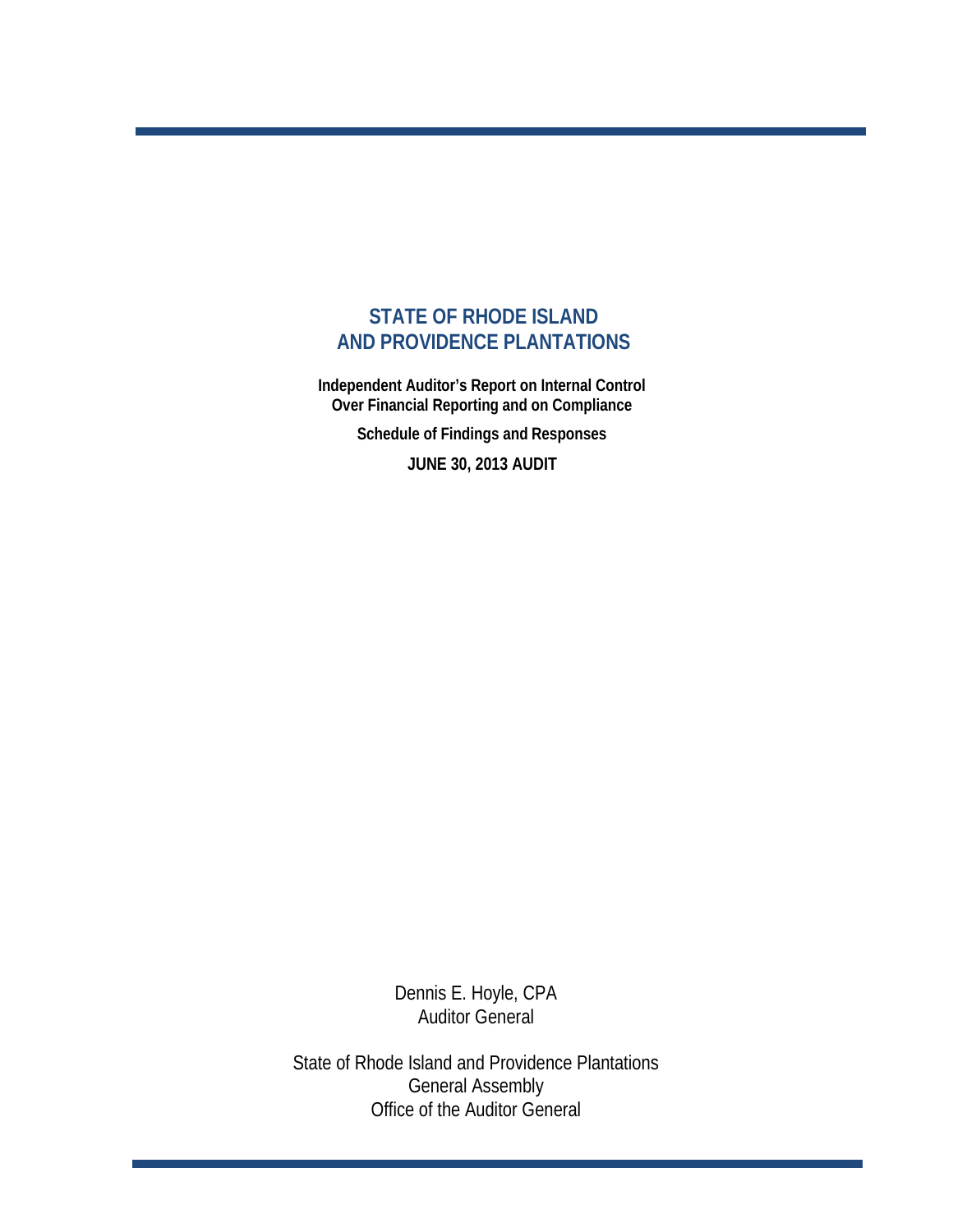# STATE OF RHODE ISLAND
# AND PROVIDENCE PLANTATIONS

**Independent Auditor's Report on Internal Control Over Financial Reporting and on Compliance**

**Schedule of Findings and Responses**

**JUNE 30, 2013 AUDIT**

Dennis E. Hoyle, CPA
Auditor General

State of Rhode Island and Providence Plantations
General Assembly
Office of the Auditor General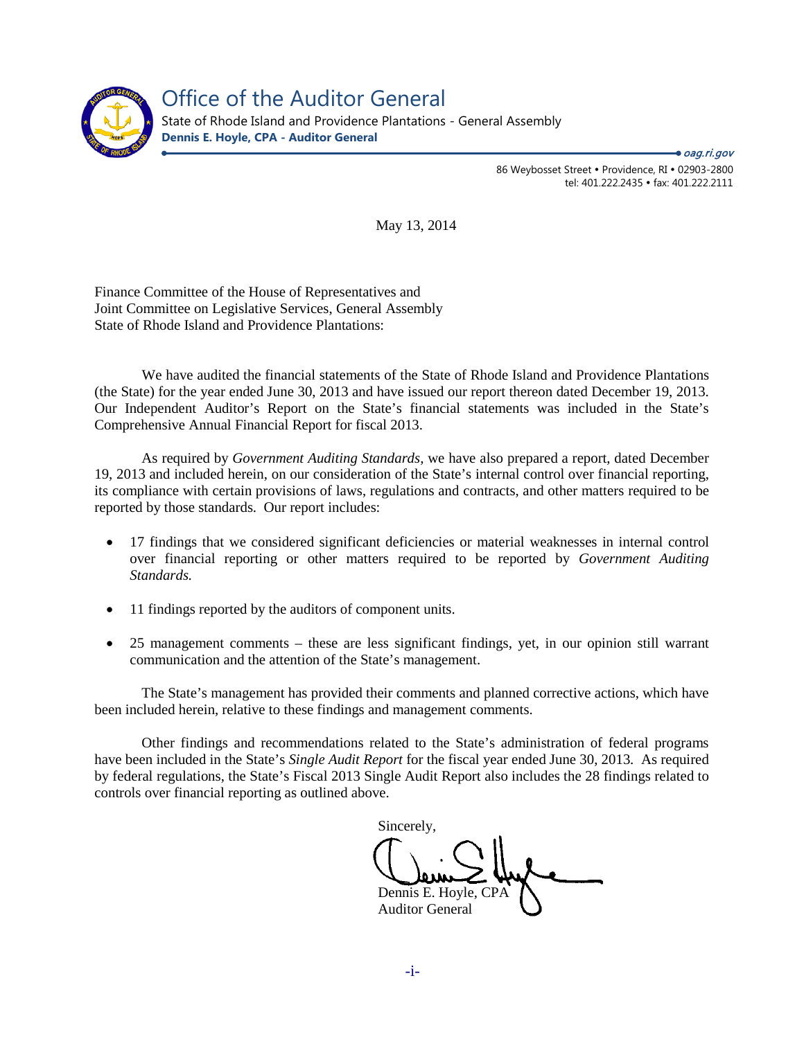# Office of the Auditor General

State of Rhode Island and Providence Plantations - General Assembly
**Dennis E. Hoyle, CPA - Auditor General**

*oag.ri.gov*

86 Weybosset Street • Providence, RI • 02903-2800
tel: 401.222.2435 • fax: 401.222.2111

May 13, 2014

Finance Committee of the House of Representatives and
Joint Committee on Legislative Services, General Assembly
State of Rhode Island and Providence Plantations:

We have audited the financial statements of the State of Rhode Island and Providence Plantations (the State) for the year ended June 30, 2013 and have issued our report thereon dated December 19, 2013. Our Independent Auditor's Report on the State's financial statements was included in the State's Comprehensive Annual Financial Report for fiscal 2013.

As required by *Government Auditing Standards,* we have also prepared a report, dated December 19, 2013 and included herein, on our consideration of the State's internal control over financial reporting, its compliance with certain provisions of laws, regulations and contracts, and other matters required to be reported by those standards. Our report includes:

- 17 findings that we considered significant deficiencies or material weaknesses in internal control over financial reporting or other matters required to be reported by *Government Auditing Standards.*
- 11 findings reported by the auditors of component units.
- 25 management comments – these are less significant findings, yet, in our opinion still warrant communication and the attention of the State's management.

The State's management has provided their comments and planned corrective actions, which have been included herein, relative to these findings and management comments.

Other findings and recommendations related to the State's administration of federal programs have been included in the State's *Single Audit Report* for the fiscal year ended June 30, 2013. As required by federal regulations, the State's Fiscal 2013 Single Audit Report also includes the 28 findings related to controls over financial reporting as outlined above.

Sincerely,

Dennis E. Hoyle, CPA
Auditor General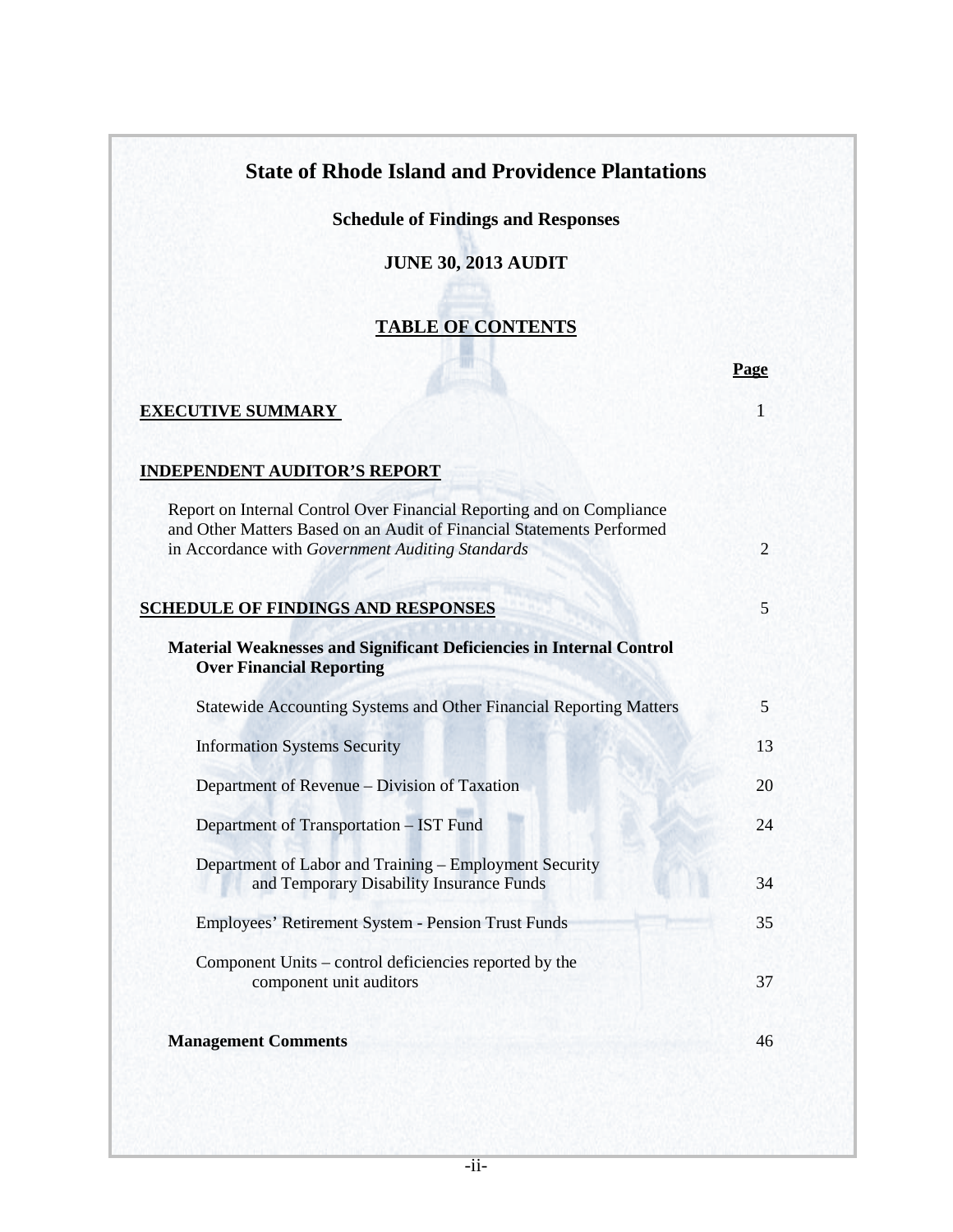# State of Rhode Island and Providence Plantations

## Schedule of Findings and Responses

## JUNE 30, 2013 AUDIT

## TABLE OF CONTENTS

| | Page |
|---|---|
| **EXECUTIVE SUMMARY** | 1 |
| **INDEPENDENT AUDITOR'S REPORT** | |
| Report on Internal Control Over Financial Reporting and on Compliance and Other Matters Based on an Audit of Financial Statements Performed in Accordance with *Government Auditing Standards* | 2 |
| **SCHEDULE OF FINDINGS AND RESPONSES** | 5 |
| **Material Weaknesses and Significant Deficiencies in Internal Control Over Financial Reporting** | |
| Statewide Accounting Systems and Other Financial Reporting Matters | 5 |
| Information Systems Security | 13 |
| Department of Revenue – Division of Taxation | 20 |
| Department of Transportation – IST Fund | 24 |
| Department of Labor and Training – Employment Security and Temporary Disability Insurance Funds | 34 |
| Employees' Retirement System - Pension Trust Funds | 35 |
| Component Units – control deficiencies reported by the component unit auditors | 37 |
| **Management Comments** | 46 |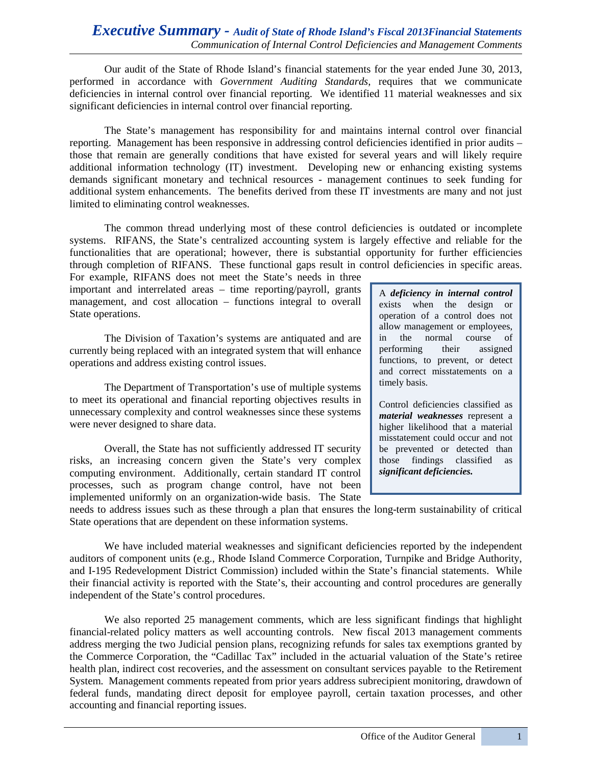# *Executive Summary - Audit of State of Rhode Island's Fiscal 2013Financial Statements*

*Communication of Internal Control Deficiencies and Management Comments*

Our audit of the State of Rhode Island's financial statements for the year ended June 30, 2013, performed in accordance with *Government Auditing Standards*, requires that we communicate deficiencies in internal control over financial reporting. We identified 11 material weaknesses and six significant deficiencies in internal control over financial reporting.

The State's management has responsibility for and maintains internal control over financial reporting. Management has been responsive in addressing control deficiencies identified in prior audits – those that remain are generally conditions that have existed for several years and will likely require additional information technology (IT) investment. Developing new or enhancing existing systems demands significant monetary and technical resources - management continues to seek funding for additional system enhancements. The benefits derived from these IT investments are many and not just limited to eliminating control weaknesses.

The common thread underlying most of these control deficiencies is outdated or incomplete systems. RIFANS, the State's centralized accounting system is largely effective and reliable for the functionalities that are operational; however, there is substantial opportunity for further efficiencies through completion of RIFANS. These functional gaps result in control deficiencies in specific areas. For example, RIFANS does not meet the State's needs in three important and interrelated areas – time reporting/payroll, grants management, and cost allocation – functions integral to overall State operations.

The Division of Taxation's systems are antiquated and are currently being replaced with an integrated system that will enhance operations and address existing control issues.

The Department of Transportation's use of multiple systems to meet its operational and financial reporting objectives results in unnecessary complexity and control weaknesses since these systems were never designed to share data.

Overall, the State has not sufficiently addressed IT security risks, an increasing concern given the State's very complex computing environment. Additionally, certain standard IT control processes, such as program change control, have not been implemented uniformly on an organization-wide basis. The State needs to address issues such as these through a plan that ensures the long-term sustainability of critical State operations that are dependent on these information systems.

> A ***deficiency in internal control*** exists when the design or operation of a control does not allow management or employees, in the normal course of performing their assigned functions, to prevent, or detect and correct misstatements on a timely basis.
>
> Control deficiencies classified as ***material weaknesses*** represent a higher likelihood that a material misstatement could occur and not be prevented or detected than those findings classified as ***significant deficiencies.***

We have included material weaknesses and significant deficiencies reported by the independent auditors of component units (e.g., Rhode Island Commerce Corporation, Turnpike and Bridge Authority, and I-195 Redevelopment District Commission) included within the State's financial statements. While their financial activity is reported with the State's, their accounting and control procedures are generally independent of the State's control procedures.

We also reported 25 management comments, which are less significant findings that highlight financial-related policy matters as well accounting controls. New fiscal 2013 management comments address merging the two Judicial pension plans, recognizing refunds for sales tax exemptions granted by the Commerce Corporation, the "Cadillac Tax" included in the actuarial valuation of the State's retiree health plan, indirect cost recoveries, and the assessment on consultant services payable to the Retirement System. Management comments repeated from prior years address subrecipient monitoring, drawdown of federal funds, mandating direct deposit for employee payroll, certain taxation processes, and other accounting and financial reporting issues.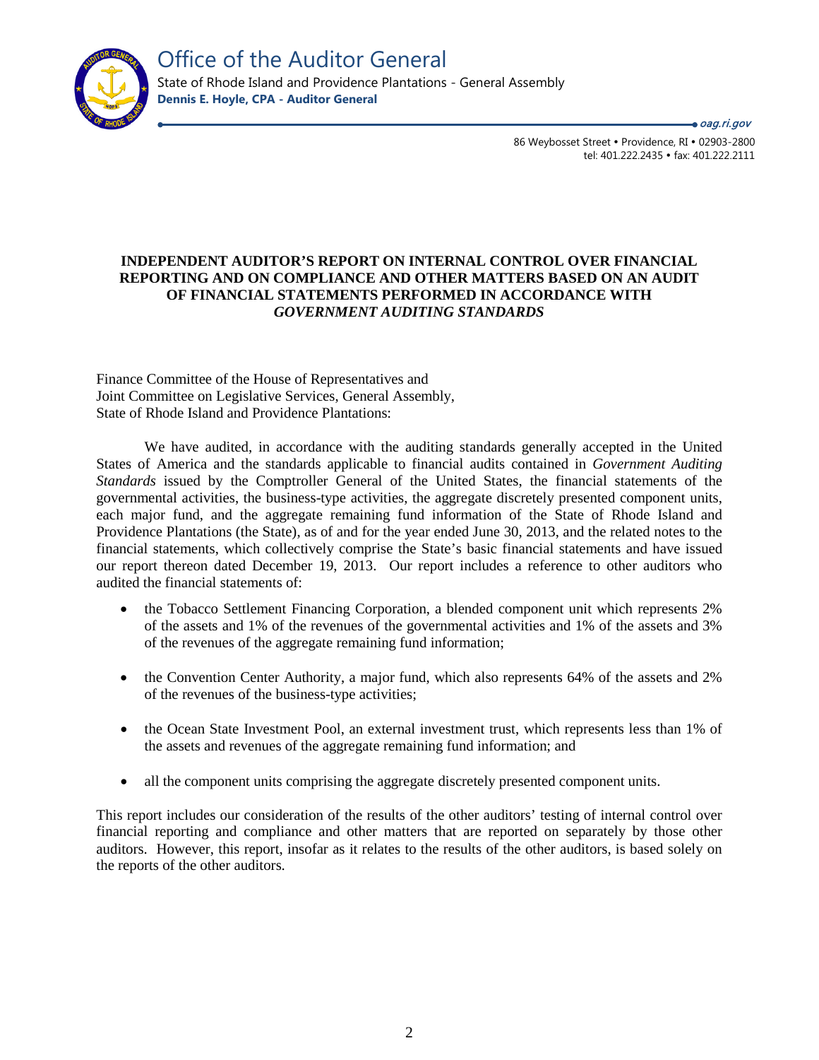Office of the Auditor General

State of Rhode Island and Providence Plantations - General Assembly

**Dennis E. Hoyle, CPA - Auditor General**

*oag.ri.gov*

86 Weybosset Street • Providence, RI • 02903-2800
tel: 401.222.2435 • fax: 401.222.2111

# INDEPENDENT AUDITOR'S REPORT ON INTERNAL CONTROL OVER FINANCIAL REPORTING AND ON COMPLIANCE AND OTHER MATTERS BASED ON AN AUDIT OF FINANCIAL STATEMENTS PERFORMED IN ACCORDANCE WITH *GOVERNMENT AUDITING STANDARDS*

Finance Committee of the House of Representatives and
Joint Committee on Legislative Services, General Assembly,
State of Rhode Island and Providence Plantations:

We have audited, in accordance with the auditing standards generally accepted in the United States of America and the standards applicable to financial audits contained in *Government Auditing Standards* issued by the Comptroller General of the United States, the financial statements of the governmental activities, the business-type activities, the aggregate discretely presented component units, each major fund, and the aggregate remaining fund information of the State of Rhode Island and Providence Plantations (the State), as of and for the year ended June 30, 2013, and the related notes to the financial statements, which collectively comprise the State's basic financial statements and have issued our report thereon dated December 19, 2013. Our report includes a reference to other auditors who audited the financial statements of:

- the Tobacco Settlement Financing Corporation, a blended component unit which represents 2% of the assets and 1% of the revenues of the governmental activities and 1% of the assets and 3% of the revenues of the aggregate remaining fund information;
- the Convention Center Authority, a major fund, which also represents 64% of the assets and 2% of the revenues of the business-type activities;
- the Ocean State Investment Pool, an external investment trust, which represents less than 1% of the assets and revenues of the aggregate remaining fund information; and
- all the component units comprising the aggregate discretely presented component units.

This report includes our consideration of the results of the other auditors' testing of internal control over financial reporting and compliance and other matters that are reported on separately by those other auditors. However, this report, insofar as it relates to the results of the other auditors, is based solely on the reports of the other auditors.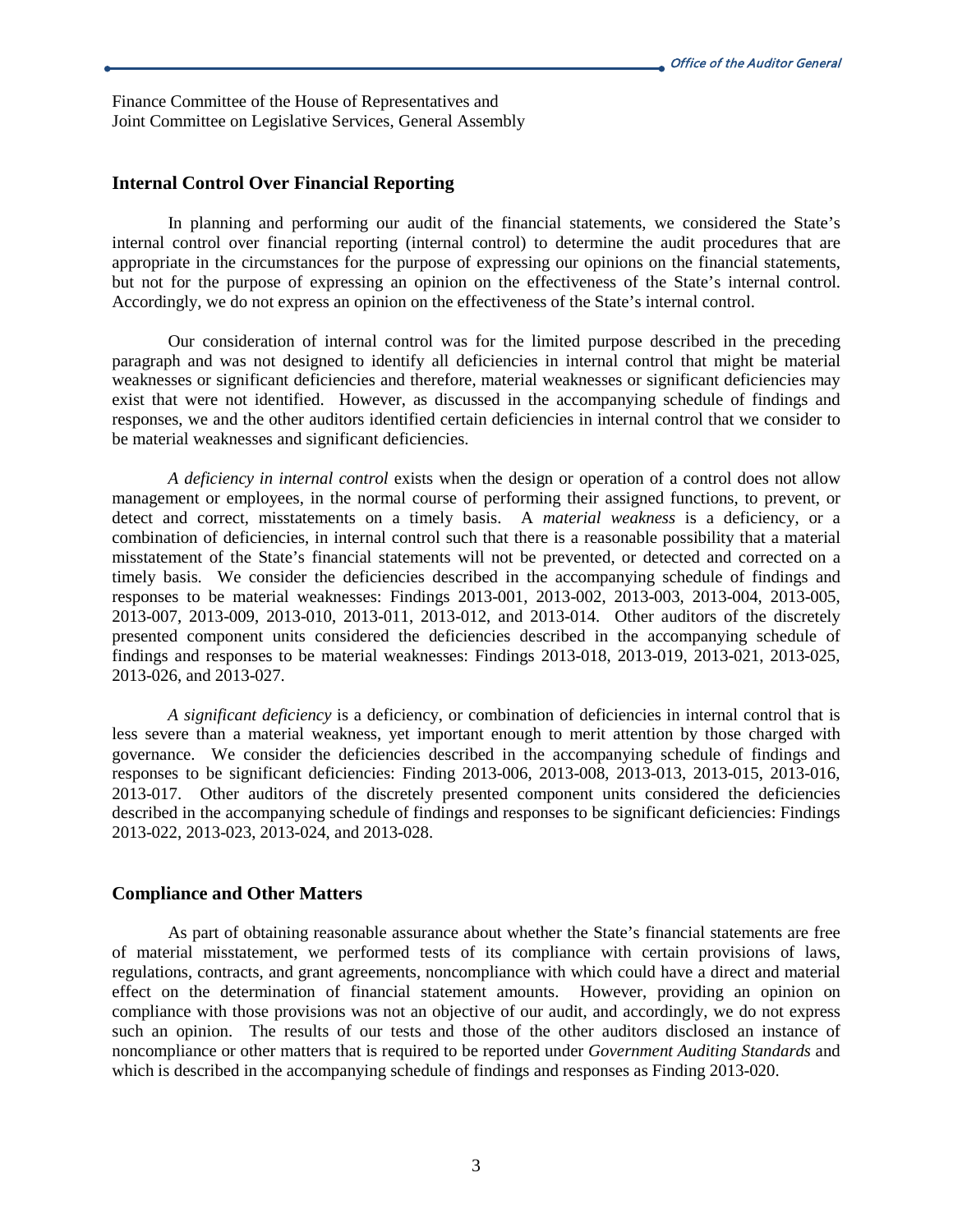Finance Committee of the House of Representatives and
Joint Committee on Legislative Services, General Assembly

## Internal Control Over Financial Reporting

In planning and performing our audit of the financial statements, we considered the State's internal control over financial reporting (internal control) to determine the audit procedures that are appropriate in the circumstances for the purpose of expressing our opinions on the financial statements, but not for the purpose of expressing an opinion on the effectiveness of the State's internal control. Accordingly, we do not express an opinion on the effectiveness of the State's internal control.

Our consideration of internal control was for the limited purpose described in the preceding paragraph and was not designed to identify all deficiencies in internal control that might be material weaknesses or significant deficiencies and therefore, material weaknesses or significant deficiencies may exist that were not identified. However, as discussed in the accompanying schedule of findings and responses, we and the other auditors identified certain deficiencies in internal control that we consider to be material weaknesses and significant deficiencies.

*A deficiency in internal control* exists when the design or operation of a control does not allow management or employees, in the normal course of performing their assigned functions, to prevent, or detect and correct, misstatements on a timely basis. A *material weakness* is a deficiency, or a combination of deficiencies, in internal control such that there is a reasonable possibility that a material misstatement of the State's financial statements will not be prevented, or detected and corrected on a timely basis. We consider the deficiencies described in the accompanying schedule of findings and responses to be material weaknesses: Findings 2013-001, 2013-002, 2013-003, 2013-004, 2013-005, 2013-007, 2013-009, 2013-010, 2013-011, 2013-012, and 2013-014. Other auditors of the discretely presented component units considered the deficiencies described in the accompanying schedule of findings and responses to be material weaknesses: Findings 2013-018, 2013-019, 2013-021, 2013-025, 2013-026, and 2013-027.

*A significant deficiency* is a deficiency, or combination of deficiencies in internal control that is less severe than a material weakness, yet important enough to merit attention by those charged with governance. We consider the deficiencies described in the accompanying schedule of findings and responses to be significant deficiencies: Finding 2013-006, 2013-008, 2013-013, 2013-015, 2013-016, 2013-017. Other auditors of the discretely presented component units considered the deficiencies described in the accompanying schedule of findings and responses to be significant deficiencies: Findings 2013-022, 2013-023, 2013-024, and 2013-028.

## Compliance and Other Matters

As part of obtaining reasonable assurance about whether the State's financial statements are free of material misstatement, we performed tests of its compliance with certain provisions of laws, regulations, contracts, and grant agreements, noncompliance with which could have a direct and material effect on the determination of financial statement amounts. However, providing an opinion on compliance with those provisions was not an objective of our audit, and accordingly, we do not express such an opinion. The results of our tests and those of the other auditors disclosed an instance of noncompliance or other matters that is required to be reported under *Government Auditing Standards* and which is described in the accompanying schedule of findings and responses as Finding 2013-020.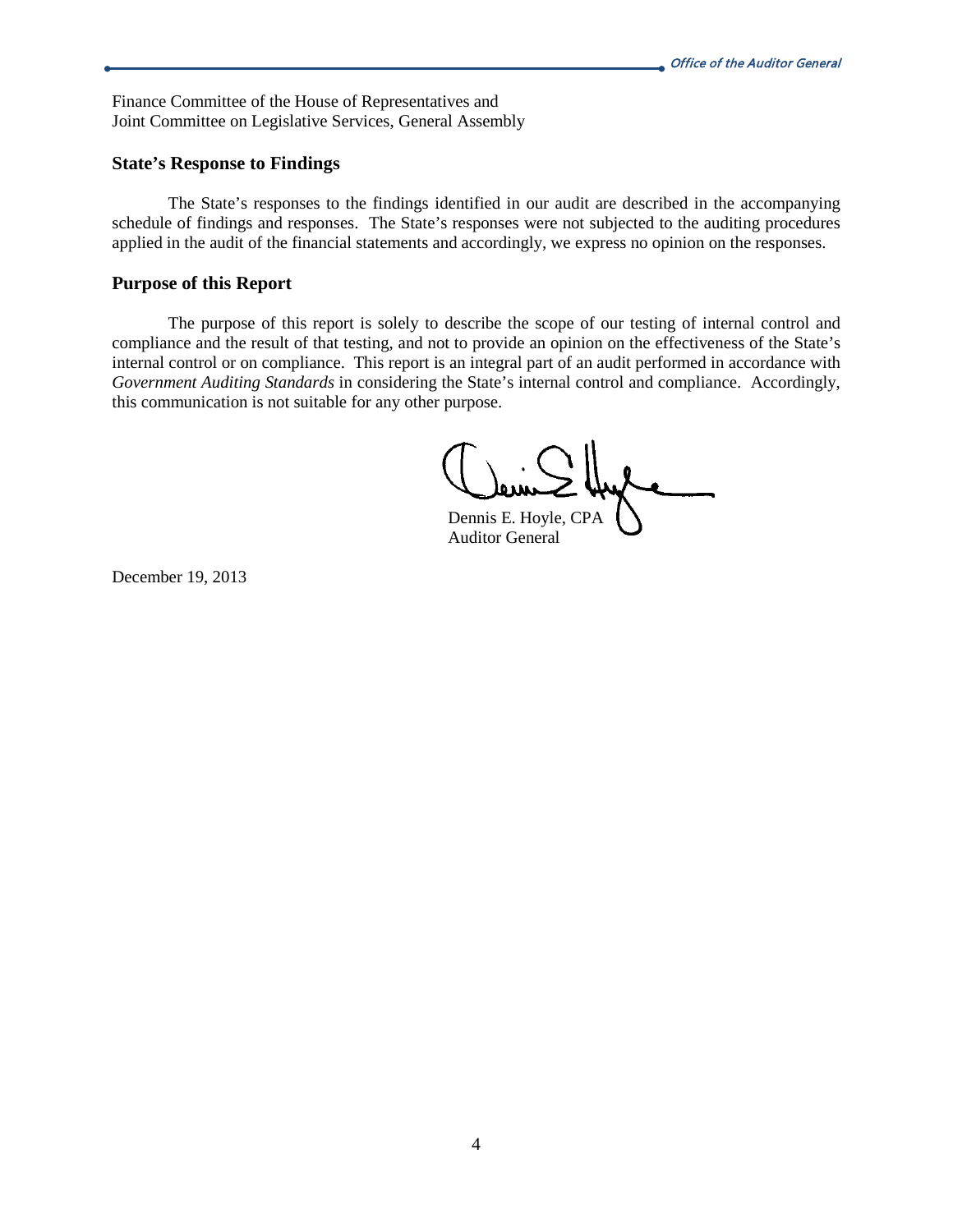Finance Committee of the House of Representatives and
Joint Committee on Legislative Services, General Assembly

### State's Response to Findings

The State's responses to the findings identified in our audit are described in the accompanying schedule of findings and responses. The State's responses were not subjected to the auditing procedures applied in the audit of the financial statements and accordingly, we express no opinion on the responses.

### Purpose of this Report

The purpose of this report is solely to describe the scope of our testing of internal control and compliance and the result of that testing, and not to provide an opinion on the effectiveness of the State's internal control or on compliance. This report is an integral part of an audit performed in accordance with *Government Auditing Standards* in considering the State's internal control and compliance. Accordingly, this communication is not suitable for any other purpose.

Dennis E. Hoyle, CPA
Auditor General

December 19, 2013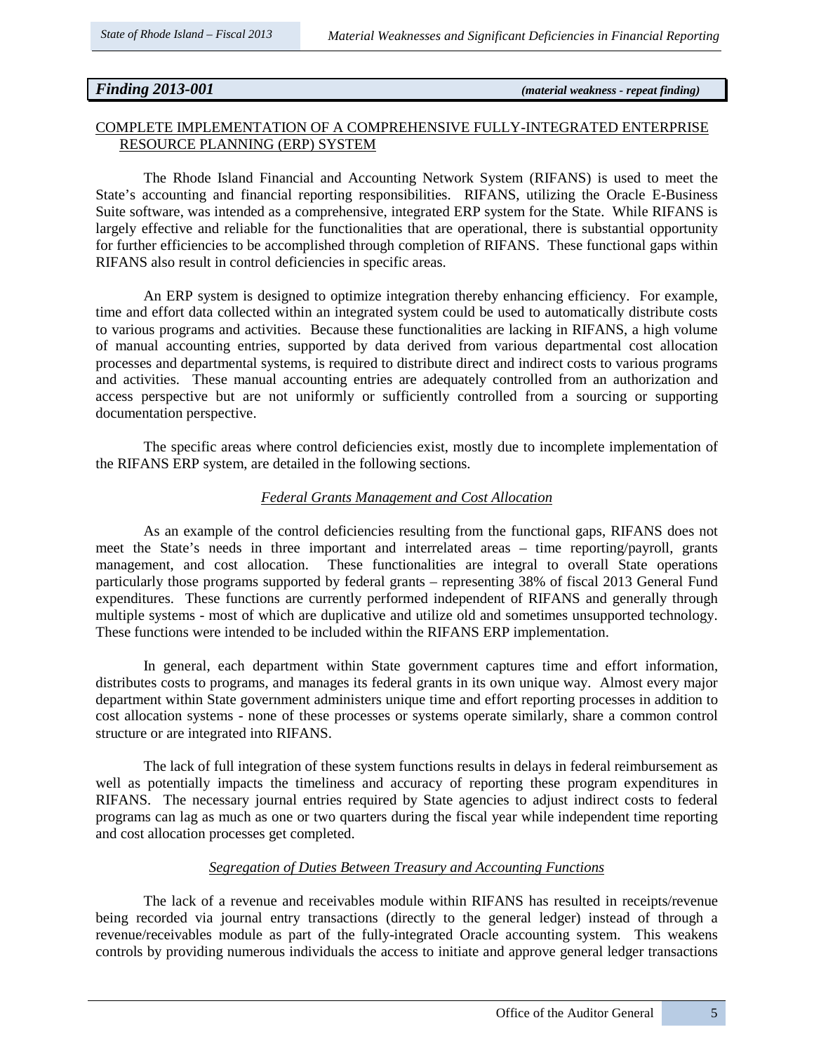## *Finding 2013-001* *(material weakness - repeat finding)*

COMPLETE IMPLEMENTATION OF A COMPREHENSIVE FULLY-INTEGRATED ENTERPRISE RESOURCE PLANNING (ERP) SYSTEM

The Rhode Island Financial and Accounting Network System (RIFANS) is used to meet the State's accounting and financial reporting responsibilities. RIFANS, utilizing the Oracle E-Business Suite software, was intended as a comprehensive, integrated ERP system for the State. While RIFANS is largely effective and reliable for the functionalities that are operational, there is substantial opportunity for further efficiencies to be accomplished through completion of RIFANS. These functional gaps within RIFANS also result in control deficiencies in specific areas.

An ERP system is designed to optimize integration thereby enhancing efficiency. For example, time and effort data collected within an integrated system could be used to automatically distribute costs to various programs and activities. Because these functionalities are lacking in RIFANS, a high volume of manual accounting entries, supported by data derived from various departmental cost allocation processes and departmental systems, is required to distribute direct and indirect costs to various programs and activities. These manual accounting entries are adequately controlled from an authorization and access perspective but are not uniformly or sufficiently controlled from a sourcing or supporting documentation perspective.

The specific areas where control deficiencies exist, mostly due to incomplete implementation of the RIFANS ERP system, are detailed in the following sections.

### *Federal Grants Management and Cost Allocation*

As an example of the control deficiencies resulting from the functional gaps, RIFANS does not meet the State's needs in three important and interrelated areas – time reporting/payroll, grants management, and cost allocation. These functionalities are integral to overall State operations particularly those programs supported by federal grants – representing 38% of fiscal 2013 General Fund expenditures. These functions are currently performed independent of RIFANS and generally through multiple systems - most of which are duplicative and utilize old and sometimes unsupported technology. These functions were intended to be included within the RIFANS ERP implementation.

In general, each department within State government captures time and effort information, distributes costs to programs, and manages its federal grants in its own unique way. Almost every major department within State government administers unique time and effort reporting processes in addition to cost allocation systems - none of these processes or systems operate similarly, share a common control structure or are integrated into RIFANS.

The lack of full integration of these system functions results in delays in federal reimbursement as well as potentially impacts the timeliness and accuracy of reporting these program expenditures in RIFANS. The necessary journal entries required by State agencies to adjust indirect costs to federal programs can lag as much as one or two quarters during the fiscal year while independent time reporting and cost allocation processes get completed.

### *Segregation of Duties Between Treasury and Accounting Functions*

The lack of a revenue and receivables module within RIFANS has resulted in receipts/revenue being recorded via journal entry transactions (directly to the general ledger) instead of through a revenue/receivables module as part of the fully-integrated Oracle accounting system. This weakens controls by providing numerous individuals the access to initiate and approve general ledger transactions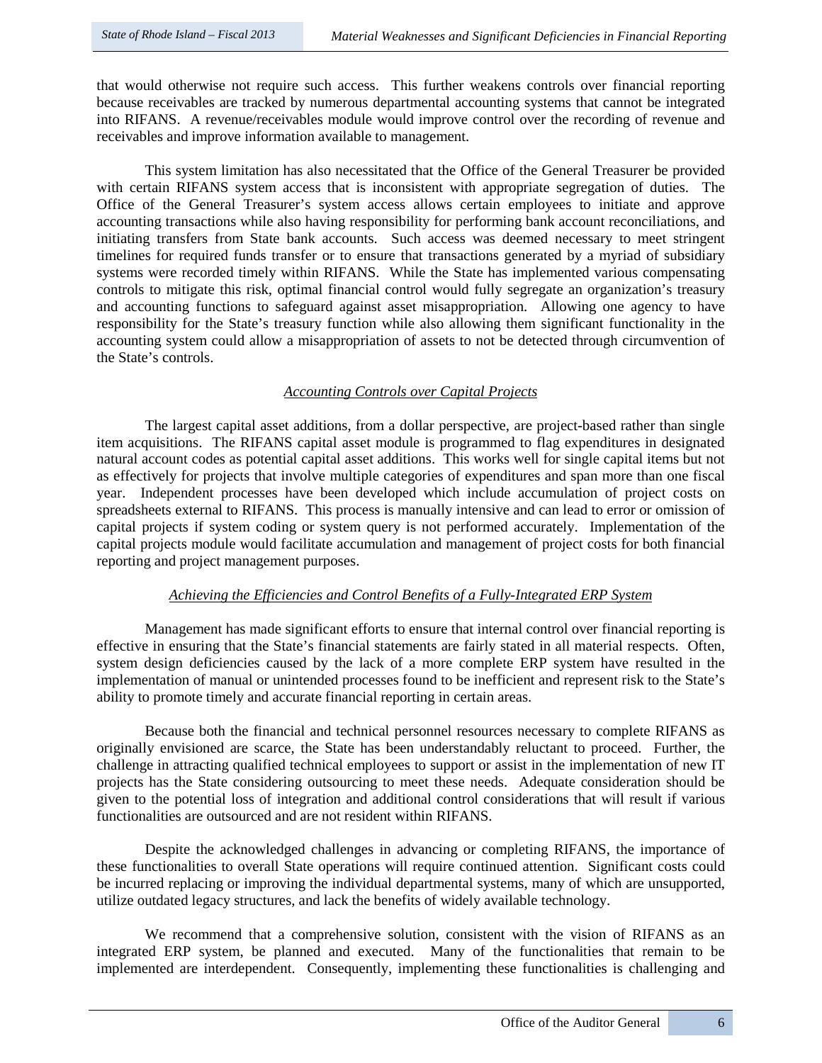that would otherwise not require such access. This further weakens controls over financial reporting because receivables are tracked by numerous departmental accounting systems that cannot be integrated into RIFANS. A revenue/receivables module would improve control over the recording of revenue and receivables and improve information available to management.

This system limitation has also necessitated that the Office of the General Treasurer be provided with certain RIFANS system access that is inconsistent with appropriate segregation of duties. The Office of the General Treasurer's system access allows certain employees to initiate and approve accounting transactions while also having responsibility for performing bank account reconciliations, and initiating transfers from State bank accounts. Such access was deemed necessary to meet stringent timelines for required funds transfer or to ensure that transactions generated by a myriad of subsidiary systems were recorded timely within RIFANS. While the State has implemented various compensating controls to mitigate this risk, optimal financial control would fully segregate an organization's treasury and accounting functions to safeguard against asset misappropriation. Allowing one agency to have responsibility for the State's treasury function while also allowing them significant functionality in the accounting system could allow a misappropriation of assets to not be detected through circumvention of the State's controls.

*Accounting Controls over Capital Projects*

The largest capital asset additions, from a dollar perspective, are project-based rather than single item acquisitions. The RIFANS capital asset module is programmed to flag expenditures in designated natural account codes as potential capital asset additions. This works well for single capital items but not as effectively for projects that involve multiple categories of expenditures and span more than one fiscal year. Independent processes have been developed which include accumulation of project costs on spreadsheets external to RIFANS. This process is manually intensive and can lead to error or omission of capital projects if system coding or system query is not performed accurately. Implementation of the capital projects module would facilitate accumulation and management of project costs for both financial reporting and project management purposes.

*Achieving the Efficiencies and Control Benefits of a Fully-Integrated ERP System*

Management has made significant efforts to ensure that internal control over financial reporting is effective in ensuring that the State's financial statements are fairly stated in all material respects. Often, system design deficiencies caused by the lack of a more complete ERP system have resulted in the implementation of manual or unintended processes found to be inefficient and represent risk to the State's ability to promote timely and accurate financial reporting in certain areas.

Because both the financial and technical personnel resources necessary to complete RIFANS as originally envisioned are scarce, the State has been understandably reluctant to proceed. Further, the challenge in attracting qualified technical employees to support or assist in the implementation of new IT projects has the State considering outsourcing to meet these needs. Adequate consideration should be given to the potential loss of integration and additional control considerations that will result if various functionalities are outsourced and are not resident within RIFANS.

Despite the acknowledged challenges in advancing or completing RIFANS, the importance of these functionalities to overall State operations will require continued attention. Significant costs could be incurred replacing or improving the individual departmental systems, many of which are unsupported, utilize outdated legacy structures, and lack the benefits of widely available technology.

We recommend that a comprehensive solution, consistent with the vision of RIFANS as an integrated ERP system, be planned and executed. Many of the functionalities that remain to be implemented are interdependent. Consequently, implementing these functionalities is challenging and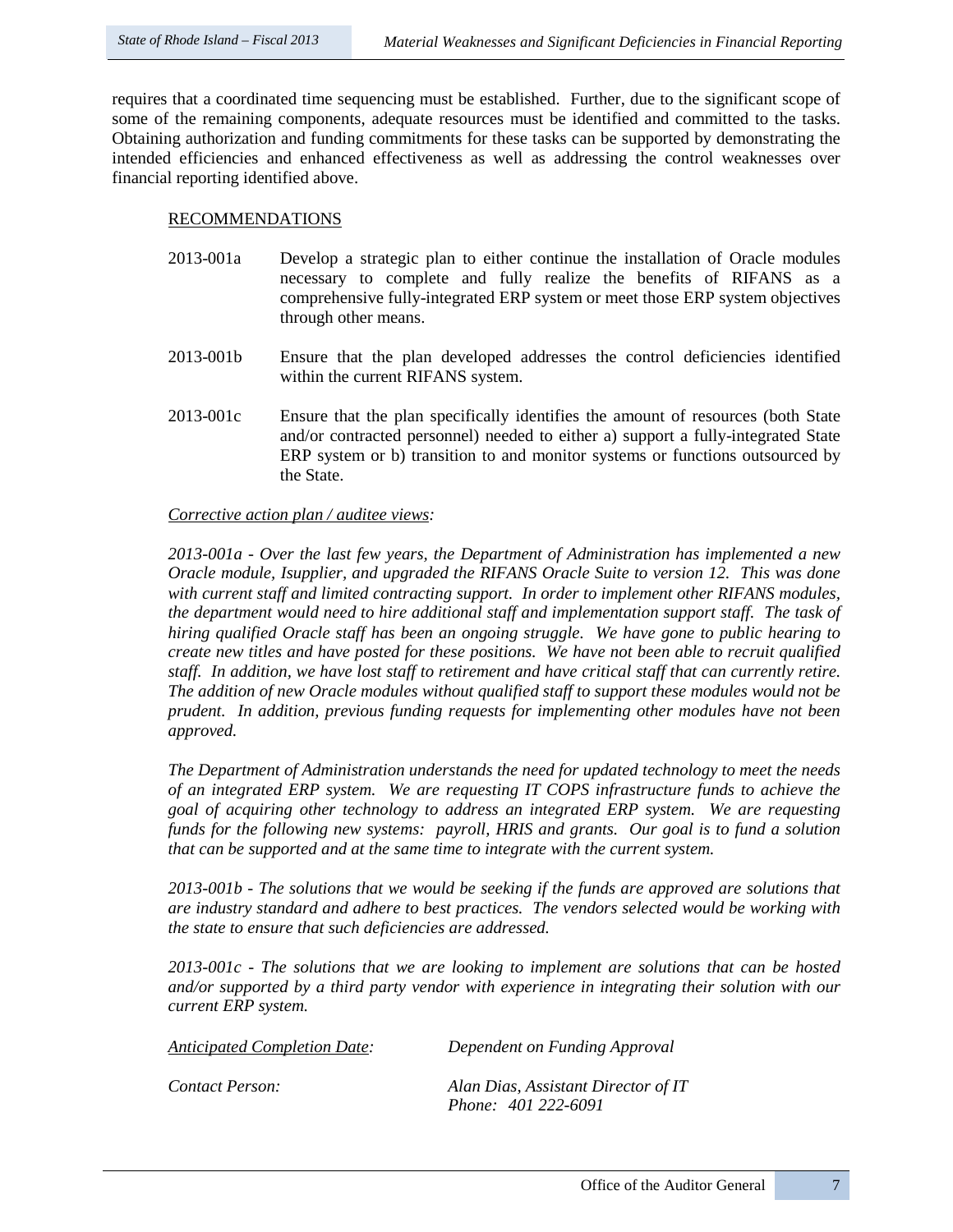requires that a coordinated time sequencing must be established. Further, due to the significant scope of some of the remaining components, adequate resources must be identified and committed to the tasks. Obtaining authorization and funding commitments for these tasks can be supported by demonstrating the intended efficiencies and enhanced effectiveness as well as addressing the control weaknesses over financial reporting identified above.

<u>RECOMMENDATIONS</u>

2013-001a Develop a strategic plan to either continue the installation of Oracle modules necessary to complete and fully realize the benefits of RIFANS as a comprehensive fully-integrated ERP system or meet those ERP system objectives through other means.

2013-001b Ensure that the plan developed addresses the control deficiencies identified within the current RIFANS system.

2013-001c Ensure that the plan specifically identifies the amount of resources (both State and/or contracted personnel) needed to either a) support a fully-integrated State ERP system or b) transition to and monitor systems or functions outsourced by the State.

*<u>Corrective action plan / auditee views</u>:*

*2013-001a - Over the last few years, the Department of Administration has implemented a new Oracle module, Isupplier, and upgraded the RIFANS Oracle Suite to version 12. This was done with current staff and limited contracting support. In order to implement other RIFANS modules, the department would need to hire additional staff and implementation support staff. The task of hiring qualified Oracle staff has been an ongoing struggle. We have gone to public hearing to create new titles and have posted for these positions. We have not been able to recruit qualified staff. In addition, we have lost staff to retirement and have critical staff that can currently retire. The addition of new Oracle modules without qualified staff to support these modules would not be prudent. In addition, previous funding requests for implementing other modules have not been approved.*

*The Department of Administration understands the need for updated technology to meet the needs of an integrated ERP system. We are requesting IT COPS infrastructure funds to achieve the goal of acquiring other technology to address an integrated ERP system. We are requesting funds for the following new systems: payroll, HRIS and grants. Our goal is to fund a solution that can be supported and at the same time to integrate with the current system.*

*2013-001b - The solutions that we would be seeking if the funds are approved are solutions that are industry standard and adhere to best practices. The vendors selected would be working with the state to ensure that such deficiencies are addressed.*

*2013-001c - The solutions that we are looking to implement are solutions that can be hosted and/or supported by a third party vendor with experience in integrating their solution with our current ERP system.*

*<u>Anticipated Completion Date</u>:* *Dependent on Funding Approval*

*Contact Person:* *Alan Dias, Assistant Director of IT*
*Phone: 401 222-6091*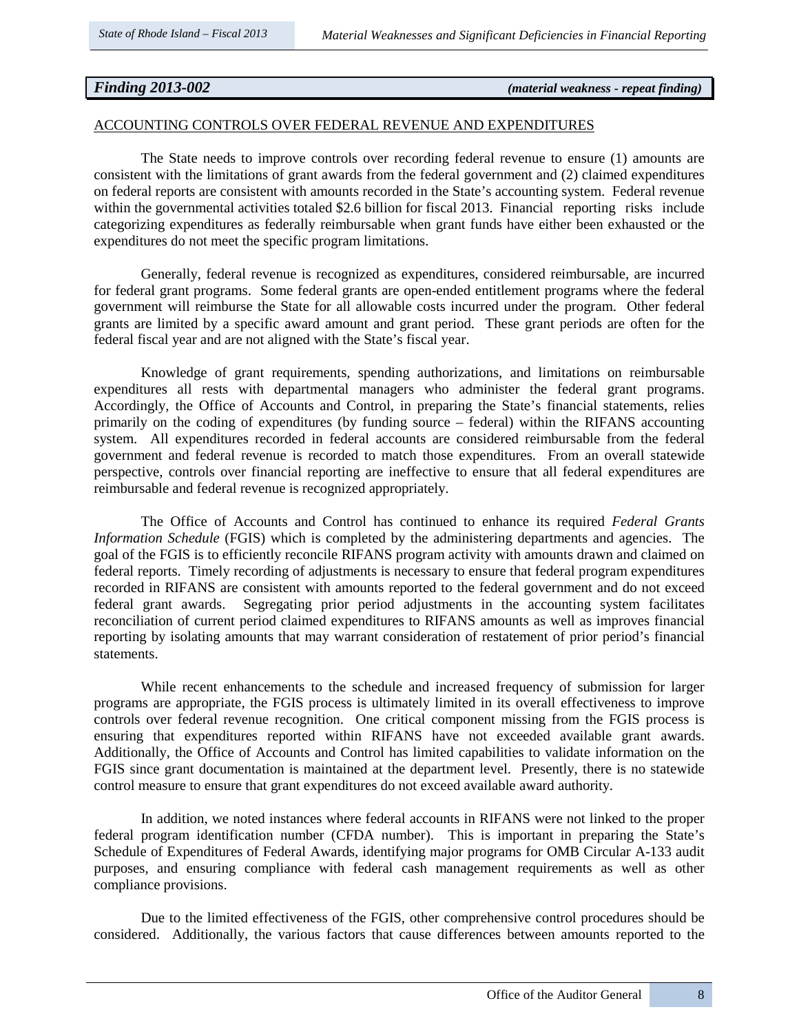***Finding 2013-002*** ***(material weakness - repeat finding)***

ACCOUNTING CONTROLS OVER FEDERAL REVENUE AND EXPENDITURES

The State needs to improve controls over recording federal revenue to ensure (1) amounts are consistent with the limitations of grant awards from the federal government and (2) claimed expenditures on federal reports are consistent with amounts recorded in the State's accounting system. Federal revenue within the governmental activities totaled $2.6 billion for fiscal 2013. Financial reporting risks include categorizing expenditures as federally reimbursable when grant funds have either been exhausted or the expenditures do not meet the specific program limitations.

Generally, federal revenue is recognized as expenditures, considered reimbursable, are incurred for federal grant programs. Some federal grants are open-ended entitlement programs where the federal government will reimburse the State for all allowable costs incurred under the program. Other federal grants are limited by a specific award amount and grant period. These grant periods are often for the federal fiscal year and are not aligned with the State's fiscal year.

Knowledge of grant requirements, spending authorizations, and limitations on reimbursable expenditures all rests with departmental managers who administer the federal grant programs. Accordingly, the Office of Accounts and Control, in preparing the State's financial statements, relies primarily on the coding of expenditures (by funding source – federal) within the RIFANS accounting system. All expenditures recorded in federal accounts are considered reimbursable from the federal government and federal revenue is recorded to match those expenditures. From an overall statewide perspective, controls over financial reporting are ineffective to ensure that all federal expenditures are reimbursable and federal revenue is recognized appropriately.

The Office of Accounts and Control has continued to enhance its required *Federal Grants Information Schedule* (FGIS) which is completed by the administering departments and agencies. The goal of the FGIS is to efficiently reconcile RIFANS program activity with amounts drawn and claimed on federal reports. Timely recording of adjustments is necessary to ensure that federal program expenditures recorded in RIFANS are consistent with amounts reported to the federal government and do not exceed federal grant awards. Segregating prior period adjustments in the accounting system facilitates reconciliation of current period claimed expenditures to RIFANS amounts as well as improves financial reporting by isolating amounts that may warrant consideration of restatement of prior period's financial statements.

While recent enhancements to the schedule and increased frequency of submission for larger programs are appropriate, the FGIS process is ultimately limited in its overall effectiveness to improve controls over federal revenue recognition. One critical component missing from the FGIS process is ensuring that expenditures reported within RIFANS have not exceeded available grant awards. Additionally, the Office of Accounts and Control has limited capabilities to validate information on the FGIS since grant documentation is maintained at the department level. Presently, there is no statewide control measure to ensure that grant expenditures do not exceed available award authority.

In addition, we noted instances where federal accounts in RIFANS were not linked to the proper federal program identification number (CFDA number). This is important in preparing the State's Schedule of Expenditures of Federal Awards, identifying major programs for OMB Circular A-133 audit purposes, and ensuring compliance with federal cash management requirements as well as other compliance provisions.

Due to the limited effectiveness of the FGIS, other comprehensive control procedures should be considered. Additionally, the various factors that cause differences between amounts reported to the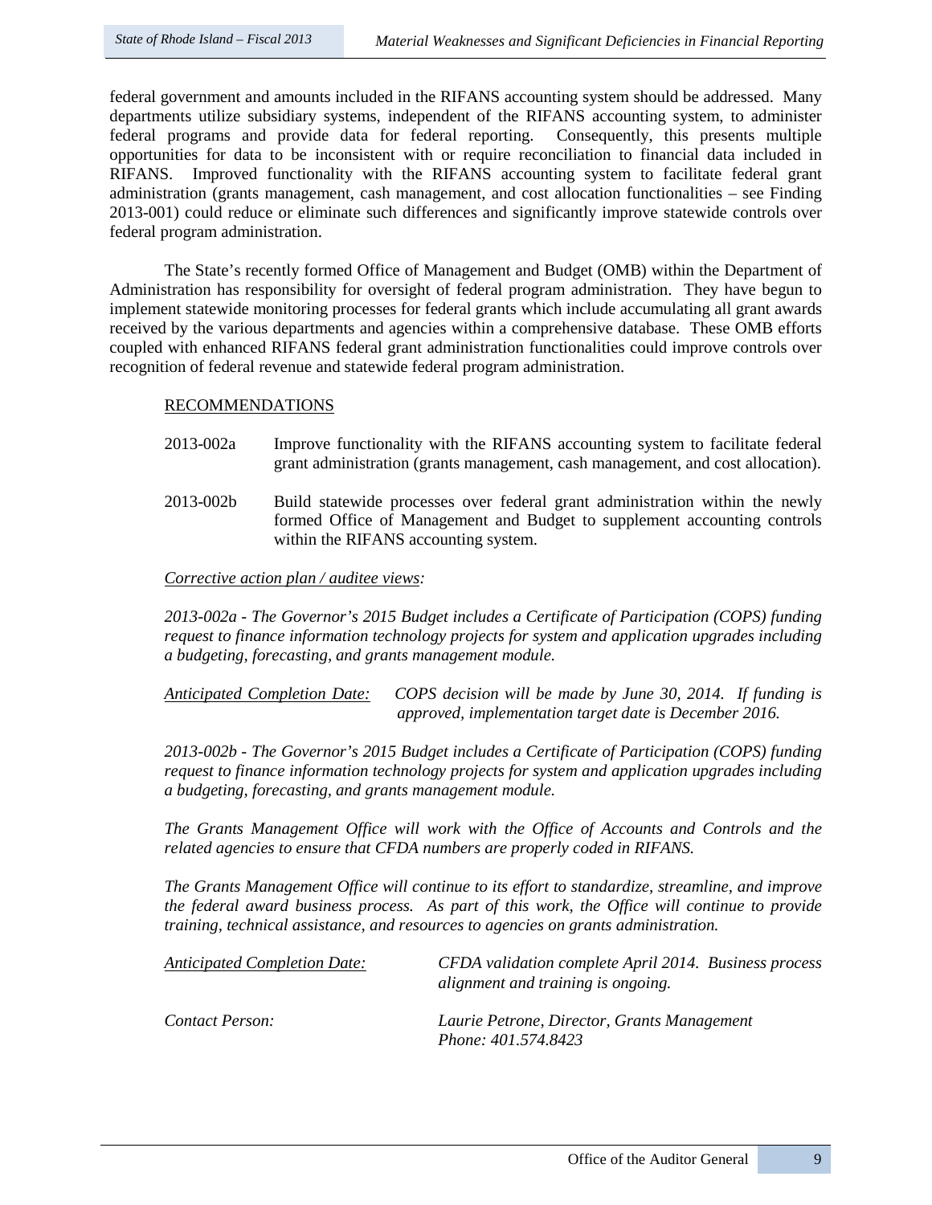federal government and amounts included in the RIFANS accounting system should be addressed. Many departments utilize subsidiary systems, independent of the RIFANS accounting system, to administer federal programs and provide data for federal reporting. Consequently, this presents multiple opportunities for data to be inconsistent with or require reconciliation to financial data included in RIFANS. Improved functionality with the RIFANS accounting system to facilitate federal grant administration (grants management, cash management, and cost allocation functionalities – see Finding 2013-001) could reduce or eliminate such differences and significantly improve statewide controls over federal program administration.

The State's recently formed Office of Management and Budget (OMB) within the Department of Administration has responsibility for oversight of federal program administration. They have begun to implement statewide monitoring processes for federal grants which include accumulating all grant awards received by the various departments and agencies within a comprehensive database. These OMB efforts coupled with enhanced RIFANS federal grant administration functionalities could improve controls over recognition of federal revenue and statewide federal program administration.

RECOMMENDATIONS

2013-002a Improve functionality with the RIFANS accounting system to facilitate federal grant administration (grants management, cash management, and cost allocation).

2013-002b Build statewide processes over federal grant administration within the newly formed Office of Management and Budget to supplement accounting controls within the RIFANS accounting system.

*Corrective action plan / auditee views:*

*2013-002a - The Governor's 2015 Budget includes a Certificate of Participation (COPS) funding request to finance information technology projects for system and application upgrades including a budgeting, forecasting, and grants management module.*

*Anticipated Completion Date:* *COPS decision will be made by June 30, 2014. If funding is approved, implementation target date is December 2016.*

*2013-002b - The Governor's 2015 Budget includes a Certificate of Participation (COPS) funding request to finance information technology projects for system and application upgrades including a budgeting, forecasting, and grants management module.*

*The Grants Management Office will work with the Office of Accounts and Controls and the related agencies to ensure that CFDA numbers are properly coded in RIFANS.*

*The Grants Management Office will continue to its effort to standardize, streamline, and improve the federal award business process. As part of this work, the Office will continue to provide training, technical assistance, and resources to agencies on grants administration.*

*Anticipated Completion Date:* *CFDA validation complete April 2014. Business process alignment and training is ongoing.*

*Contact Person:* *Laurie Petrone, Director, Grants Management*
*Phone: 401.574.8423*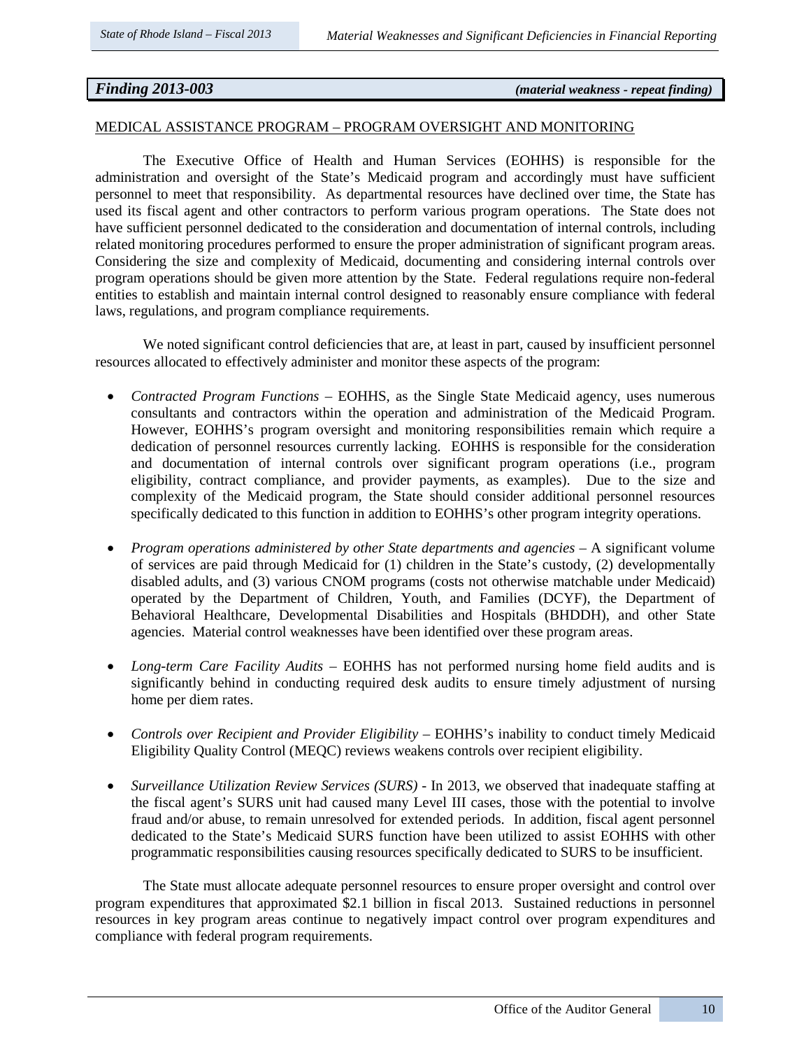## *Finding 2013-003* *(material weakness - repeat finding)*

MEDICAL ASSISTANCE PROGRAM – PROGRAM OVERSIGHT AND MONITORING

The Executive Office of Health and Human Services (EOHHS) is responsible for the administration and oversight of the State's Medicaid program and accordingly must have sufficient personnel to meet that responsibility. As departmental resources have declined over time, the State has used its fiscal agent and other contractors to perform various program operations. The State does not have sufficient personnel dedicated to the consideration and documentation of internal controls, including related monitoring procedures performed to ensure the proper administration of significant program areas. Considering the size and complexity of Medicaid, documenting and considering internal controls over program operations should be given more attention by the State. Federal regulations require non-federal entities to establish and maintain internal control designed to reasonably ensure compliance with federal laws, regulations, and program compliance requirements.

We noted significant control deficiencies that are, at least in part, caused by insufficient personnel resources allocated to effectively administer and monitor these aspects of the program:

- *Contracted Program Functions* – EOHHS, as the Single State Medicaid agency, uses numerous consultants and contractors within the operation and administration of the Medicaid Program. However, EOHHS's program oversight and monitoring responsibilities remain which require a dedication of personnel resources currently lacking. EOHHS is responsible for the consideration and documentation of internal controls over significant program operations (i.e., program eligibility, contract compliance, and provider payments, as examples). Due to the size and complexity of the Medicaid program, the State should consider additional personnel resources specifically dedicated to this function in addition to EOHHS's other program integrity operations.

- *Program operations administered by other State departments and agencies* – A significant volume of services are paid through Medicaid for (1) children in the State's custody, (2) developmentally disabled adults, and (3) various CNOM programs (costs not otherwise matchable under Medicaid) operated by the Department of Children, Youth, and Families (DCYF), the Department of Behavioral Healthcare, Developmental Disabilities and Hospitals (BHDDH), and other State agencies. Material control weaknesses have been identified over these program areas.

- *Long-term Care Facility Audits* – EOHHS has not performed nursing home field audits and is significantly behind in conducting required desk audits to ensure timely adjustment of nursing home per diem rates.

- *Controls over Recipient and Provider Eligibility* – EOHHS's inability to conduct timely Medicaid Eligibility Quality Control (MEQC) reviews weakens controls over recipient eligibility.

- *Surveillance Utilization Review Services (SURS)* - In 2013, we observed that inadequate staffing at the fiscal agent's SURS unit had caused many Level III cases, those with the potential to involve fraud and/or abuse, to remain unresolved for extended periods. In addition, fiscal agent personnel dedicated to the State's Medicaid SURS function have been utilized to assist EOHHS with other programmatic responsibilities causing resources specifically dedicated to SURS to be insufficient.

The State must allocate adequate personnel resources to ensure proper oversight and control over program expenditures that approximated $2.1 billion in fiscal 2013. Sustained reductions in personnel resources in key program areas continue to negatively impact control over program expenditures and compliance with federal program requirements.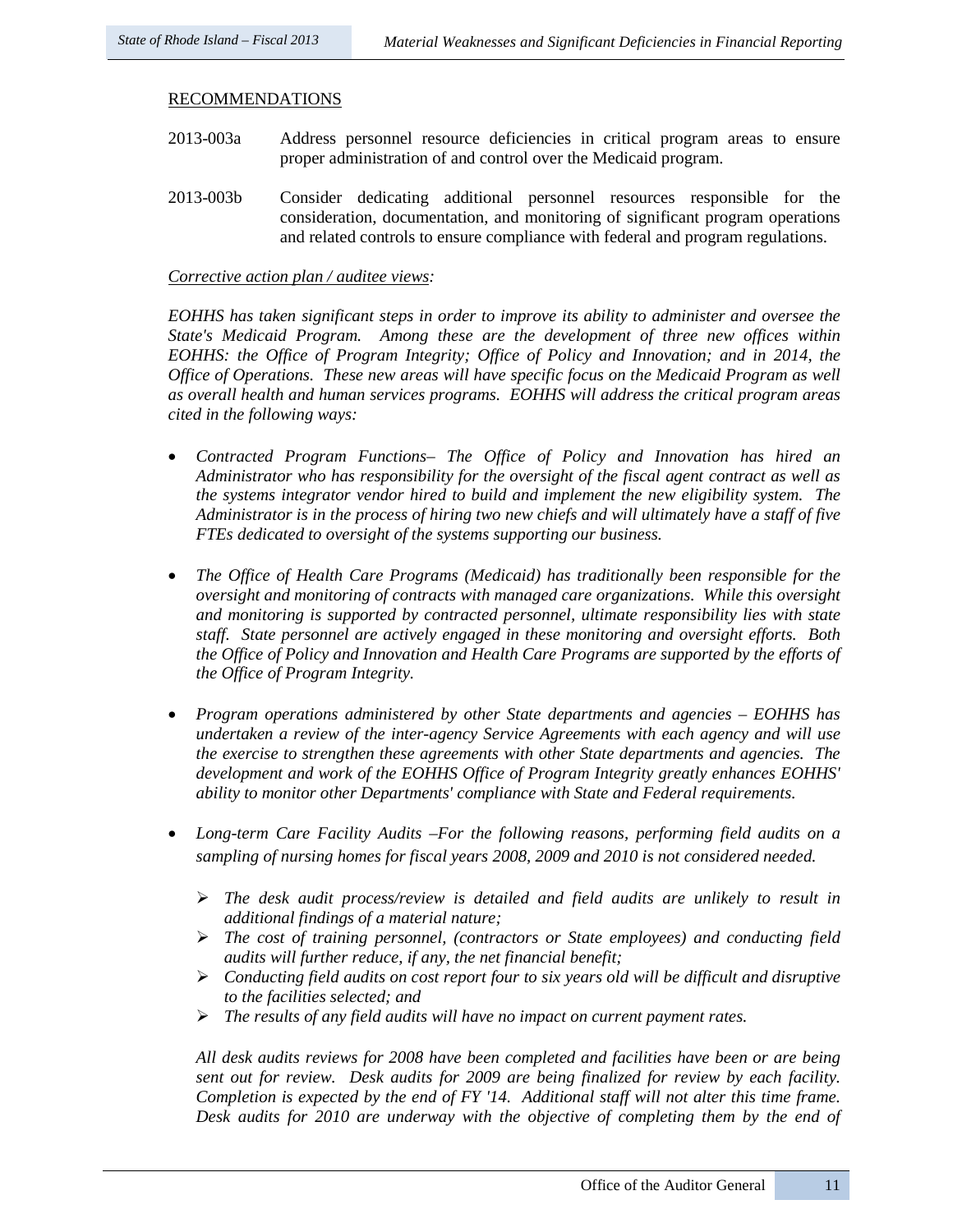RECOMMENDATIONS

2013-003a Address personnel resource deficiencies in critical program areas to ensure proper administration of and control over the Medicaid program.

2013-003b Consider dedicating additional personnel resources responsible for the consideration, documentation, and monitoring of significant program operations and related controls to ensure compliance with federal and program regulations.

*Corrective action plan / auditee views:*

*EOHHS has taken significant steps in order to improve its ability to administer and oversee the State's Medicaid Program. Among these are the development of three new offices within EOHHS: the Office of Program Integrity; Office of Policy and Innovation; and in 2014, the Office of Operations. These new areas will have specific focus on the Medicaid Program as well as overall health and human services programs. EOHHS will address the critical program areas cited in the following ways:*

- *Contracted Program Functions– The Office of Policy and Innovation has hired an Administrator who has responsibility for the oversight of the fiscal agent contract as well as the systems integrator vendor hired to build and implement the new eligibility system. The Administrator is in the process of hiring two new chiefs and will ultimately have a staff of five FTEs dedicated to oversight of the systems supporting our business.*

- *The Office of Health Care Programs (Medicaid) has traditionally been responsible for the oversight and monitoring of contracts with managed care organizations. While this oversight and monitoring is supported by contracted personnel, ultimate responsibility lies with state staff. State personnel are actively engaged in these monitoring and oversight efforts. Both the Office of Policy and Innovation and Health Care Programs are supported by the efforts of the Office of Program Integrity.*

- *Program operations administered by other State departments and agencies – EOHHS has undertaken a review of the inter-agency Service Agreements with each agency and will use the exercise to strengthen these agreements with other State departments and agencies. The development and work of the EOHHS Office of Program Integrity greatly enhances EOHHS' ability to monitor other Departments' compliance with State and Federal requirements.*

- *Long-term Care Facility Audits –For the following reasons, performing field audits on a sampling of nursing homes for fiscal years 2008, 2009 and 2010 is not considered needed.*

  - *The desk audit process/review is detailed and field audits are unlikely to result in additional findings of a material nature;*
  - *The cost of training personnel, (contractors or State employees) and conducting field audits will further reduce, if any, the net financial benefit;*
  - *Conducting field audits on cost report four to six years old will be difficult and disruptive to the facilities selected; and*
  - *The results of any field audits will have no impact on current payment rates.*

  *All desk audits reviews for 2008 have been completed and facilities have been or are being sent out for review. Desk audits for 2009 are being finalized for review by each facility. Completion is expected by the end of FY '14. Additional staff will not alter this time frame. Desk audits for 2010 are underway with the objective of completing them by the end of*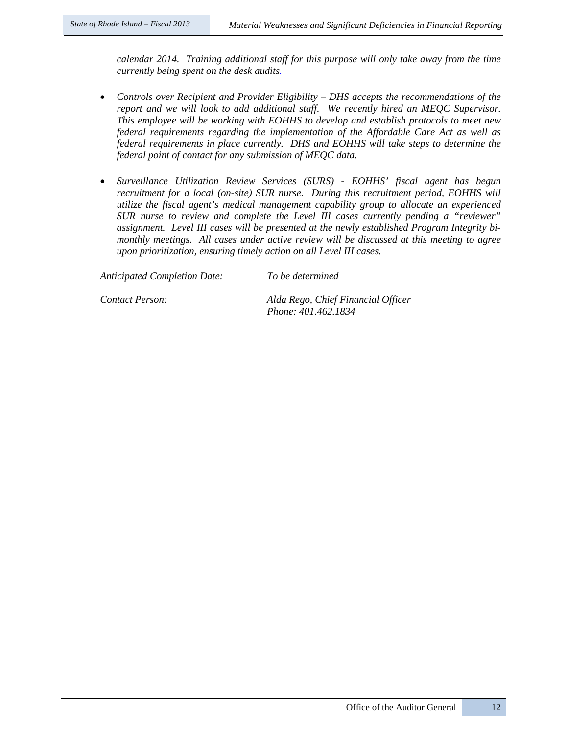*calendar 2014. Training additional staff for this purpose will only take away from the time currently being spent on the desk audits.*

- *Controls over Recipient and Provider Eligibility – DHS accepts the recommendations of the report and we will look to add additional staff. We recently hired an MEQC Supervisor. This employee will be working with EOHHS to develop and establish protocols to meet new federal requirements regarding the implementation of the Affordable Care Act as well as federal requirements in place currently. DHS and EOHHS will take steps to determine the federal point of contact for any submission of MEQC data.*

- *Surveillance Utilization Review Services (SURS) - EOHHS' fiscal agent has begun recruitment for a local (on-site) SUR nurse. During this recruitment period, EOHHS will utilize the fiscal agent's medical management capability group to allocate an experienced SUR nurse to review and complete the Level III cases currently pending a "reviewer" assignment. Level III cases will be presented at the newly established Program Integrity bi-monthly meetings. All cases under active review will be discussed at this meeting to agree upon prioritization, ensuring timely action on all Level III cases.*

*Anticipated Completion Date:* *To be determined*

*Contact Person:* *Alda Rego, Chief Financial Officer*
*Phone: 401.462.1834*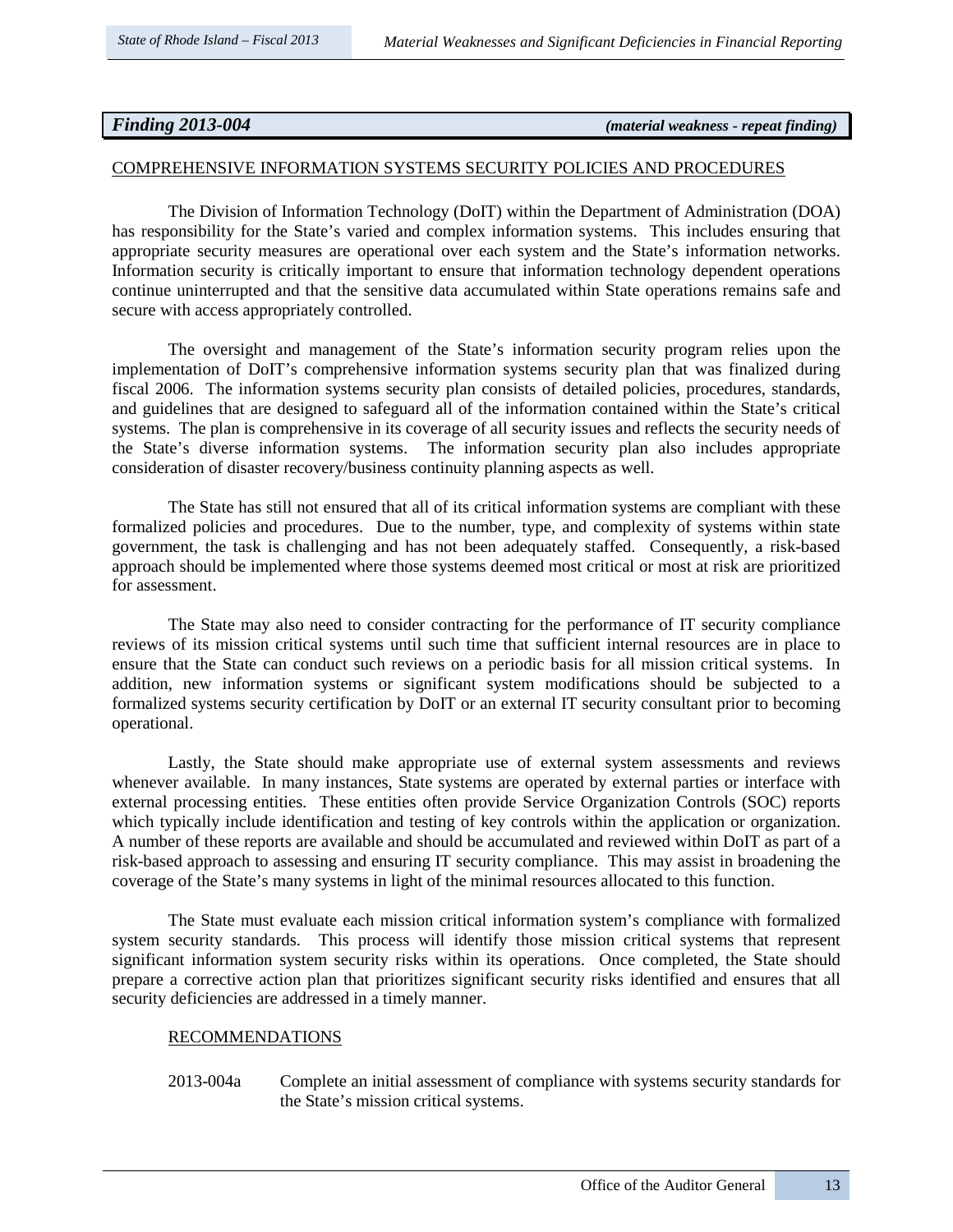## *Finding 2013-004* *(material weakness - repeat finding)*

COMPREHENSIVE INFORMATION SYSTEMS SECURITY POLICIES AND PROCEDURES

The Division of Information Technology (DoIT) within the Department of Administration (DOA) has responsibility for the State's varied and complex information systems. This includes ensuring that appropriate security measures are operational over each system and the State's information networks. Information security is critically important to ensure that information technology dependent operations continue uninterrupted and that the sensitive data accumulated within State operations remains safe and secure with access appropriately controlled.

The oversight and management of the State's information security program relies upon the implementation of DoIT's comprehensive information systems security plan that was finalized during fiscal 2006. The information systems security plan consists of detailed policies, procedures, standards, and guidelines that are designed to safeguard all of the information contained within the State's critical systems. The plan is comprehensive in its coverage of all security issues and reflects the security needs of the State's diverse information systems. The information security plan also includes appropriate consideration of disaster recovery/business continuity planning aspects as well.

The State has still not ensured that all of its critical information systems are compliant with these formalized policies and procedures. Due to the number, type, and complexity of systems within state government, the task is challenging and has not been adequately staffed. Consequently, a risk-based approach should be implemented where those systems deemed most critical or most at risk are prioritized for assessment.

The State may also need to consider contracting for the performance of IT security compliance reviews of its mission critical systems until such time that sufficient internal resources are in place to ensure that the State can conduct such reviews on a periodic basis for all mission critical systems. In addition, new information systems or significant system modifications should be subjected to a formalized systems security certification by DoIT or an external IT security consultant prior to becoming operational.

Lastly, the State should make appropriate use of external system assessments and reviews whenever available. In many instances, State systems are operated by external parties or interface with external processing entities. These entities often provide Service Organization Controls (SOC) reports which typically include identification and testing of key controls within the application or organization. A number of these reports are available and should be accumulated and reviewed within DoIT as part of a risk-based approach to assessing and ensuring IT security compliance. This may assist in broadening the coverage of the State's many systems in light of the minimal resources allocated to this function.

The State must evaluate each mission critical information system's compliance with formalized system security standards. This process will identify those mission critical systems that represent significant information system security risks within its operations. Once completed, the State should prepare a corrective action plan that prioritizes significant security risks identified and ensures that all security deficiencies are addressed in a timely manner.

RECOMMENDATIONS

2013-004a Complete an initial assessment of compliance with systems security standards for the State's mission critical systems.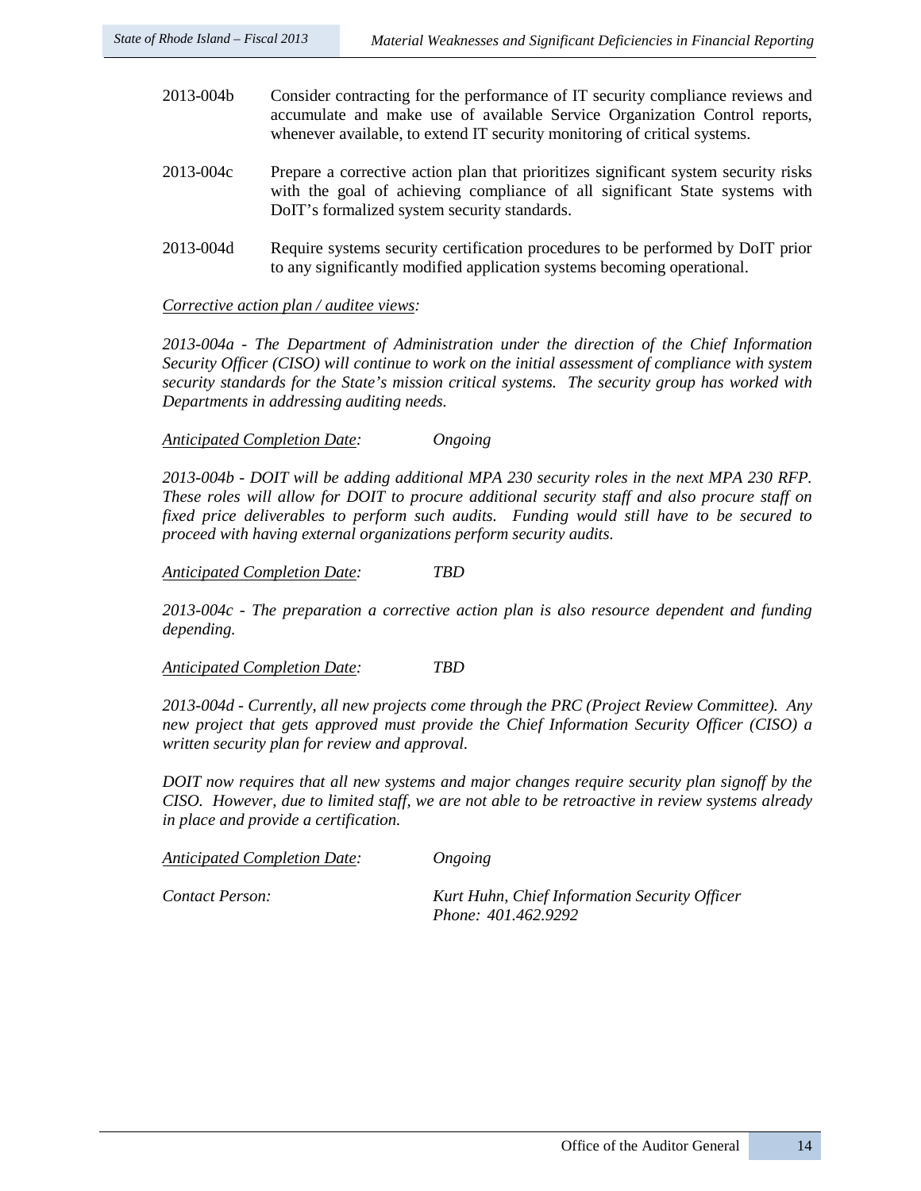2013-004b  Consider contracting for the performance of IT security compliance reviews and accumulate and make use of available Service Organization Control reports, whenever available, to extend IT security monitoring of critical systems.

2013-004c  Prepare a corrective action plan that prioritizes significant system security risks with the goal of achieving compliance of all significant State systems with DoIT's formalized system security standards.

2013-004d  Require systems security certification procedures to be performed by DoIT prior to any significantly modified application systems becoming operational.

*Corrective action plan / auditee views:*

*2013-004a - The Department of Administration under the direction of the Chief Information Security Officer (CISO) will continue to work on the initial assessment of compliance with system security standards for the State's mission critical systems. The security group has worked with Departments in addressing auditing needs.*

*Anticipated Completion Date:* *Ongoing*

*2013-004b - DOIT will be adding additional MPA 230 security roles in the next MPA 230 RFP. These roles will allow for DOIT to procure additional security staff and also procure staff on fixed price deliverables to perform such audits. Funding would still have to be secured to proceed with having external organizations perform security audits.*

*Anticipated Completion Date:* *TBD*

*2013-004c - The preparation a corrective action plan is also resource dependent and funding depending.*

*Anticipated Completion Date:* *TBD*

*2013-004d - Currently, all new projects come through the PRC (Project Review Committee). Any new project that gets approved must provide the Chief Information Security Officer (CISO) a written security plan for review and approval.*

*DOIT now requires that all new systems and major changes require security plan signoff by the CISO. However, due to limited staff, we are not able to be retroactive in review systems already in place and provide a certification.*

*Anticipated Completion Date:* *Ongoing*

*Contact Person:* *Kurt Huhn, Chief Information Security Officer*
*Phone: 401.462.9292*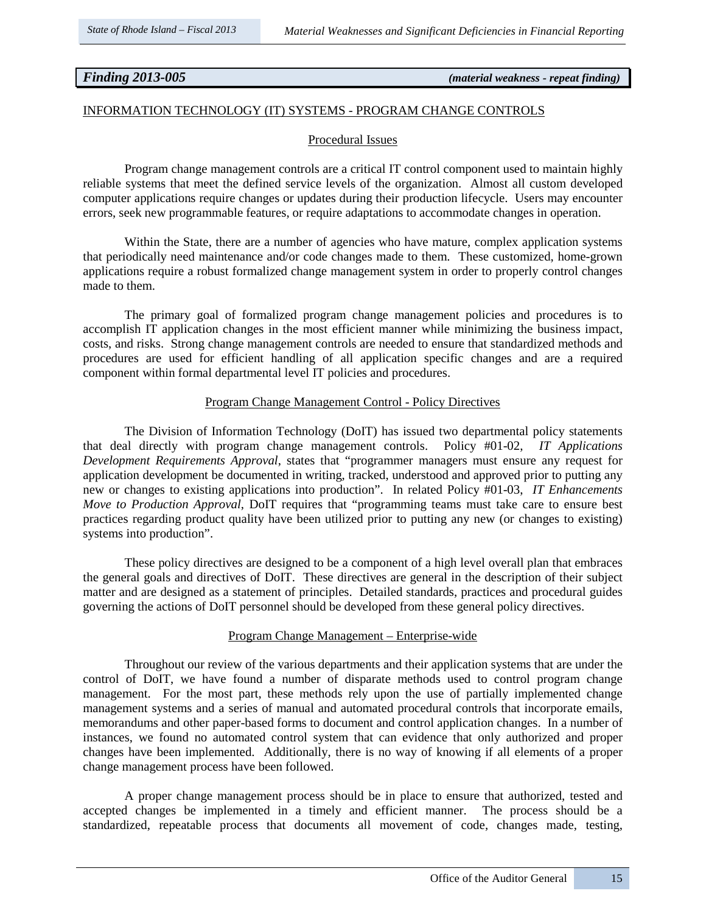## *Finding 2013-005* *(material weakness - repeat finding)*

INFORMATION TECHNOLOGY (IT) SYSTEMS - PROGRAM CHANGE CONTROLS

### Procedural Issues

Program change management controls are a critical IT control component used to maintain highly reliable systems that meet the defined service levels of the organization. Almost all custom developed computer applications require changes or updates during their production lifecycle. Users may encounter errors, seek new programmable features, or require adaptations to accommodate changes in operation.

Within the State, there are a number of agencies who have mature, complex application systems that periodically need maintenance and/or code changes made to them. These customized, home-grown applications require a robust formalized change management system in order to properly control changes made to them.

The primary goal of formalized program change management policies and procedures is to accomplish IT application changes in the most efficient manner while minimizing the business impact, costs, and risks. Strong change management controls are needed to ensure that standardized methods and procedures are used for efficient handling of all application specific changes and are a required component within formal departmental level IT policies and procedures.

### Program Change Management Control - Policy Directives

The Division of Information Technology (DoIT) has issued two departmental policy statements that deal directly with program change management controls. Policy #01-02, *IT Applications Development Requirements Approval*, states that "programmer managers must ensure any request for application development be documented in writing, tracked, understood and approved prior to putting any new or changes to existing applications into production". In related Policy #01-03, *IT Enhancements Move to Production Approval*, DoIT requires that "programming teams must take care to ensure best practices regarding product quality have been utilized prior to putting any new (or changes to existing) systems into production".

These policy directives are designed to be a component of a high level overall plan that embraces the general goals and directives of DoIT. These directives are general in the description of their subject matter and are designed as a statement of principles. Detailed standards, practices and procedural guides governing the actions of DoIT personnel should be developed from these general policy directives.

### Program Change Management – Enterprise-wide

Throughout our review of the various departments and their application systems that are under the control of DoIT, we have found a number of disparate methods used to control program change management. For the most part, these methods rely upon the use of partially implemented change management systems and a series of manual and automated procedural controls that incorporate emails, memorandums and other paper-based forms to document and control application changes. In a number of instances, we found no automated control system that can evidence that only authorized and proper changes have been implemented. Additionally, there is no way of knowing if all elements of a proper change management process have been followed.

A proper change management process should be in place to ensure that authorized, tested and accepted changes be implemented in a timely and efficient manner. The process should be a standardized, repeatable process that documents all movement of code, changes made, testing,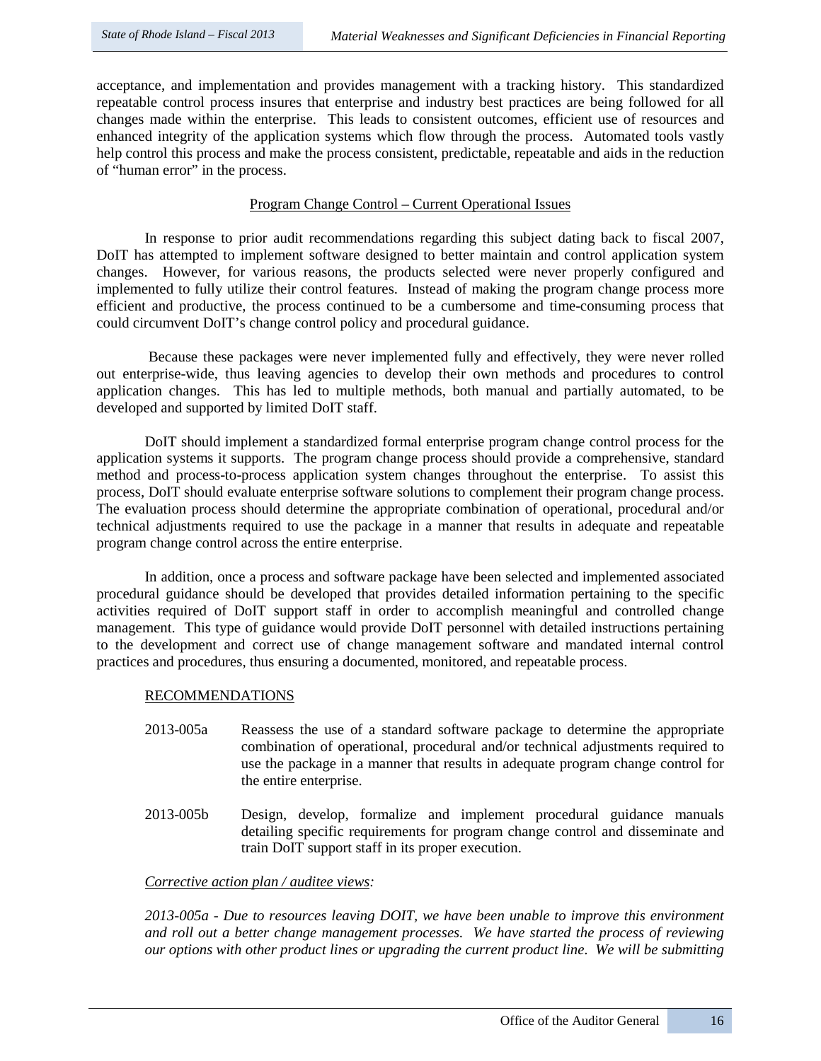acceptance, and implementation and provides management with a tracking history. This standardized repeatable control process insures that enterprise and industry best practices are being followed for all changes made within the enterprise. This leads to consistent outcomes, efficient use of resources and enhanced integrity of the application systems which flow through the process. Automated tools vastly help control this process and make the process consistent, predictable, repeatable and aids in the reduction of "human error" in the process.

## Program Change Control – Current Operational Issues

In response to prior audit recommendations regarding this subject dating back to fiscal 2007, DoIT has attempted to implement software designed to better maintain and control application system changes. However, for various reasons, the products selected were never properly configured and implemented to fully utilize their control features. Instead of making the program change process more efficient and productive, the process continued to be a cumbersome and time-consuming process that could circumvent DoIT's change control policy and procedural guidance.

Because these packages were never implemented fully and effectively, they were never rolled out enterprise-wide, thus leaving agencies to develop their own methods and procedures to control application changes. This has led to multiple methods, both manual and partially automated, to be developed and supported by limited DoIT staff.

DoIT should implement a standardized formal enterprise program change control process for the application systems it supports. The program change process should provide a comprehensive, standard method and process-to-process application system changes throughout the enterprise. To assist this process, DoIT should evaluate enterprise software solutions to complement their program change process. The evaluation process should determine the appropriate combination of operational, procedural and/or technical adjustments required to use the package in a manner that results in adequate and repeatable program change control across the entire enterprise.

In addition, once a process and software package have been selected and implemented associated procedural guidance should be developed that provides detailed information pertaining to the specific activities required of DoIT support staff in order to accomplish meaningful and controlled change management. This type of guidance would provide DoIT personnel with detailed instructions pertaining to the development and correct use of change management software and mandated internal control practices and procedures, thus ensuring a documented, monitored, and repeatable process.

### RECOMMENDATIONS

2013-005a Reassess the use of a standard software package to determine the appropriate combination of operational, procedural and/or technical adjustments required to use the package in a manner that results in adequate program change control for the entire enterprise.

2013-005b Design, develop, formalize and implement procedural guidance manuals detailing specific requirements for program change control and disseminate and train DoIT support staff in its proper execution.

*Corrective action plan / auditee views:*

*2013-005a - Due to resources leaving DOIT, we have been unable to improve this environment and roll out a better change management processes. We have started the process of reviewing our options with other product lines or upgrading the current product line. We will be submitting*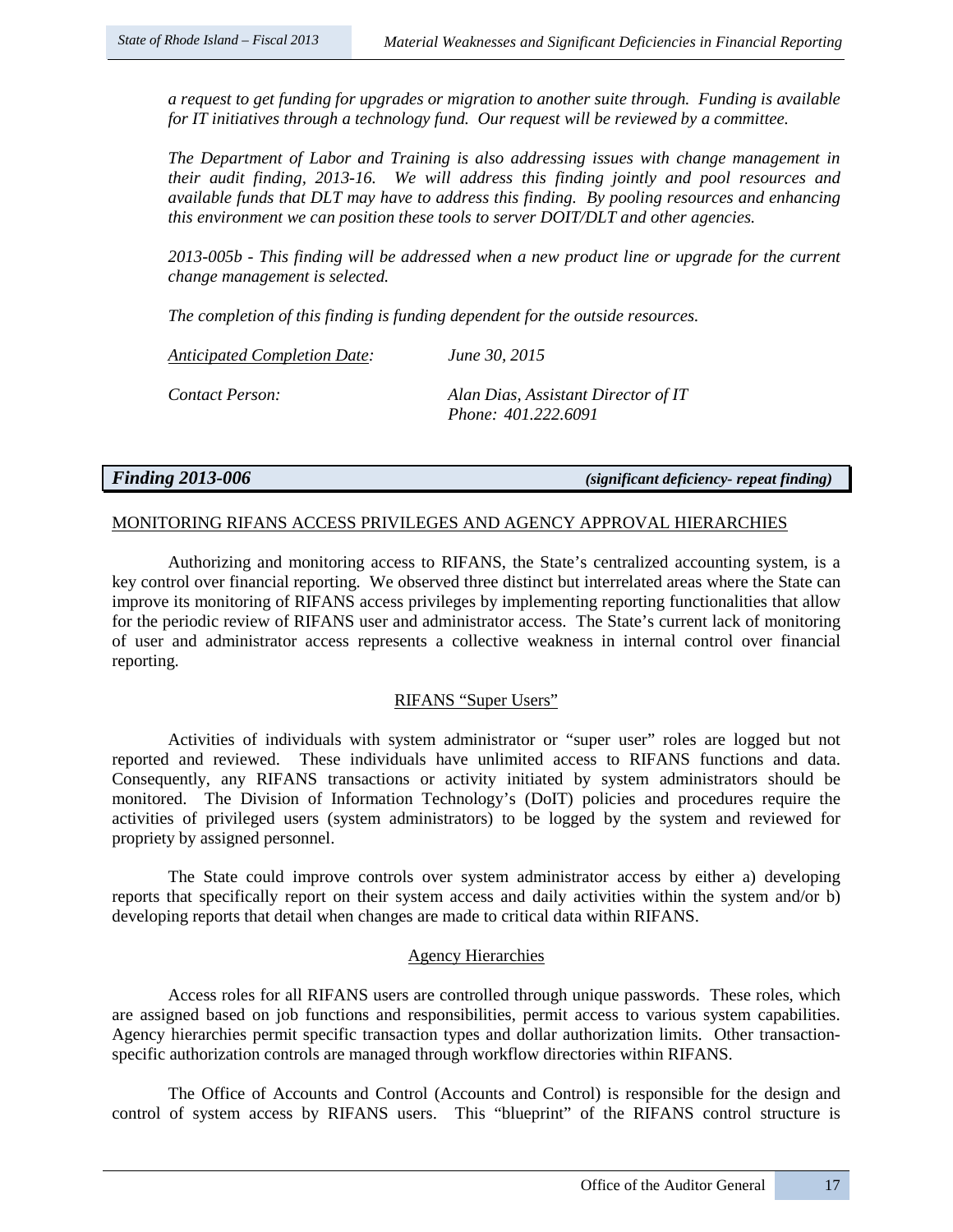*a request to get funding for upgrades or migration to another suite through. Funding is available for IT initiatives through a technology fund. Our request will be reviewed by a committee.*

*The Department of Labor and Training is also addressing issues with change management in their audit finding, 2013-16. We will address this finding jointly and pool resources and available funds that DLT may have to address this finding. By pooling resources and enhancing this environment we can position these tools to server DOIT/DLT and other agencies.*

*2013-005b - This finding will be addressed when a new product line or upgrade for the current change management is selected.*

*The completion of this finding is funding dependent for the outside resources.*

| | |
|---|---|
| *Anticipated Completion Date:* | *June 30, 2015* |
| *Contact Person:* | *Alan Dias, Assistant Director of IT*<br>*Phone: 401.222.6091* |

## *Finding 2013-006* *(significant deficiency- repeat finding)*

MONITORING RIFANS ACCESS PRIVILEGES AND AGENCY APPROVAL HIERARCHIES

Authorizing and monitoring access to RIFANS, the State's centralized accounting system, is a key control over financial reporting. We observed three distinct but interrelated areas where the State can improve its monitoring of RIFANS access privileges by implementing reporting functionalities that allow for the periodic review of RIFANS user and administrator access. The State's current lack of monitoring of user and administrator access represents a collective weakness in internal control over financial reporting.

### RIFANS "Super Users"

Activities of individuals with system administrator or "super user" roles are logged but not reported and reviewed. These individuals have unlimited access to RIFANS functions and data. Consequently, any RIFANS transactions or activity initiated by system administrators should be monitored. The Division of Information Technology's (DoIT) policies and procedures require the activities of privileged users (system administrators) to be logged by the system and reviewed for propriety by assigned personnel.

The State could improve controls over system administrator access by either a) developing reports that specifically report on their system access and daily activities within the system and/or b) developing reports that detail when changes are made to critical data within RIFANS.

### Agency Hierarchies

Access roles for all RIFANS users are controlled through unique passwords. These roles, which are assigned based on job functions and responsibilities, permit access to various system capabilities. Agency hierarchies permit specific transaction types and dollar authorization limits. Other transaction-specific authorization controls are managed through workflow directories within RIFANS.

The Office of Accounts and Control (Accounts and Control) is responsible for the design and control of system access by RIFANS users. This "blueprint" of the RIFANS control structure is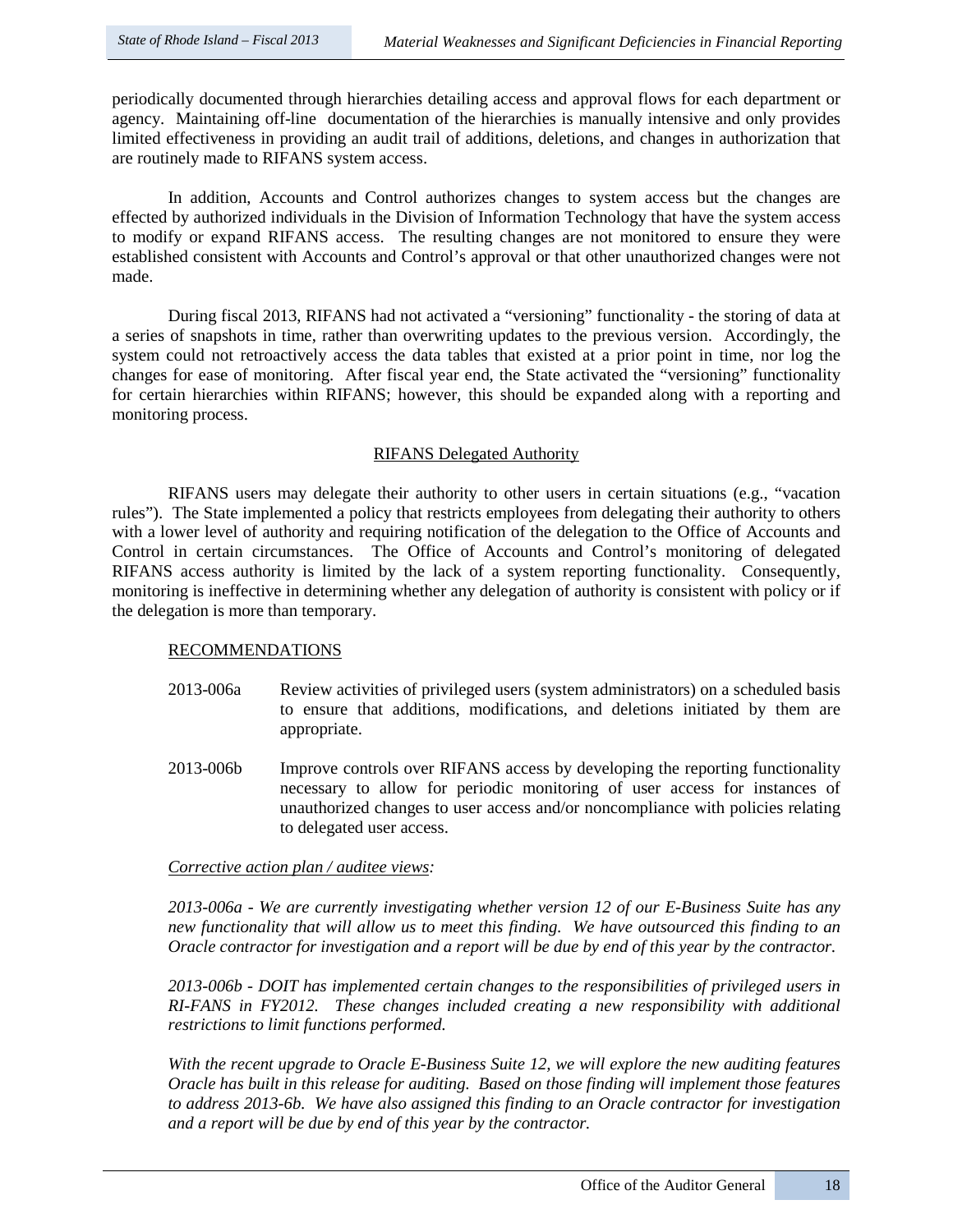periodically documented through hierarchies detailing access and approval flows for each department or agency. Maintaining off-line documentation of the hierarchies is manually intensive and only provides limited effectiveness in providing an audit trail of additions, deletions, and changes in authorization that are routinely made to RIFANS system access.

In addition, Accounts and Control authorizes changes to system access but the changes are effected by authorized individuals in the Division of Information Technology that have the system access to modify or expand RIFANS access. The resulting changes are not monitored to ensure they were established consistent with Accounts and Control's approval or that other unauthorized changes were not made.

During fiscal 2013, RIFANS had not activated a "versioning" functionality - the storing of data at a series of snapshots in time, rather than overwriting updates to the previous version. Accordingly, the system could not retroactively access the data tables that existed at a prior point in time, nor log the changes for ease of monitoring. After fiscal year end, the State activated the "versioning" functionality for certain hierarchies within RIFANS; however, this should be expanded along with a reporting and monitoring process.

<u>RIFANS Delegated Authority</u>

RIFANS users may delegate their authority to other users in certain situations (e.g., "vacation rules"). The State implemented a policy that restricts employees from delegating their authority to others with a lower level of authority and requiring notification of the delegation to the Office of Accounts and Control in certain circumstances. The Office of Accounts and Control's monitoring of delegated RIFANS access authority is limited by the lack of a system reporting functionality. Consequently, monitoring is ineffective in determining whether any delegation of authority is consistent with policy or if the delegation is more than temporary.

<u>RECOMMENDATIONS</u>

2013-006a Review activities of privileged users (system administrators) on a scheduled basis to ensure that additions, modifications, and deletions initiated by them are appropriate.

2013-006b Improve controls over RIFANS access by developing the reporting functionality necessary to allow for periodic monitoring of user access for instances of unauthorized changes to user access and/or noncompliance with policies relating to delegated user access.

*<u>Corrective action plan / auditee views</u>:*

*2013-006a - We are currently investigating whether version 12 of our E-Business Suite has any new functionality that will allow us to meet this finding. We have outsourced this finding to an Oracle contractor for investigation and a report will be due by end of this year by the contractor.*

*2013-006b - DOIT has implemented certain changes to the responsibilities of privileged users in RI-FANS in FY2012. These changes included creating a new responsibility with additional restrictions to limit functions performed.*

*With the recent upgrade to Oracle E-Business Suite 12, we will explore the new auditing features Oracle has built in this release for auditing. Based on those finding will implement those features to address 2013-6b. We have also assigned this finding to an Oracle contractor for investigation and a report will be due by end of this year by the contractor.*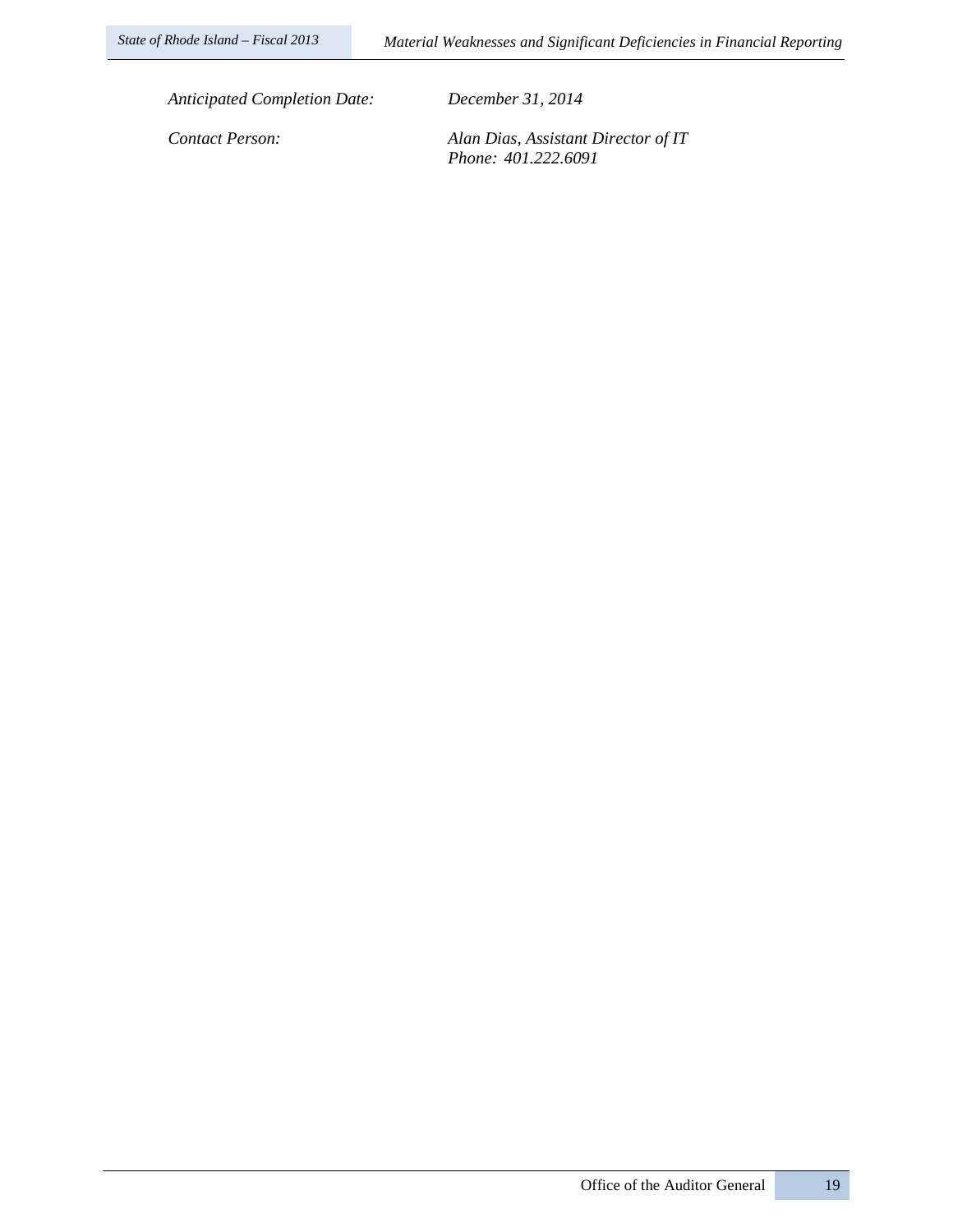*Anticipated Completion Date:* *December 31, 2014*

*Contact Person:* *Alan Dias, Assistant Director of IT*
*Phone: 401.222.6091*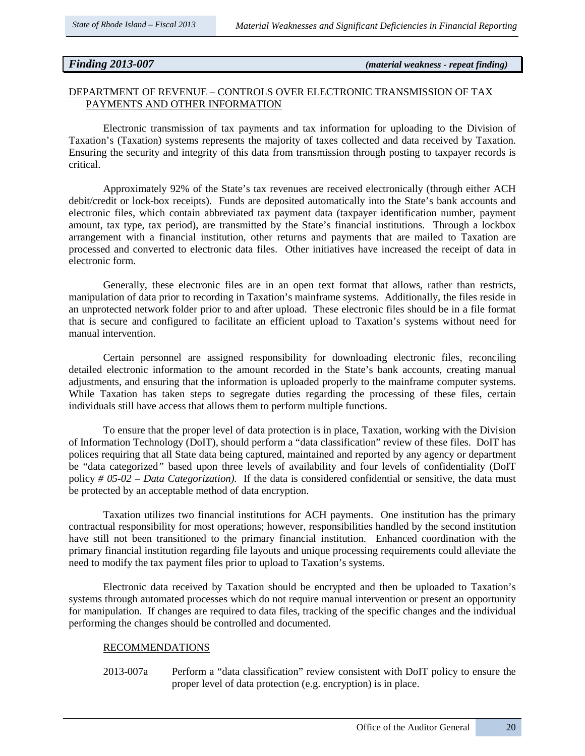## *Finding 2013-007* *(material weakness - repeat finding)*

DEPARTMENT OF REVENUE – CONTROLS OVER ELECTRONIC TRANSMISSION OF TAX PAYMENTS AND OTHER INFORMATION

Electronic transmission of tax payments and tax information for uploading to the Division of Taxation's (Taxation) systems represents the majority of taxes collected and data received by Taxation. Ensuring the security and integrity of this data from transmission through posting to taxpayer records is critical.

Approximately 92% of the State's tax revenues are received electronically (through either ACH debit/credit or lock-box receipts). Funds are deposited automatically into the State's bank accounts and electronic files, which contain abbreviated tax payment data (taxpayer identification number, payment amount, tax type, tax period), are transmitted by the State's financial institutions. Through a lockbox arrangement with a financial institution, other returns and payments that are mailed to Taxation are processed and converted to electronic data files. Other initiatives have increased the receipt of data in electronic form.

Generally, these electronic files are in an open text format that allows, rather than restricts, manipulation of data prior to recording in Taxation's mainframe systems. Additionally, the files reside in an unprotected network folder prior to and after upload. These electronic files should be in a file format that is secure and configured to facilitate an efficient upload to Taxation's systems without need for manual intervention.

Certain personnel are assigned responsibility for downloading electronic files, reconciling detailed electronic information to the amount recorded in the State's bank accounts, creating manual adjustments, and ensuring that the information is uploaded properly to the mainframe computer systems. While Taxation has taken steps to segregate duties regarding the processing of these files, certain individuals still have access that allows them to perform multiple functions.

To ensure that the proper level of data protection is in place, Taxation, working with the Division of Information Technology (DoIT), should perform a "data classification" review of these files. DoIT has polices requiring that all State data being captured, maintained and reported by any agency or department be "data categorized" based upon three levels of availability and four levels of confidentiality (DoIT policy *# 05-02 – Data Categorization).* If the data is considered confidential or sensitive, the data must be protected by an acceptable method of data encryption.

Taxation utilizes two financial institutions for ACH payments. One institution has the primary contractual responsibility for most operations; however, responsibilities handled by the second institution have still not been transitioned to the primary financial institution. Enhanced coordination with the primary financial institution regarding file layouts and unique processing requirements could alleviate the need to modify the tax payment files prior to upload to Taxation's systems.

Electronic data received by Taxation should be encrypted and then be uploaded to Taxation's systems through automated processes which do not require manual intervention or present an opportunity for manipulation. If changes are required to data files, tracking of the specific changes and the individual performing the changes should be controlled and documented.

RECOMMENDATIONS

2013-007a Perform a "data classification" review consistent with DoIT policy to ensure the proper level of data protection (e.g. encryption) is in place.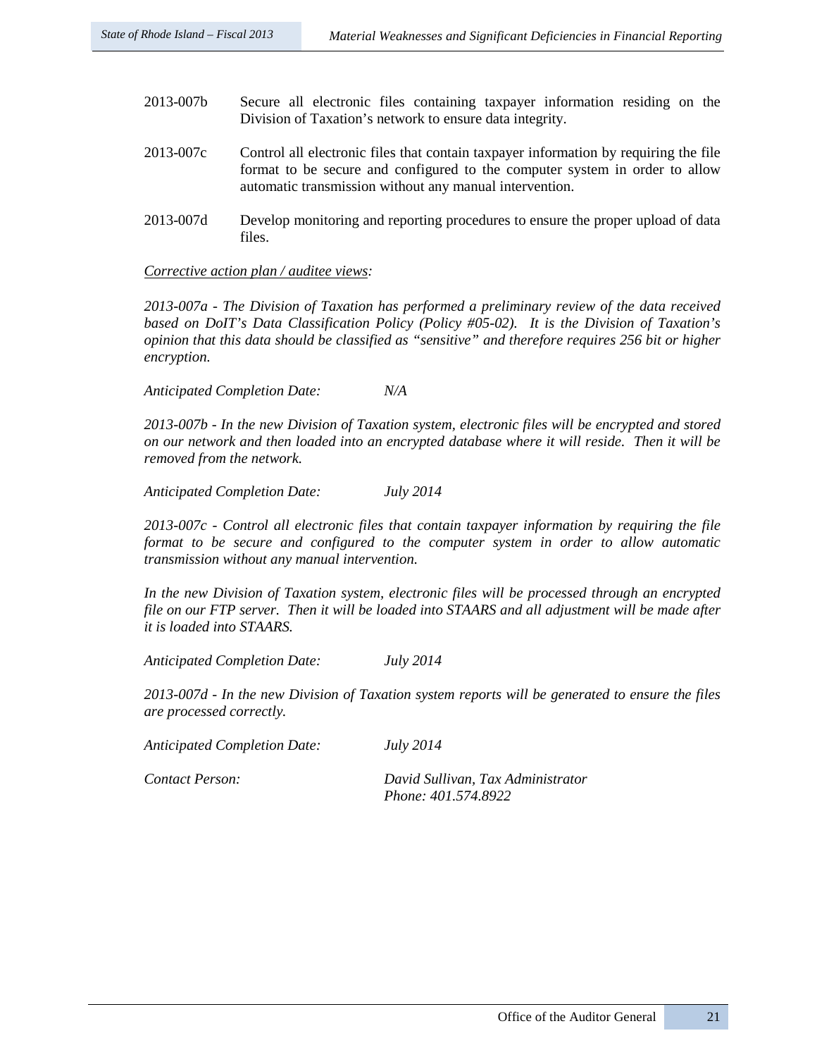2013-007b Secure all electronic files containing taxpayer information residing on the Division of Taxation's network to ensure data integrity.

2013-007c Control all electronic files that contain taxpayer information by requiring the file format to be secure and configured to the computer system in order to allow automatic transmission without any manual intervention.

2013-007d Develop monitoring and reporting procedures to ensure the proper upload of data files.

*Corrective action plan / auditee views:*

*2013-007a - The Division of Taxation has performed a preliminary review of the data received based on DoIT's Data Classification Policy (Policy #05-02). It is the Division of Taxation's opinion that this data should be classified as "sensitive" and therefore requires 256 bit or higher encryption.*

*Anticipated Completion Date: N/A*

*2013-007b - In the new Division of Taxation system, electronic files will be encrypted and stored on our network and then loaded into an encrypted database where it will reside. Then it will be removed from the network.*

*Anticipated Completion Date: July 2014*

*2013-007c - Control all electronic files that contain taxpayer information by requiring the file format to be secure and configured to the computer system in order to allow automatic transmission without any manual intervention.*

*In the new Division of Taxation system, electronic files will be processed through an encrypted file on our FTP server. Then it will be loaded into STAARS and all adjustment will be made after it is loaded into STAARS.*

*Anticipated Completion Date: July 2014*

*2013-007d - In the new Division of Taxation system reports will be generated to ensure the files are processed correctly.*

*Anticipated Completion Date: July 2014*

*Contact Person: David Sullivan, Tax Administrator*
*Phone: 401.574.8922*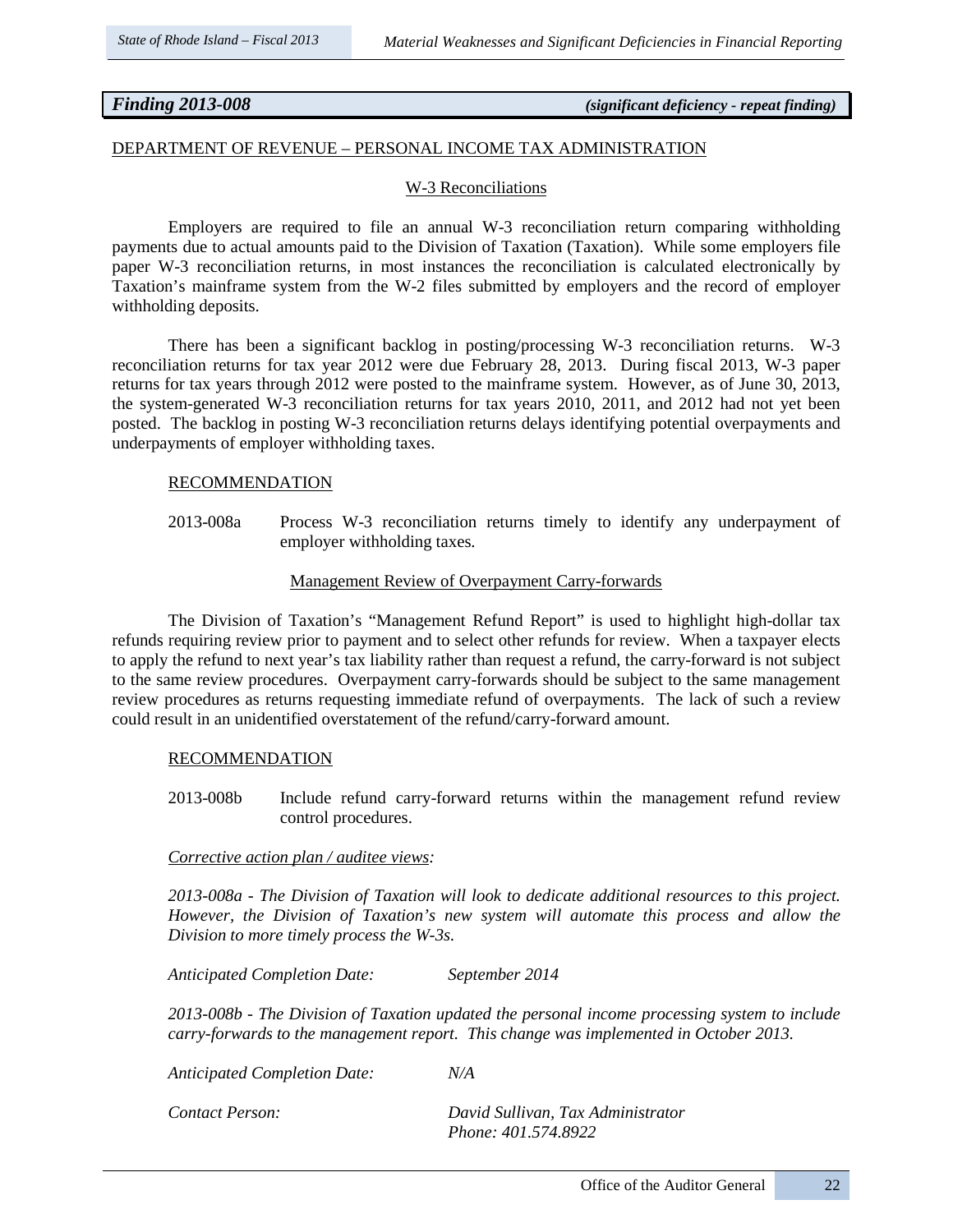## *Finding 2013-008* *(significant deficiency - repeat finding)*

DEPARTMENT OF REVENUE – PERSONAL INCOME TAX ADMINISTRATION

W-3 Reconciliations

Employers are required to file an annual W-3 reconciliation return comparing withholding payments due to actual amounts paid to the Division of Taxation (Taxation). While some employers file paper W-3 reconciliation returns, in most instances the reconciliation is calculated electronically by Taxation's mainframe system from the W-2 files submitted by employers and the record of employer withholding deposits.

There has been a significant backlog in posting/processing W-3 reconciliation returns. W-3 reconciliation returns for tax year 2012 were due February 28, 2013. During fiscal 2013, W-3 paper returns for tax years through 2012 were posted to the mainframe system. However, as of June 30, 2013, the system-generated W-3 reconciliation returns for tax years 2010, 2011, and 2012 had not yet been posted. The backlog in posting W-3 reconciliation returns delays identifying potential overpayments and underpayments of employer withholding taxes.

RECOMMENDATION

2013-008a Process W-3 reconciliation returns timely to identify any underpayment of employer withholding taxes.

Management Review of Overpayment Carry-forwards

The Division of Taxation's "Management Refund Report" is used to highlight high-dollar tax refunds requiring review prior to payment and to select other refunds for review. When a taxpayer elects to apply the refund to next year's tax liability rather than request a refund, the carry-forward is not subject to the same review procedures. Overpayment carry-forwards should be subject to the same management review procedures as returns requesting immediate refund of overpayments. The lack of such a review could result in an unidentified overstatement of the refund/carry-forward amount.

RECOMMENDATION

2013-008b Include refund carry-forward returns within the management refund review control procedures.

*Corrective action plan / auditee views:*

*2013-008a - The Division of Taxation will look to dedicate additional resources to this project. However, the Division of Taxation's new system will automate this process and allow the Division to more timely process the W-3s.*

*Anticipated Completion Date:* *September 2014*

*2013-008b - The Division of Taxation updated the personal income processing system to include carry-forwards to the management report. This change was implemented in October 2013.*

*Anticipated Completion Date:* *N/A*

*Contact Person:* *David Sullivan, Tax Administrator*
*Phone: 401.574.8922*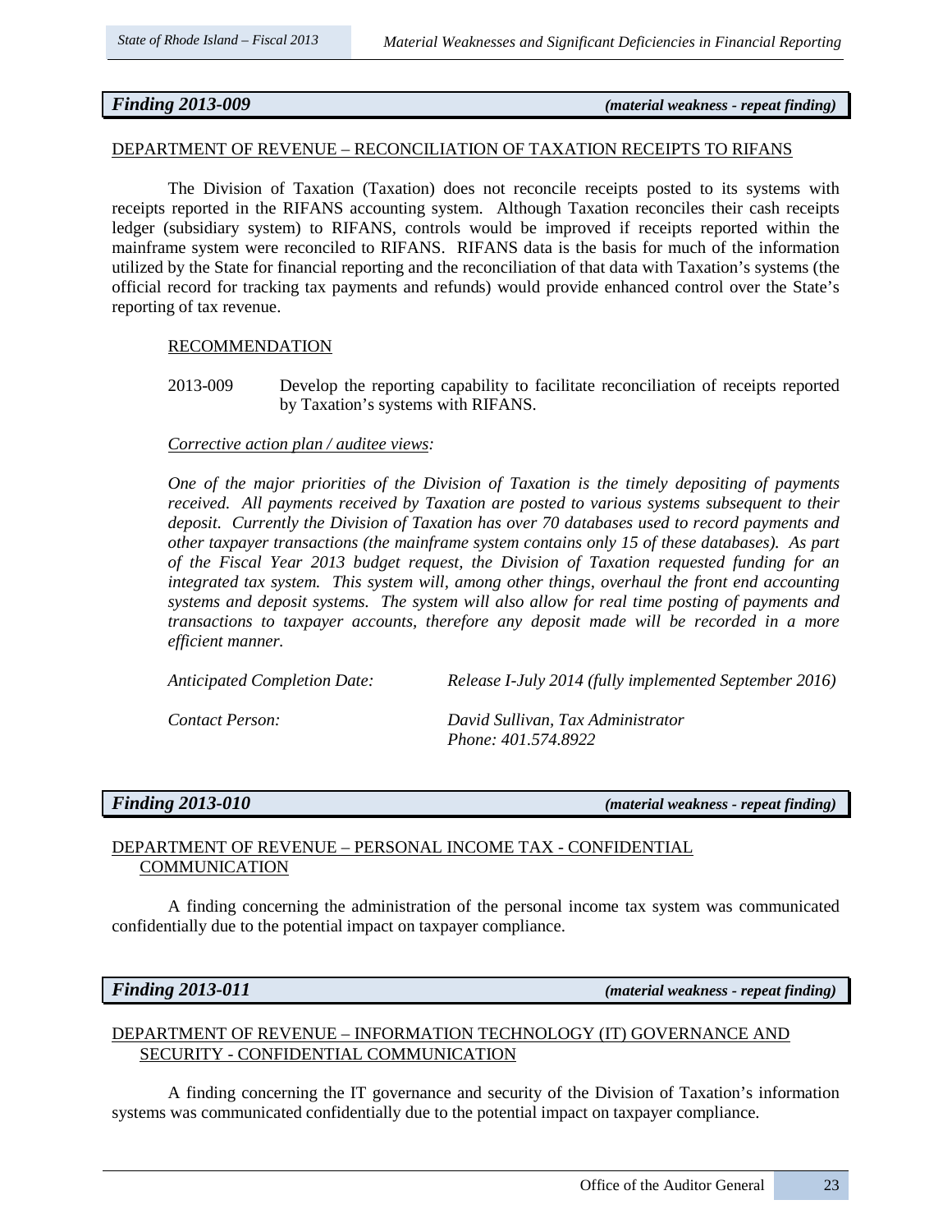## *Finding 2013-009* *(material weakness - repeat finding)*

DEPARTMENT OF REVENUE – RECONCILIATION OF TAXATION RECEIPTS TO RIFANS

The Division of Taxation (Taxation) does not reconcile receipts posted to its systems with receipts reported in the RIFANS accounting system. Although Taxation reconciles their cash receipts ledger (subsidiary system) to RIFANS, controls would be improved if receipts reported within the mainframe system were reconciled to RIFANS. RIFANS data is the basis for much of the information utilized by the State for financial reporting and the reconciliation of that data with Taxation's systems (the official record for tracking tax payments and refunds) would provide enhanced control over the State's reporting of tax revenue.

RECOMMENDATION

2013-009 Develop the reporting capability to facilitate reconciliation of receipts reported by Taxation's systems with RIFANS.

*Corrective action plan / auditee views:*

*One of the major priorities of the Division of Taxation is the timely depositing of payments received. All payments received by Taxation are posted to various systems subsequent to their deposit. Currently the Division of Taxation has over 70 databases used to record payments and other taxpayer transactions (the mainframe system contains only 15 of these databases). As part of the Fiscal Year 2013 budget request, the Division of Taxation requested funding for an integrated tax system. This system will, among other things, overhaul the front end accounting systems and deposit systems. The system will also allow for real time posting of payments and transactions to taxpayer accounts, therefore any deposit made will be recorded in a more efficient manner.*

*Anticipated Completion Date:* *Release I-July 2014 (fully implemented September 2016)*

*Contact Person:* *David Sullivan, Tax Administrator*
*Phone: 401.574.8922*

## *Finding 2013-010* *(material weakness - repeat finding)*

DEPARTMENT OF REVENUE – PERSONAL INCOME TAX - CONFIDENTIAL COMMUNICATION

A finding concerning the administration of the personal income tax system was communicated confidentially due to the potential impact on taxpayer compliance.

## *Finding 2013-011* *(material weakness - repeat finding)*

DEPARTMENT OF REVENUE – INFORMATION TECHNOLOGY (IT) GOVERNANCE AND SECURITY - CONFIDENTIAL COMMUNICATION

A finding concerning the IT governance and security of the Division of Taxation's information systems was communicated confidentially due to the potential impact on taxpayer compliance.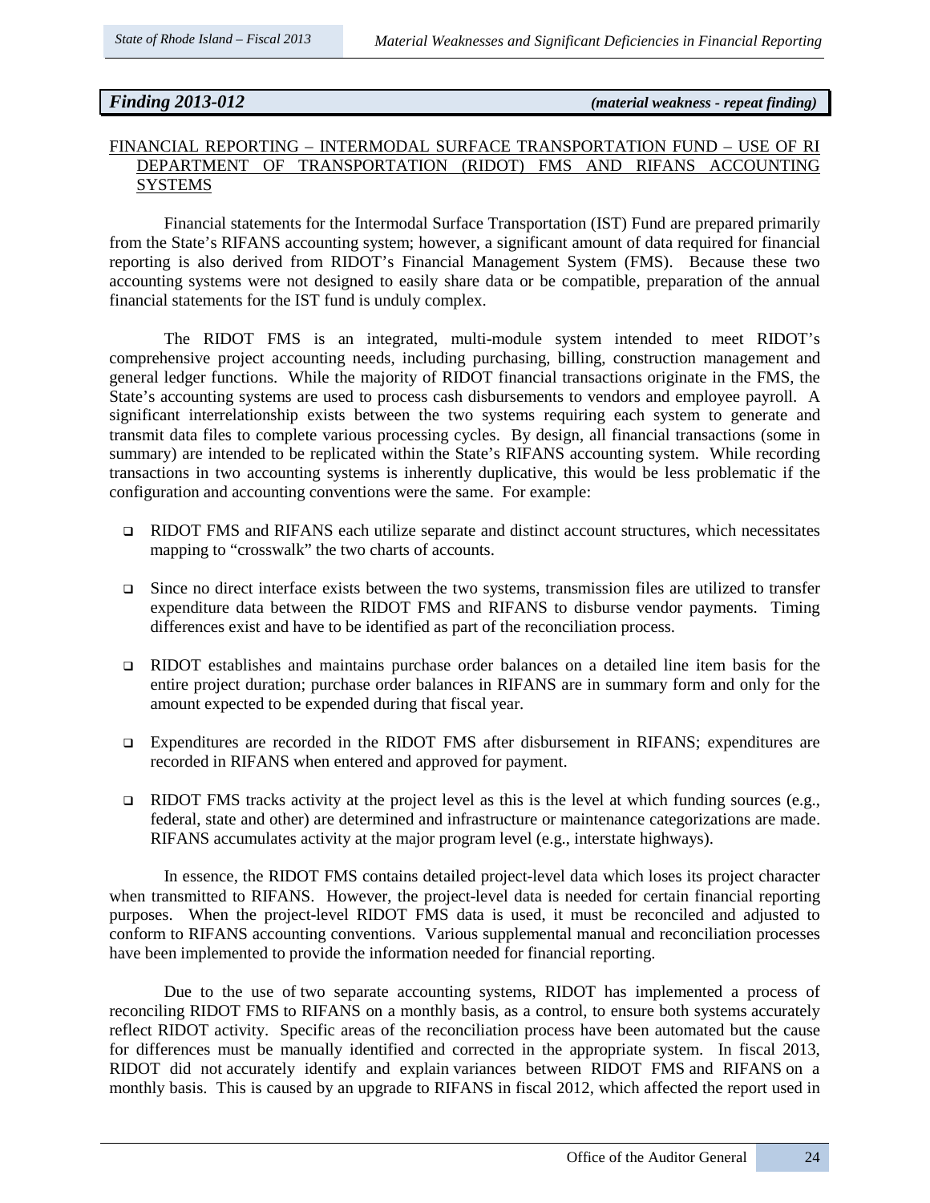***Finding 2013-012*** ***(material weakness - repeat finding)***

FINANCIAL REPORTING – INTERMODAL SURFACE TRANSPORTATION FUND – USE OF RI DEPARTMENT OF TRANSPORTATION (RIDOT) FMS AND RIFANS ACCOUNTING SYSTEMS

Financial statements for the Intermodal Surface Transportation (IST) Fund are prepared primarily from the State's RIFANS accounting system; however, a significant amount of data required for financial reporting is also derived from RIDOT's Financial Management System (FMS). Because these two accounting systems were not designed to easily share data or be compatible, preparation of the annual financial statements for the IST fund is unduly complex.

The RIDOT FMS is an integrated, multi-module system intended to meet RIDOT's comprehensive project accounting needs, including purchasing, billing, construction management and general ledger functions. While the majority of RIDOT financial transactions originate in the FMS, the State's accounting systems are used to process cash disbursements to vendors and employee payroll. A significant interrelationship exists between the two systems requiring each system to generate and transmit data files to complete various processing cycles. By design, all financial transactions (some in summary) are intended to be replicated within the State's RIFANS accounting system. While recording transactions in two accounting systems is inherently duplicative, this would be less problematic if the configuration and accounting conventions were the same. For example:

- RIDOT FMS and RIFANS each utilize separate and distinct account structures, which necessitates mapping to "crosswalk" the two charts of accounts.
- Since no direct interface exists between the two systems, transmission files are utilized to transfer expenditure data between the RIDOT FMS and RIFANS to disburse vendor payments. Timing differences exist and have to be identified as part of the reconciliation process.
- RIDOT establishes and maintains purchase order balances on a detailed line item basis for the entire project duration; purchase order balances in RIFANS are in summary form and only for the amount expected to be expended during that fiscal year.
- Expenditures are recorded in the RIDOT FMS after disbursement in RIFANS; expenditures are recorded in RIFANS when entered and approved for payment.
- RIDOT FMS tracks activity at the project level as this is the level at which funding sources (e.g., federal, state and other) are determined and infrastructure or maintenance categorizations are made. RIFANS accumulates activity at the major program level (e.g., interstate highways).

In essence, the RIDOT FMS contains detailed project-level data which loses its project character when transmitted to RIFANS. However, the project-level data is needed for certain financial reporting purposes. When the project-level RIDOT FMS data is used, it must be reconciled and adjusted to conform to RIFANS accounting conventions. Various supplemental manual and reconciliation processes have been implemented to provide the information needed for financial reporting.

Due to the use of two separate accounting systems, RIDOT has implemented a process of reconciling RIDOT FMS to RIFANS on a monthly basis, as a control, to ensure both systems accurately reflect RIDOT activity. Specific areas of the reconciliation process have been automated but the cause for differences must be manually identified and corrected in the appropriate system. In fiscal 2013, RIDOT did not accurately identify and explain variances between RIDOT FMS and RIFANS on a monthly basis. This is caused by an upgrade to RIFANS in fiscal 2012, which affected the report used in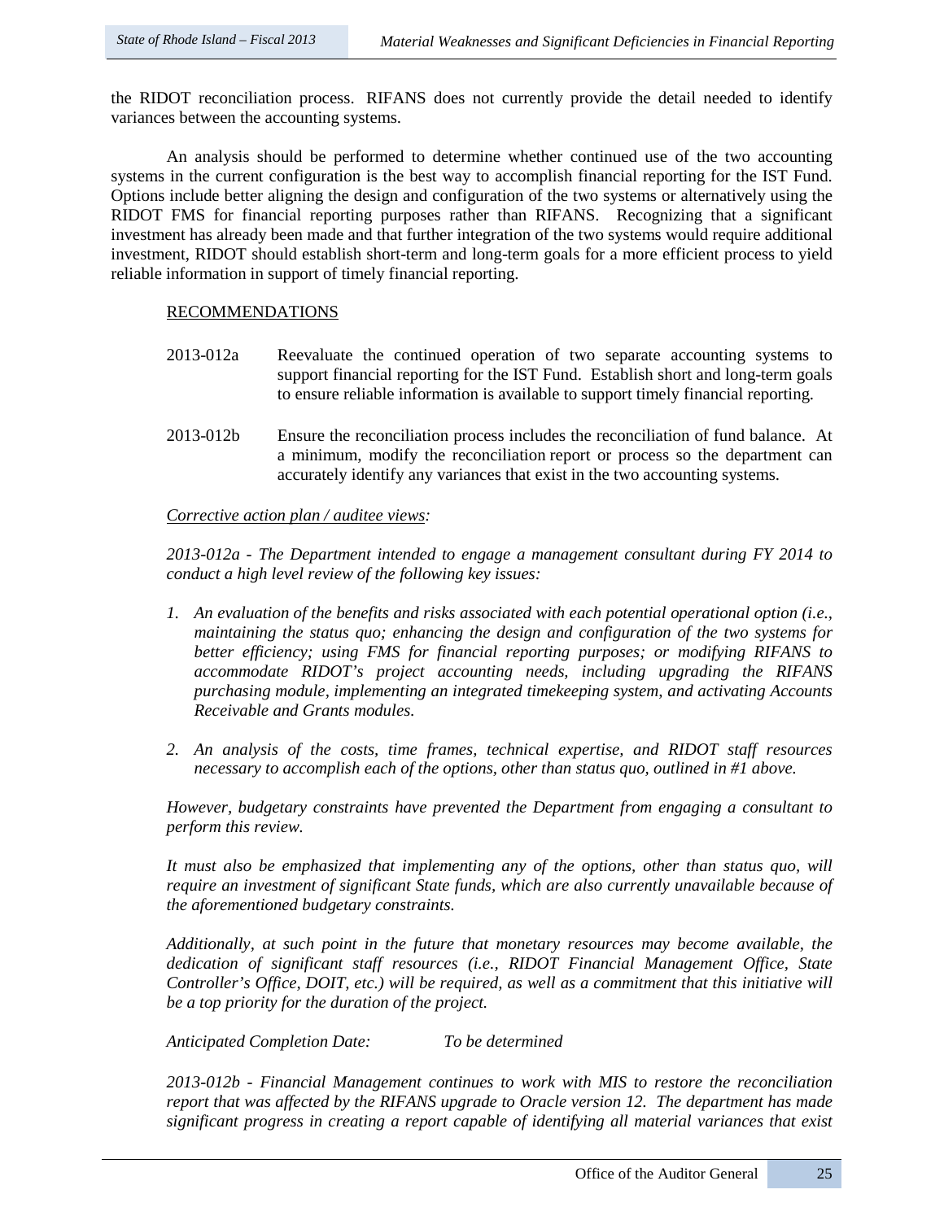the RIDOT reconciliation process. RIFANS does not currently provide the detail needed to identify variances between the accounting systems.

An analysis should be performed to determine whether continued use of the two accounting systems in the current configuration is the best way to accomplish financial reporting for the IST Fund. Options include better aligning the design and configuration of the two systems or alternatively using the RIDOT FMS for financial reporting purposes rather than RIFANS. Recognizing that a significant investment has already been made and that further integration of the two systems would require additional investment, RIDOT should establish short-term and long-term goals for a more efficient process to yield reliable information in support of timely financial reporting.

RECOMMENDATIONS

2013-012a Reevaluate the continued operation of two separate accounting systems to support financial reporting for the IST Fund. Establish short and long-term goals to ensure reliable information is available to support timely financial reporting.

2013-012b Ensure the reconciliation process includes the reconciliation of fund balance. At a minimum, modify the reconciliation report or process so the department can accurately identify any variances that exist in the two accounting systems.

*Corrective action plan / auditee views:*

*2013-012a - The Department intended to engage a management consultant during FY 2014 to conduct a high level review of the following key issues:*

1. *An evaluation of the benefits and risks associated with each potential operational option (i.e., maintaining the status quo; enhancing the design and configuration of the two systems for better efficiency; using FMS for financial reporting purposes; or modifying RIFANS to accommodate RIDOT's project accounting needs, including upgrading the RIFANS purchasing module, implementing an integrated timekeeping system, and activating Accounts Receivable and Grants modules.*

2. *An analysis of the costs, time frames, technical expertise, and RIDOT staff resources necessary to accomplish each of the options, other than status quo, outlined in #1 above.*

*However, budgetary constraints have prevented the Department from engaging a consultant to perform this review.*

*It must also be emphasized that implementing any of the options, other than status quo, will require an investment of significant State funds, which are also currently unavailable because of the aforementioned budgetary constraints.*

*Additionally, at such point in the future that monetary resources may become available, the dedication of significant staff resources (i.e., RIDOT Financial Management Office, State Controller's Office, DOIT, etc.) will be required, as well as a commitment that this initiative will be a top priority for the duration of the project.*

*Anticipated Completion Date: To be determined*

*2013-012b - Financial Management continues to work with MIS to restore the reconciliation report that was affected by the RIFANS upgrade to Oracle version 12. The department has made significant progress in creating a report capable of identifying all material variances that exist*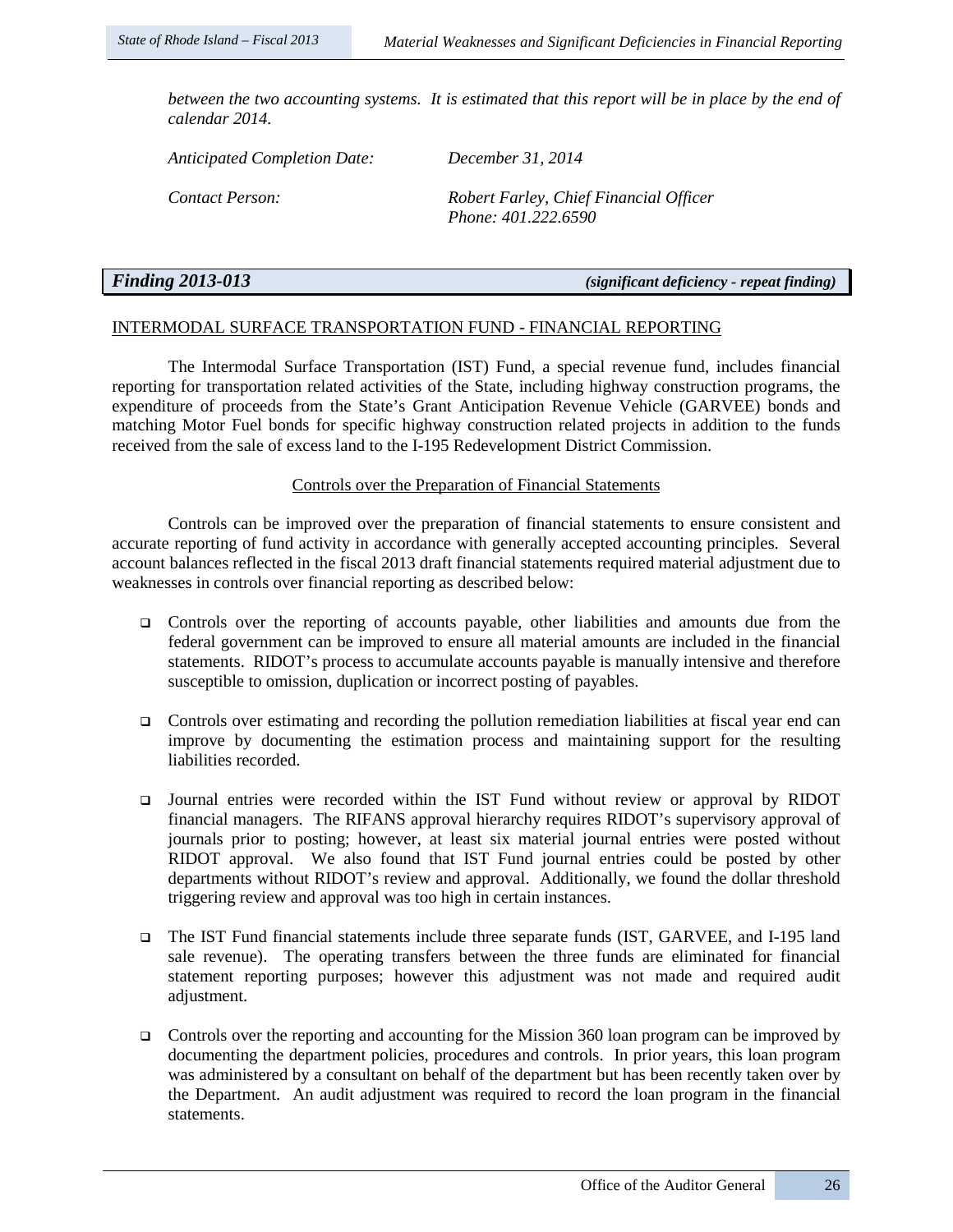*between the two accounting systems. It is estimated that this report will be in place by the end of calendar 2014.*

*Anticipated Completion Date:* *December 31, 2014*

*Contact Person:* *Robert Farley, Chief Financial Officer*
*Phone: 401.222.6590*

## *Finding 2013-013* *(significant deficiency - repeat finding)*

INTERMODAL SURFACE TRANSPORTATION FUND - FINANCIAL REPORTING

The Intermodal Surface Transportation (IST) Fund, a special revenue fund, includes financial reporting for transportation related activities of the State, including highway construction programs, the expenditure of proceeds from the State's Grant Anticipation Revenue Vehicle (GARVEE) bonds and matching Motor Fuel bonds for specific highway construction related projects in addition to the funds received from the sale of excess land to the I-195 Redevelopment District Commission.

Controls over the Preparation of Financial Statements

Controls can be improved over the preparation of financial statements to ensure consistent and accurate reporting of fund activity in accordance with generally accepted accounting principles. Several account balances reflected in the fiscal 2013 draft financial statements required material adjustment due to weaknesses in controls over financial reporting as described below:

- Controls over the reporting of accounts payable, other liabilities and amounts due from the federal government can be improved to ensure all material amounts are included in the financial statements. RIDOT's process to accumulate accounts payable is manually intensive and therefore susceptible to omission, duplication or incorrect posting of payables.

- Controls over estimating and recording the pollution remediation liabilities at fiscal year end can improve by documenting the estimation process and maintaining support for the resulting liabilities recorded.

- Journal entries were recorded within the IST Fund without review or approval by RIDOT financial managers. The RIFANS approval hierarchy requires RIDOT's supervisory approval of journals prior to posting; however, at least six material journal entries were posted without RIDOT approval. We also found that IST Fund journal entries could be posted by other departments without RIDOT's review and approval. Additionally, we found the dollar threshold triggering review and approval was too high in certain instances.

- The IST Fund financial statements include three separate funds (IST, GARVEE, and I-195 land sale revenue). The operating transfers between the three funds are eliminated for financial statement reporting purposes; however this adjustment was not made and required audit adjustment.

- Controls over the reporting and accounting for the Mission 360 loan program can be improved by documenting the department policies, procedures and controls. In prior years, this loan program was administered by a consultant on behalf of the department but has been recently taken over by the Department. An audit adjustment was required to record the loan program in the financial statements.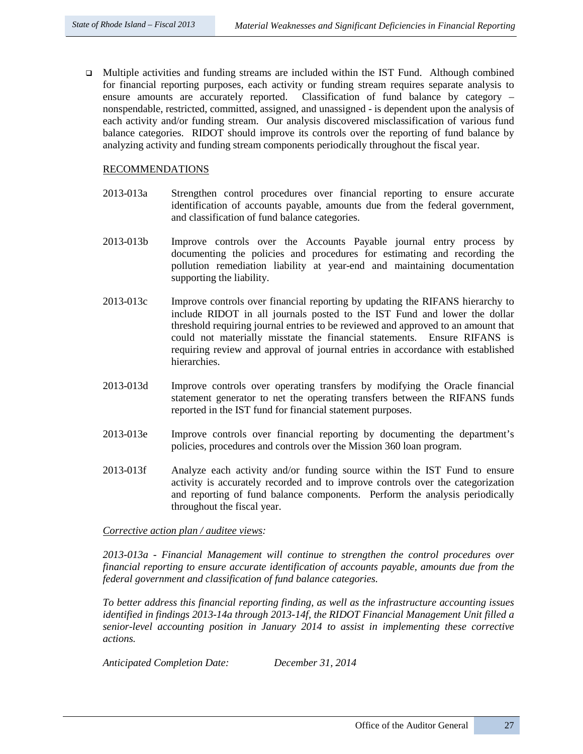- Multiple activities and funding streams are included within the IST Fund. Although combined for financial reporting purposes, each activity or funding stream requires separate analysis to ensure amounts are accurately reported. Classification of fund balance by category – nonspendable, restricted, committed, assigned, and unassigned - is dependent upon the analysis of each activity and/or funding stream. Our analysis discovered misclassification of various fund balance categories. RIDOT should improve its controls over the reporting of fund balance by analyzing activity and funding stream components periodically throughout the fiscal year.

<u>RECOMMENDATIONS</u>

2013-013a Strengthen control procedures over financial reporting to ensure accurate identification of accounts payable, amounts due from the federal government, and classification of fund balance categories.

2013-013b Improve controls over the Accounts Payable journal entry process by documenting the policies and procedures for estimating and recording the pollution remediation liability at year-end and maintaining documentation supporting the liability.

2013-013c Improve controls over financial reporting by updating the RIFANS hierarchy to include RIDOT in all journals posted to the IST Fund and lower the dollar threshold requiring journal entries to be reviewed and approved to an amount that could not materially misstate the financial statements. Ensure RIFANS is requiring review and approval of journal entries in accordance with established hierarchies.

2013-013d Improve controls over operating transfers by modifying the Oracle financial statement generator to net the operating transfers between the RIFANS funds reported in the IST fund for financial statement purposes.

2013-013e Improve controls over financial reporting by documenting the department's policies, procedures and controls over the Mission 360 loan program.

2013-013f Analyze each activity and/or funding source within the IST Fund to ensure activity is accurately recorded and to improve controls over the categorization and reporting of fund balance components. Perform the analysis periodically throughout the fiscal year.

*<u>Corrective action plan / auditee views</u>:*

*2013-013a - Financial Management will continue to strengthen the control procedures over financial reporting to ensure accurate identification of accounts payable, amounts due from the federal government and classification of fund balance categories.*

*To better address this financial reporting finding, as well as the infrastructure accounting issues identified in findings 2013-14a through 2013-14f, the RIDOT Financial Management Unit filled a senior-level accounting position in January 2014 to assist in implementing these corrective actions.*

*Anticipated Completion Date: December 31, 2014*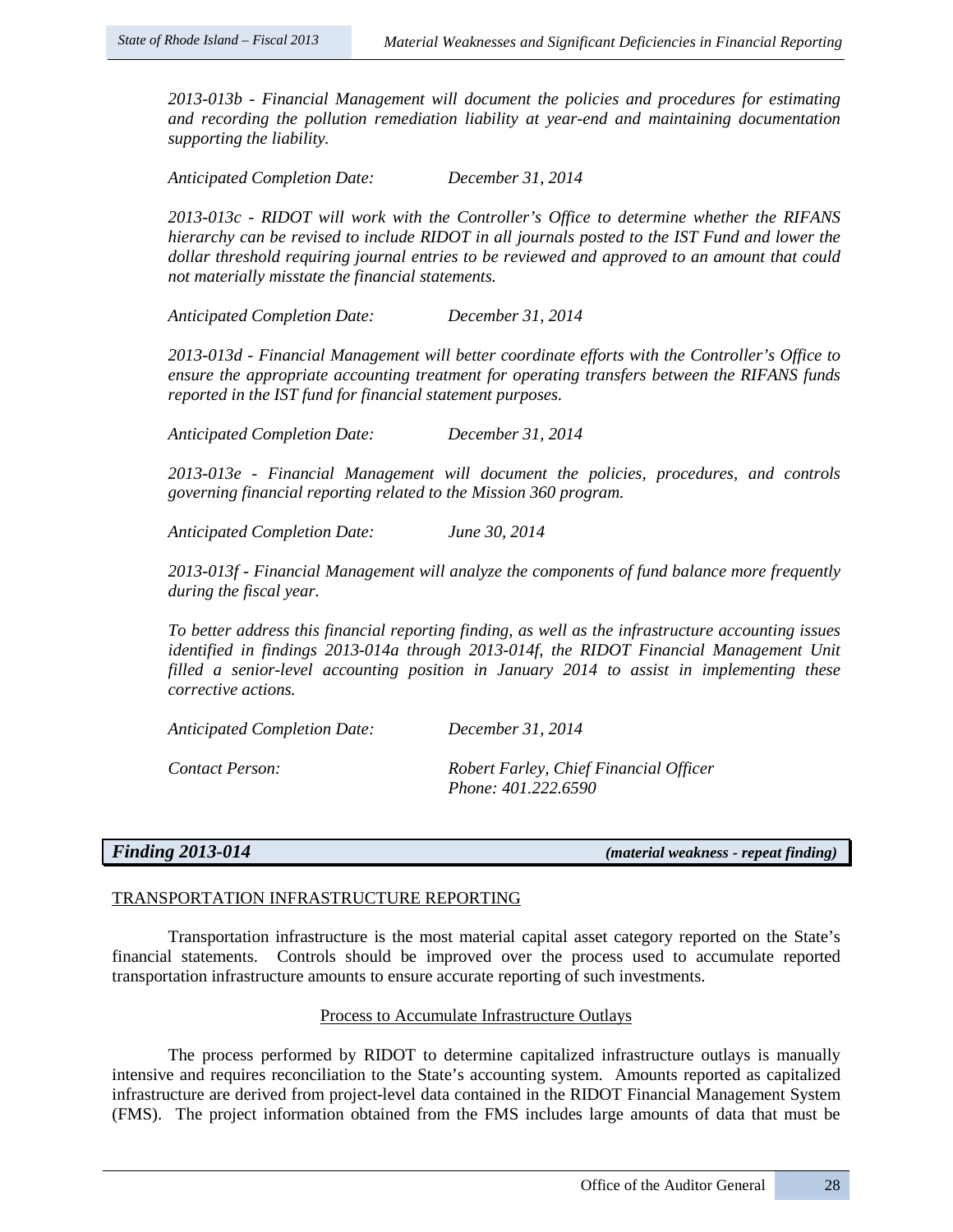*2013-013b - Financial Management will document the policies and procedures for estimating and recording the pollution remediation liability at year-end and maintaining documentation supporting the liability.*

*Anticipated Completion Date: December 31, 2014*

*2013-013c - RIDOT will work with the Controller's Office to determine whether the RIFANS hierarchy can be revised to include RIDOT in all journals posted to the IST Fund and lower the dollar threshold requiring journal entries to be reviewed and approved to an amount that could not materially misstate the financial statements.*

*Anticipated Completion Date: December 31, 2014*

*2013-013d - Financial Management will better coordinate efforts with the Controller's Office to ensure the appropriate accounting treatment for operating transfers between the RIFANS funds reported in the IST fund for financial statement purposes.*

*Anticipated Completion Date: December 31, 2014*

*2013-013e - Financial Management will document the policies, procedures, and controls governing financial reporting related to the Mission 360 program.*

*Anticipated Completion Date: June 30, 2014*

*2013-013f - Financial Management will analyze the components of fund balance more frequently during the fiscal year.*

*To better address this financial reporting finding, as well as the infrastructure accounting issues identified in findings 2013-014a through 2013-014f, the RIDOT Financial Management Unit filled a senior-level accounting position in January 2014 to assist in implementing these corrective actions.*

*Anticipated Completion Date: December 31, 2014*

*Contact Person: Robert Farley, Chief Financial Officer*
*Phone: 401.222.6590*

## *Finding 2013-014* *(material weakness - repeat finding)*

### TRANSPORTATION INFRASTRUCTURE REPORTING

Transportation infrastructure is the most material capital asset category reported on the State's financial statements. Controls should be improved over the process used to accumulate reported transportation infrastructure amounts to ensure accurate reporting of such investments.

#### Process to Accumulate Infrastructure Outlays

The process performed by RIDOT to determine capitalized infrastructure outlays is manually intensive and requires reconciliation to the State's accounting system. Amounts reported as capitalized infrastructure are derived from project-level data contained in the RIDOT Financial Management System (FMS). The project information obtained from the FMS includes large amounts of data that must be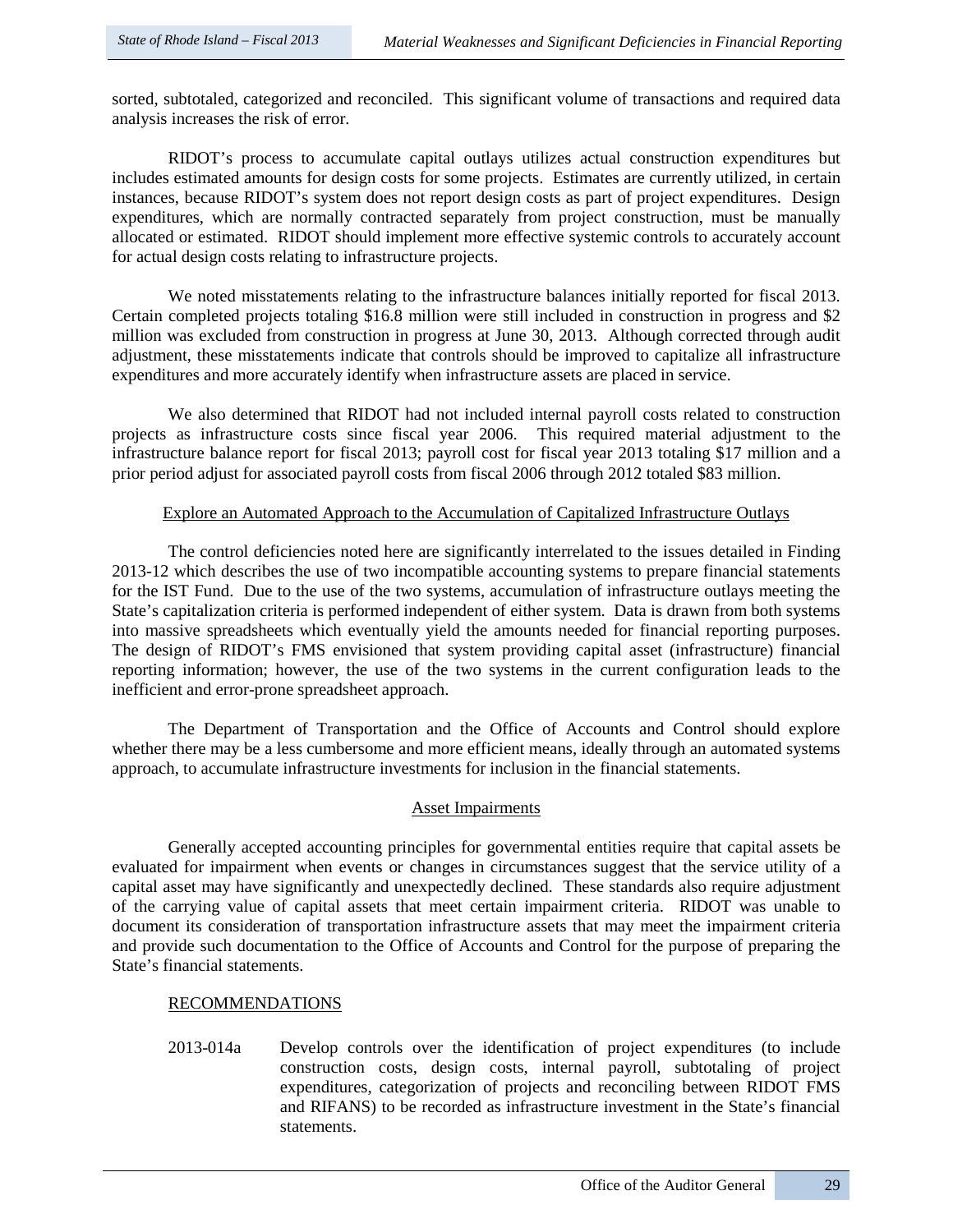sorted, subtotaled, categorized and reconciled. This significant volume of transactions and required data analysis increases the risk of error.

RIDOT's process to accumulate capital outlays utilizes actual construction expenditures but includes estimated amounts for design costs for some projects. Estimates are currently utilized, in certain instances, because RIDOT's system does not report design costs as part of project expenditures. Design expenditures, which are normally contracted separately from project construction, must be manually allocated or estimated. RIDOT should implement more effective systemic controls to accurately account for actual design costs relating to infrastructure projects.

We noted misstatements relating to the infrastructure balances initially reported for fiscal 2013. Certain completed projects totaling $16.8 million were still included in construction in progress and $2 million was excluded from construction in progress at June 30, 2013. Although corrected through audit adjustment, these misstatements indicate that controls should be improved to capitalize all infrastructure expenditures and more accurately identify when infrastructure assets are placed in service.

We also determined that RIDOT had not included internal payroll costs related to construction projects as infrastructure costs since fiscal year 2006. This required material adjustment to the infrastructure balance report for fiscal 2013; payroll cost for fiscal year 2013 totaling $17 million and a prior period adjust for associated payroll costs from fiscal 2006 through 2012 totaled $83 million.

<u>Explore an Automated Approach to the Accumulation of Capitalized Infrastructure Outlays</u>

The control deficiencies noted here are significantly interrelated to the issues detailed in Finding 2013-12 which describes the use of two incompatible accounting systems to prepare financial statements for the IST Fund. Due to the use of the two systems, accumulation of infrastructure outlays meeting the State's capitalization criteria is performed independent of either system. Data is drawn from both systems into massive spreadsheets which eventually yield the amounts needed for financial reporting purposes. The design of RIDOT's FMS envisioned that system providing capital asset (infrastructure) financial reporting information; however, the use of the two systems in the current configuration leads to the inefficient and error-prone spreadsheet approach.

The Department of Transportation and the Office of Accounts and Control should explore whether there may be a less cumbersome and more efficient means, ideally through an automated systems approach, to accumulate infrastructure investments for inclusion in the financial statements.

<u>Asset Impairments</u>

Generally accepted accounting principles for governmental entities require that capital assets be evaluated for impairment when events or changes in circumstances suggest that the service utility of a capital asset may have significantly and unexpectedly declined. These standards also require adjustment of the carrying value of capital assets that meet certain impairment criteria. RIDOT was unable to document its consideration of transportation infrastructure assets that may meet the impairment criteria and provide such documentation to the Office of Accounts and Control for the purpose of preparing the State's financial statements.

<u>RECOMMENDATIONS</u>

2013-014a Develop controls over the identification of project expenditures (to include construction costs, design costs, internal payroll, subtotaling of project expenditures, categorization of projects and reconciling between RIDOT FMS and RIFANS) to be recorded as infrastructure investment in the State's financial statements.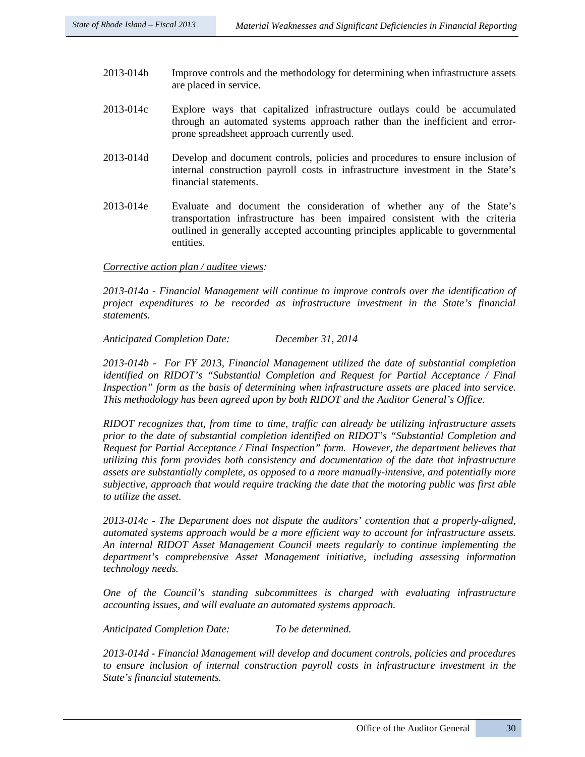2013-014b Improve controls and the methodology for determining when infrastructure assets are placed in service.

2013-014c Explore ways that capitalized infrastructure outlays could be accumulated through an automated systems approach rather than the inefficient and error-prone spreadsheet approach currently used.

2013-014d Develop and document controls, policies and procedures to ensure inclusion of internal construction payroll costs in infrastructure investment in the State's financial statements.

2013-014e Evaluate and document the consideration of whether any of the State's transportation infrastructure has been impaired consistent with the criteria outlined in generally accepted accounting principles applicable to governmental entities.

*Corrective action plan / auditee views:*

*2013-014a - Financial Management will continue to improve controls over the identification of project expenditures to be recorded as infrastructure investment in the State's financial statements.*

*Anticipated Completion Date: December 31, 2014*

*2013-014b - For FY 2013, Financial Management utilized the date of substantial completion identified on RIDOT's "Substantial Completion and Request for Partial Acceptance / Final Inspection" form as the basis of determining when infrastructure assets are placed into service. This methodology has been agreed upon by both RIDOT and the Auditor General's Office.*

*RIDOT recognizes that, from time to time, traffic can already be utilizing infrastructure assets prior to the date of substantial completion identified on RIDOT's "Substantial Completion and Request for Partial Acceptance / Final Inspection" form. However, the department believes that utilizing this form provides both consistency and documentation of the date that infrastructure assets are substantially complete, as opposed to a more manually-intensive, and potentially more subjective, approach that would require tracking the date that the motoring public was first able to utilize the asset.*

*2013-014c - The Department does not dispute the auditors' contention that a properly-aligned, automated systems approach would be a more efficient way to account for infrastructure assets. An internal RIDOT Asset Management Council meets regularly to continue implementing the department's comprehensive Asset Management initiative, including assessing information technology needs.*

*One of the Council's standing subcommittees is charged with evaluating infrastructure accounting issues, and will evaluate an automated systems approach.*

*Anticipated Completion Date: To be determined.*

*2013-014d - Financial Management will develop and document controls, policies and procedures to ensure inclusion of internal construction payroll costs in infrastructure investment in the State's financial statements.*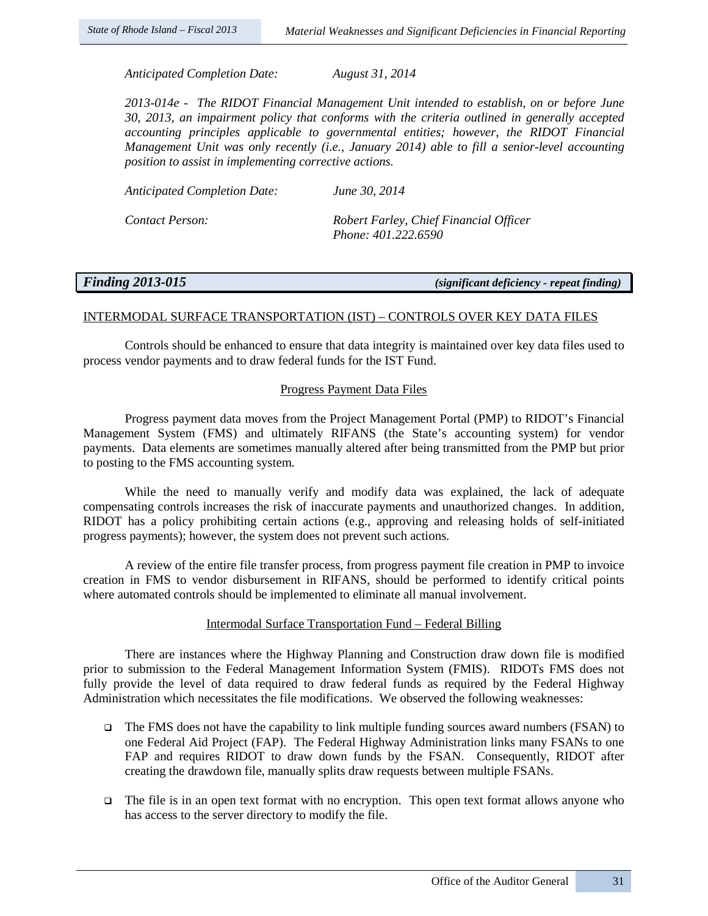*Anticipated Completion Date:* *August 31, 2014*

*2013-014e - The RIDOT Financial Management Unit intended to establish, on or before June 30, 2013, an impairment policy that conforms with the criteria outlined in generally accepted accounting principles applicable to governmental entities; however, the RIDOT Financial Management Unit was only recently (i.e., January 2014) able to fill a senior-level accounting position to assist in implementing corrective actions.*

*Anticipated Completion Date:* *June 30, 2014*

*Contact Person:* *Robert Farley, Chief Financial Officer*
*Phone: 401.222.6590*

## *Finding 2013-015* *(significant deficiency - repeat finding)*

INTERMODAL SURFACE TRANSPORTATION (IST) – CONTROLS OVER KEY DATA FILES

Controls should be enhanced to ensure that data integrity is maintained over key data files used to process vendor payments and to draw federal funds for the IST Fund.

Progress Payment Data Files

Progress payment data moves from the Project Management Portal (PMP) to RIDOT's Financial Management System (FMS) and ultimately RIFANS (the State's accounting system) for vendor payments. Data elements are sometimes manually altered after being transmitted from the PMP but prior to posting to the FMS accounting system.

While the need to manually verify and modify data was explained, the lack of adequate compensating controls increases the risk of inaccurate payments and unauthorized changes. In addition, RIDOT has a policy prohibiting certain actions (e.g., approving and releasing holds of self-initiated progress payments); however, the system does not prevent such actions.

A review of the entire file transfer process, from progress payment file creation in PMP to invoice creation in FMS to vendor disbursement in RIFANS, should be performed to identify critical points where automated controls should be implemented to eliminate all manual involvement.

Intermodal Surface Transportation Fund – Federal Billing

There are instances where the Highway Planning and Construction draw down file is modified prior to submission to the Federal Management Information System (FMIS). RIDOTs FMS does not fully provide the level of data required to draw federal funds as required by the Federal Highway Administration which necessitates the file modifications. We observed the following weaknesses:

- The FMS does not have the capability to link multiple funding sources award numbers (FSAN) to one Federal Aid Project (FAP). The Federal Highway Administration links many FSANs to one FAP and requires RIDOT to draw down funds by the FSAN. Consequently, RIDOT after creating the drawdown file, manually splits draw requests between multiple FSANs.
- The file is in an open text format with no encryption. This open text format allows anyone who has access to the server directory to modify the file.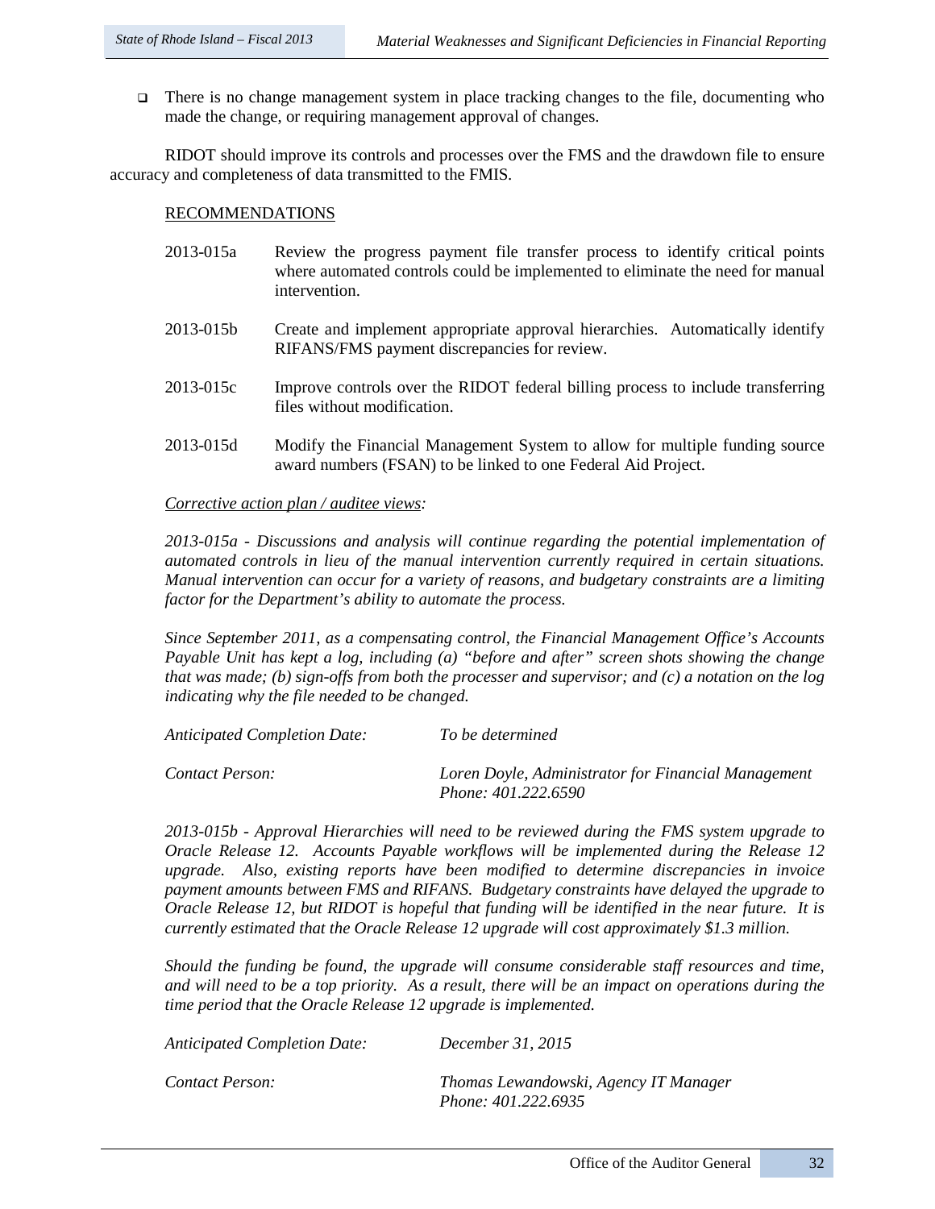- There is no change management system in place tracking changes to the file, documenting who made the change, or requiring management approval of changes.

RIDOT should improve its controls and processes over the FMS and the drawdown file to ensure accuracy and completeness of data transmitted to the FMIS.

RECOMMENDATIONS

2013-015a Review the progress payment file transfer process to identify critical points where automated controls could be implemented to eliminate the need for manual intervention.

2013-015b Create and implement appropriate approval hierarchies. Automatically identify RIFANS/FMS payment discrepancies for review.

2013-015c Improve controls over the RIDOT federal billing process to include transferring files without modification.

2013-015d Modify the Financial Management System to allow for multiple funding source award numbers (FSAN) to be linked to one Federal Aid Project.

*Corrective action plan / auditee views:*

*2013-015a - Discussions and analysis will continue regarding the potential implementation of automated controls in lieu of the manual intervention currently required in certain situations. Manual intervention can occur for a variety of reasons, and budgetary constraints are a limiting factor for the Department's ability to automate the process.*

*Since September 2011, as a compensating control, the Financial Management Office's Accounts Payable Unit has kept a log, including (a) "before and after" screen shots showing the change that was made; (b) sign-offs from both the processer and supervisor; and (c) a notation on the log indicating why the file needed to be changed.*

*Anticipated Completion Date:* *To be determined*

*Contact Person:* *Loren Doyle, Administrator for Financial Management*
*Phone: 401.222.6590*

*2013-015b - Approval Hierarchies will need to be reviewed during the FMS system upgrade to Oracle Release 12. Accounts Payable workflows will be implemented during the Release 12 upgrade. Also, existing reports have been modified to determine discrepancies in invoice payment amounts between FMS and RIFANS. Budgetary constraints have delayed the upgrade to Oracle Release 12, but RIDOT is hopeful that funding will be identified in the near future. It is currently estimated that the Oracle Release 12 upgrade will cost approximately $1.3 million.*

*Should the funding be found, the upgrade will consume considerable staff resources and time, and will need to be a top priority. As a result, there will be an impact on operations during the time period that the Oracle Release 12 upgrade is implemented.*

*Anticipated Completion Date:* *December 31, 2015*

*Contact Person:* *Thomas Lewandowski, Agency IT Manager*
*Phone: 401.222.6935*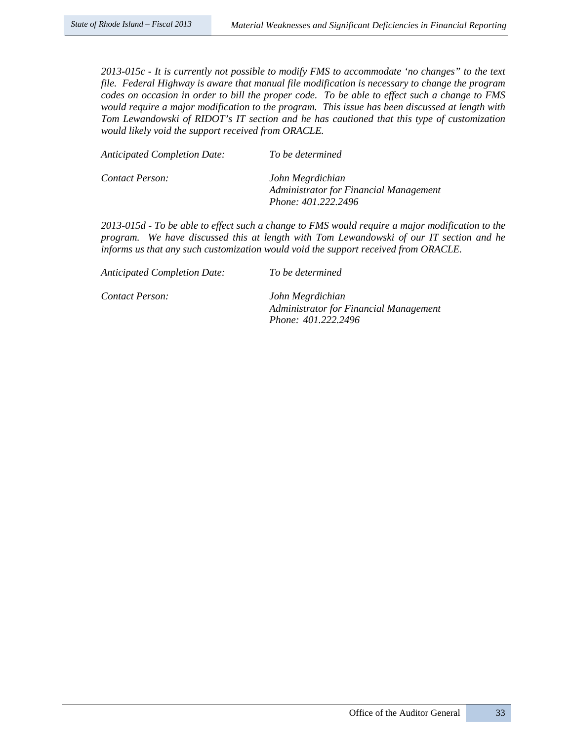*2013-015c - It is currently not possible to modify FMS to accommodate 'no changes" to the text file. Federal Highway is aware that manual file modification is necessary to change the program codes on occasion in order to bill the proper code. To be able to effect such a change to FMS would require a major modification to the program. This issue has been discussed at length with Tom Lewandowski of RIDOT's IT section and he has cautioned that this type of customization would likely void the support received from ORACLE.*

| | |
|---|---|
| *Anticipated Completion Date:* | *To be determined* |
| *Contact Person:* | *John Megrdichian*<br>*Administrator for Financial Management*<br>*Phone: 401.222.2496* |

*2013-015d - To be able to effect such a change to FMS would require a major modification to the program. We have discussed this at length with Tom Lewandowski of our IT section and he informs us that any such customization would void the support received from ORACLE.*

| | |
|---|---|
| *Anticipated Completion Date:* | *To be determined* |
| *Contact Person:* | *John Megrdichian*<br>*Administrator for Financial Management*<br>*Phone: 401.222.2496* |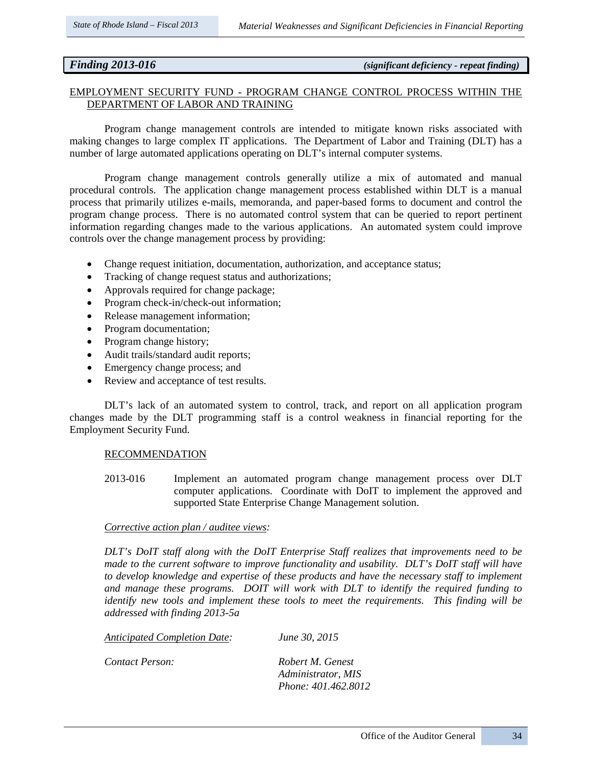## *Finding 2013-016* *(significant deficiency - repeat finding)*

EMPLOYMENT SECURITY FUND - PROGRAM CHANGE CONTROL PROCESS WITHIN THE DEPARTMENT OF LABOR AND TRAINING

Program change management controls are intended to mitigate known risks associated with making changes to large complex IT applications. The Department of Labor and Training (DLT) has a number of large automated applications operating on DLT's internal computer systems.

Program change management controls generally utilize a mix of automated and manual procedural controls. The application change management process established within DLT is a manual process that primarily utilizes e-mails, memoranda, and paper-based forms to document and control the program change process. There is no automated control system that can be queried to report pertinent information regarding changes made to the various applications. An automated system could improve controls over the change management process by providing:

- Change request initiation, documentation, authorization, and acceptance status;
- Tracking of change request status and authorizations;
- Approvals required for change package;
- Program check-in/check-out information;
- Release management information;
- Program documentation;
- Program change history;
- Audit trails/standard audit reports;
- Emergency change process; and
- Review and acceptance of test results.

DLT's lack of an automated system to control, track, and report on all application program changes made by the DLT programming staff is a control weakness in financial reporting for the Employment Security Fund.

RECOMMENDATION

2013-016 Implement an automated program change management process over DLT computer applications. Coordinate with DoIT to implement the approved and supported State Enterprise Change Management solution.

*Corrective action plan / auditee views:*

*DLT's DoIT staff along with the DoIT Enterprise Staff realizes that improvements need to be made to the current software to improve functionality and usability. DLT's DoIT staff will have to develop knowledge and expertise of these products and have the necessary staff to implement and manage these programs. DOIT will work with DLT to identify the required funding to identify new tools and implement these tools to meet the requirements. This finding will be addressed with finding 2013-5a*

*Anticipated Completion Date:* *June 30, 2015*

*Contact Person:* *Robert M. Genest*
*Administrator, MIS*
*Phone: 401.462.8012*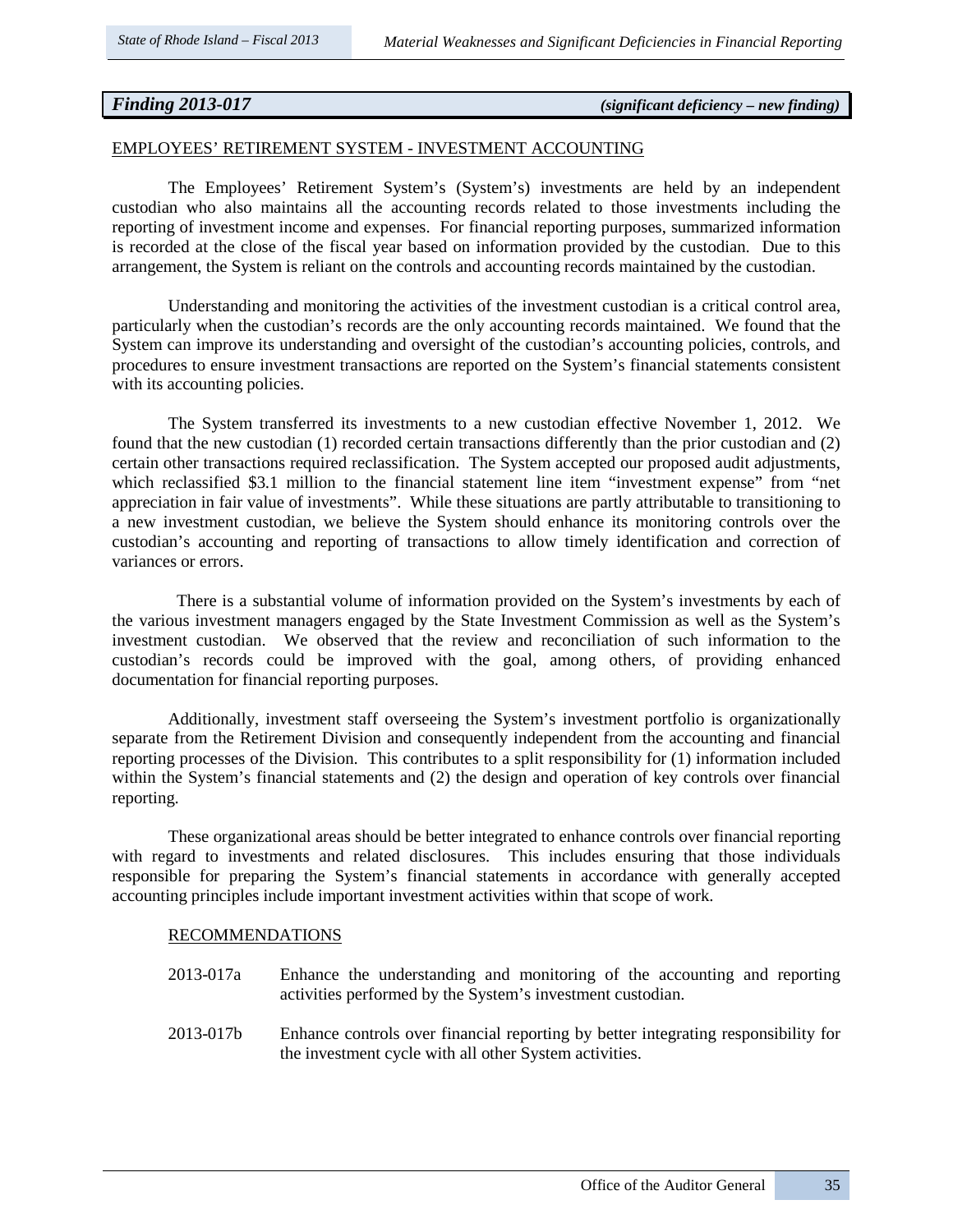***Finding 2013-017*** ***(significant deficiency – new finding)***

EMPLOYEES' RETIREMENT SYSTEM - INVESTMENT ACCOUNTING

The Employees' Retirement System's (System's) investments are held by an independent custodian who also maintains all the accounting records related to those investments including the reporting of investment income and expenses. For financial reporting purposes, summarized information is recorded at the close of the fiscal year based on information provided by the custodian. Due to this arrangement, the System is reliant on the controls and accounting records maintained by the custodian.

Understanding and monitoring the activities of the investment custodian is a critical control area, particularly when the custodian's records are the only accounting records maintained. We found that the System can improve its understanding and oversight of the custodian's accounting policies, controls, and procedures to ensure investment transactions are reported on the System's financial statements consistent with its accounting policies.

The System transferred its investments to a new custodian effective November 1, 2012. We found that the new custodian (1) recorded certain transactions differently than the prior custodian and (2) certain other transactions required reclassification. The System accepted our proposed audit adjustments, which reclassified $3.1 million to the financial statement line item "investment expense" from "net appreciation in fair value of investments". While these situations are partly attributable to transitioning to a new investment custodian, we believe the System should enhance its monitoring controls over the custodian's accounting and reporting of transactions to allow timely identification and correction of variances or errors.

There is a substantial volume of information provided on the System's investments by each of the various investment managers engaged by the State Investment Commission as well as the System's investment custodian. We observed that the review and reconciliation of such information to the custodian's records could be improved with the goal, among others, of providing enhanced documentation for financial reporting purposes.

Additionally, investment staff overseeing the System's investment portfolio is organizationally separate from the Retirement Division and consequently independent from the accounting and financial reporting processes of the Division. This contributes to a split responsibility for (1) information included within the System's financial statements and (2) the design and operation of key controls over financial reporting.

These organizational areas should be better integrated to enhance controls over financial reporting with regard to investments and related disclosures. This includes ensuring that those individuals responsible for preparing the System's financial statements in accordance with generally accepted accounting principles include important investment activities within that scope of work.

RECOMMENDATIONS

2013-017a Enhance the understanding and monitoring of the accounting and reporting activities performed by the System's investment custodian.

2013-017b Enhance controls over financial reporting by better integrating responsibility for the investment cycle with all other System activities.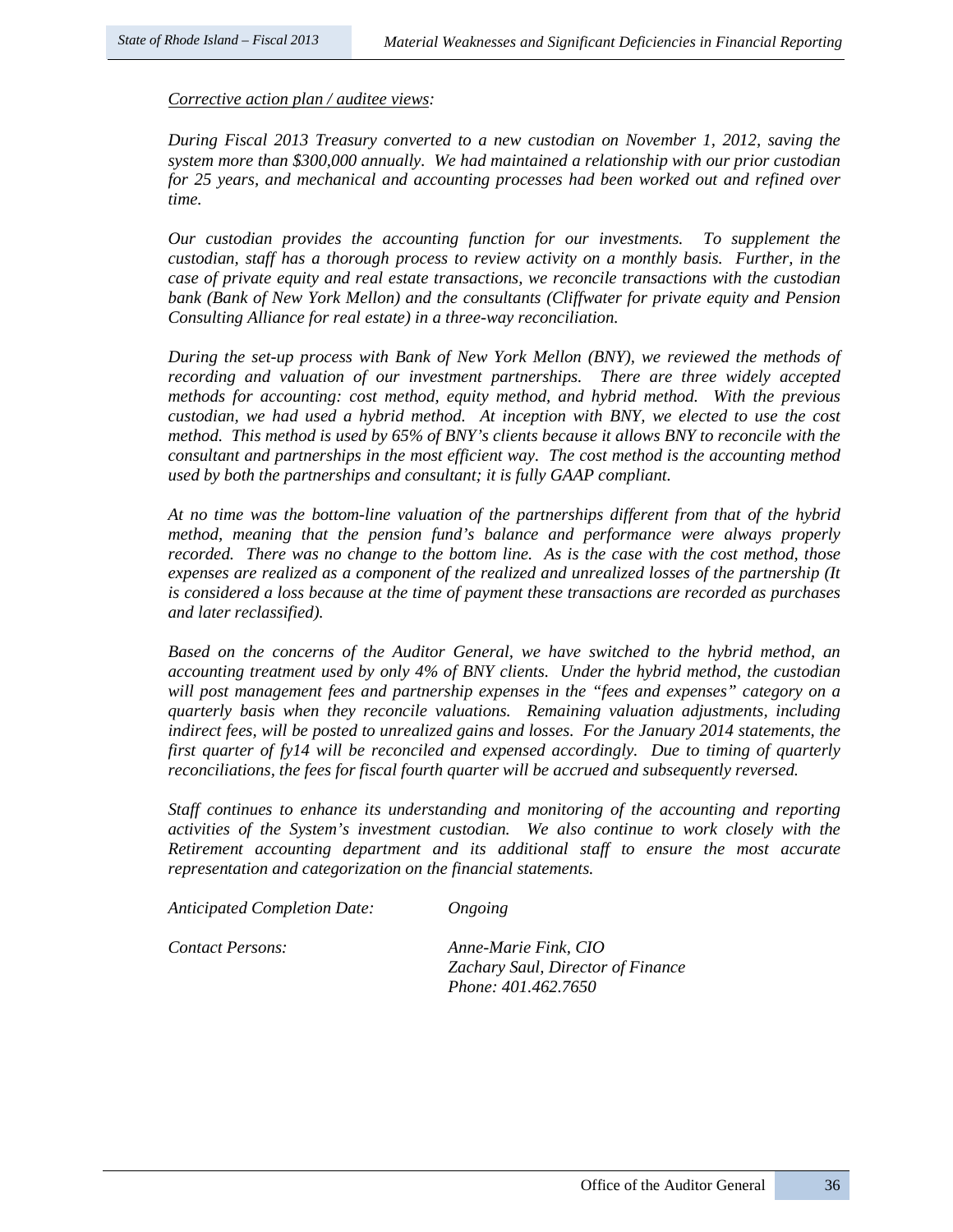*Corrective action plan / auditee views:*

*During Fiscal 2013 Treasury converted to a new custodian on November 1, 2012, saving the system more than $300,000 annually. We had maintained a relationship with our prior custodian for 25 years, and mechanical and accounting processes had been worked out and refined over time.*

*Our custodian provides the accounting function for our investments. To supplement the custodian, staff has a thorough process to review activity on a monthly basis. Further, in the case of private equity and real estate transactions, we reconcile transactions with the custodian bank (Bank of New York Mellon) and the consultants (Cliffwater for private equity and Pension Consulting Alliance for real estate) in a three-way reconciliation.*

*During the set-up process with Bank of New York Mellon (BNY), we reviewed the methods of recording and valuation of our investment partnerships. There are three widely accepted methods for accounting: cost method, equity method, and hybrid method. With the previous custodian, we had used a hybrid method. At inception with BNY, we elected to use the cost method. This method is used by 65% of BNY's clients because it allows BNY to reconcile with the consultant and partnerships in the most efficient way. The cost method is the accounting method used by both the partnerships and consultant; it is fully GAAP compliant.*

*At no time was the bottom-line valuation of the partnerships different from that of the hybrid method, meaning that the pension fund's balance and performance were always properly recorded. There was no change to the bottom line. As is the case with the cost method, those expenses are realized as a component of the realized and unrealized losses of the partnership (It is considered a loss because at the time of payment these transactions are recorded as purchases and later reclassified).*

*Based on the concerns of the Auditor General, we have switched to the hybrid method, an accounting treatment used by only 4% of BNY clients. Under the hybrid method, the custodian will post management fees and partnership expenses in the "fees and expenses" category on a quarterly basis when they reconcile valuations. Remaining valuation adjustments, including indirect fees, will be posted to unrealized gains and losses. For the January 2014 statements, the first quarter of fy14 will be reconciled and expensed accordingly. Due to timing of quarterly reconciliations, the fees for fiscal fourth quarter will be accrued and subsequently reversed.*

*Staff continues to enhance its understanding and monitoring of the accounting and reporting activities of the System's investment custodian. We also continue to work closely with the Retirement accounting department and its additional staff to ensure the most accurate representation and categorization on the financial statements.*

*Anticipated Completion Date:* *Ongoing*

*Contact Persons:* *Anne-Marie Fink, CIO*
*Zachary Saul, Director of Finance*
*Phone: 401.462.7650*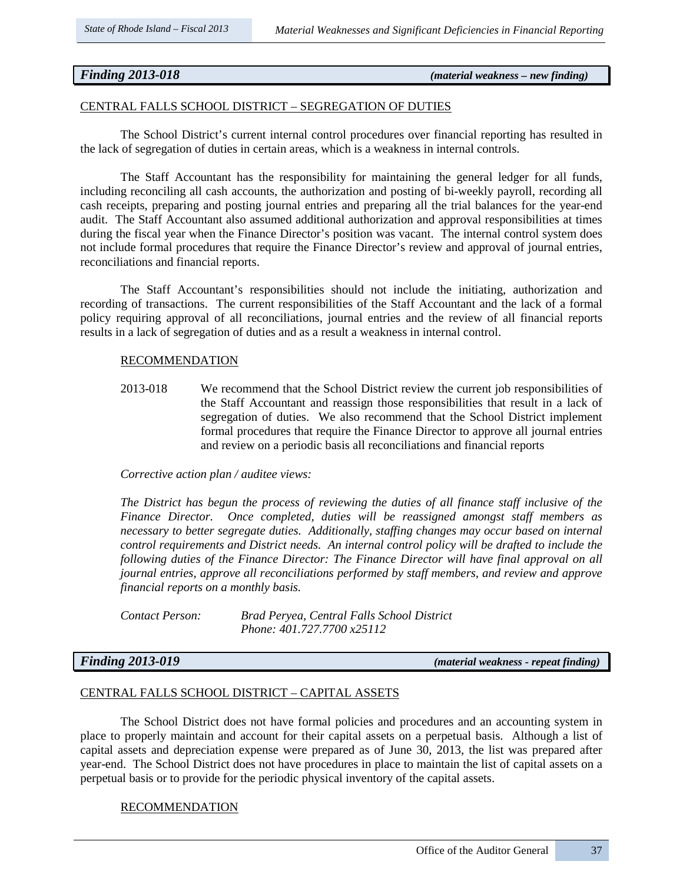## *Finding 2013-018* *(material weakness – new finding)*

CENTRAL FALLS SCHOOL DISTRICT – SEGREGATION OF DUTIES

The School District's current internal control procedures over financial reporting has resulted in the lack of segregation of duties in certain areas, which is a weakness in internal controls.

The Staff Accountant has the responsibility for maintaining the general ledger for all funds, including reconciling all cash accounts, the authorization and posting of bi-weekly payroll, recording all cash receipts, preparing and posting journal entries and preparing all the trial balances for the year-end audit. The Staff Accountant also assumed additional authorization and approval responsibilities at times during the fiscal year when the Finance Director's position was vacant. The internal control system does not include formal procedures that require the Finance Director's review and approval of journal entries, reconciliations and financial reports.

The Staff Accountant's responsibilities should not include the initiating, authorization and recording of transactions. The current responsibilities of the Staff Accountant and the lack of a formal policy requiring approval of all reconciliations, journal entries and the review of all financial reports results in a lack of segregation of duties and as a result a weakness in internal control.

RECOMMENDATION

2013-018 We recommend that the School District review the current job responsibilities of the Staff Accountant and reassign those responsibilities that result in a lack of segregation of duties. We also recommend that the School District implement formal procedures that require the Finance Director to approve all journal entries and review on a periodic basis all reconciliations and financial reports

*Corrective action plan / auditee views:*

*The District has begun the process of reviewing the duties of all finance staff inclusive of the Finance Director. Once completed, duties will be reassigned amongst staff members as necessary to better segregate duties. Additionally, staffing changes may occur based on internal control requirements and District needs. An internal control policy will be drafted to include the following duties of the Finance Director: The Finance Director will have final approval on all journal entries, approve all reconciliations performed by staff members, and review and approve financial reports on a monthly basis.*

*Contact Person:* *Brad Peryea, Central Falls School District*
*Phone: 401.727.7700 x25112*

## *Finding 2013-019* *(material weakness - repeat finding)*

CENTRAL FALLS SCHOOL DISTRICT – CAPITAL ASSETS

The School District does not have formal policies and procedures and an accounting system in place to properly maintain and account for their capital assets on a perpetual basis. Although a list of capital assets and depreciation expense were prepared as of June 30, 2013, the list was prepared after year-end. The School District does not have procedures in place to maintain the list of capital assets on a perpetual basis or to provide for the periodic physical inventory of the capital assets.

RECOMMENDATION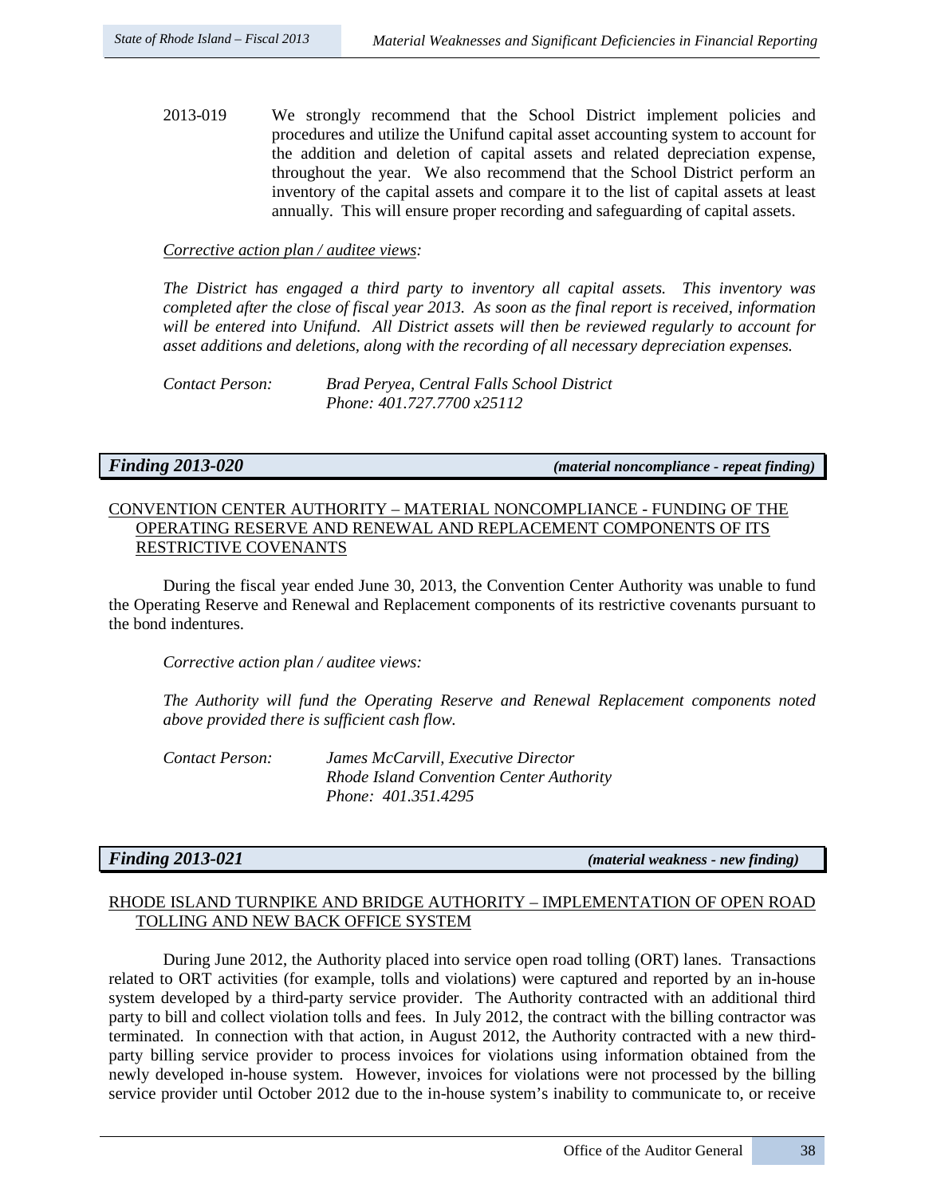2013-019 We strongly recommend that the School District implement policies and procedures and utilize the Unifund capital asset accounting system to account for the addition and deletion of capital assets and related depreciation expense, throughout the year. We also recommend that the School District perform an inventory of the capital assets and compare it to the list of capital assets at least annually. This will ensure proper recording and safeguarding of capital assets.

*Corrective action plan / auditee views:*

*The District has engaged a third party to inventory all capital assets. This inventory was completed after the close of fiscal year 2013. As soon as the final report is received, information will be entered into Unifund. All District assets will then be reviewed regularly to account for asset additions and deletions, along with the recording of all necessary depreciation expenses.*

*Contact Person:* *Brad Peryea, Central Falls School District*
*Phone: 401.727.7700 x25112*

### *Finding 2013-020* *(material noncompliance - repeat finding)*

CONVENTION CENTER AUTHORITY – MATERIAL NONCOMPLIANCE - FUNDING OF THE OPERATING RESERVE AND RENEWAL AND REPLACEMENT COMPONENTS OF ITS RESTRICTIVE COVENANTS

During the fiscal year ended June 30, 2013, the Convention Center Authority was unable to fund the Operating Reserve and Renewal and Replacement components of its restrictive covenants pursuant to the bond indentures.

*Corrective action plan / auditee views:*

*The Authority will fund the Operating Reserve and Renewal Replacement components noted above provided there is sufficient cash flow.*

*Contact Person:* *James McCarvill, Executive Director*
*Rhode Island Convention Center Authority*
*Phone: 401.351.4295*

### *Finding 2013-021* *(material weakness - new finding)*

RHODE ISLAND TURNPIKE AND BRIDGE AUTHORITY – IMPLEMENTATION OF OPEN ROAD TOLLING AND NEW BACK OFFICE SYSTEM

During June 2012, the Authority placed into service open road tolling (ORT) lanes. Transactions related to ORT activities (for example, tolls and violations) were captured and reported by an in-house system developed by a third-party service provider. The Authority contracted with an additional third party to bill and collect violation tolls and fees. In July 2012, the contract with the billing contractor was terminated. In connection with that action, in August 2012, the Authority contracted with a new third-party billing service provider to process invoices for violations using information obtained from the newly developed in-house system. However, invoices for violations were not processed by the billing service provider until October 2012 due to the in-house system's inability to communicate to, or receive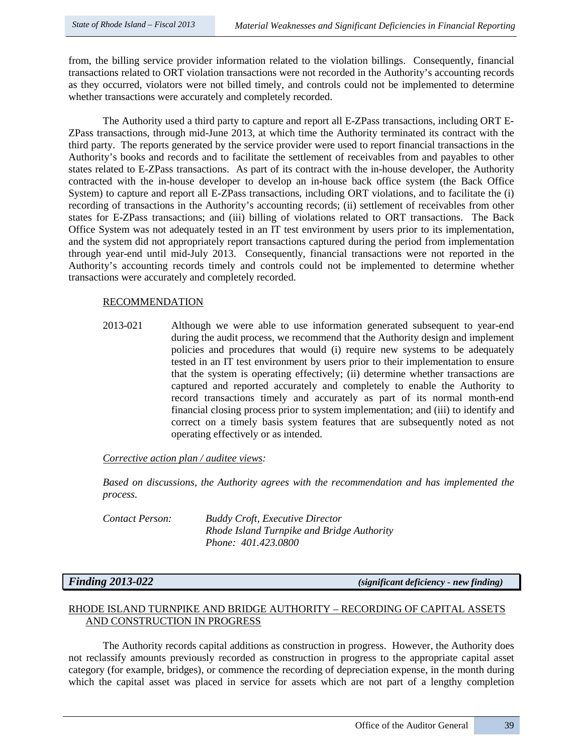from, the billing service provider information related to the violation billings. Consequently, financial transactions related to ORT violation transactions were not recorded in the Authority's accounting records as they occurred, violators were not billed timely, and controls could not be implemented to determine whether transactions were accurately and completely recorded.

The Authority used a third party to capture and report all E-ZPass transactions, including ORT E-ZPass transactions, through mid-June 2013, at which time the Authority terminated its contract with the third party. The reports generated by the service provider were used to report financial transactions in the Authority's books and records and to facilitate the settlement of receivables from and payables to other states related to E-ZPass transactions. As part of its contract with the in-house developer, the Authority contracted with the in-house developer to develop an in-house back office system (the Back Office System) to capture and report all E-ZPass transactions, including ORT violations, and to facilitate the (i) recording of transactions in the Authority's accounting records; (ii) settlement of receivables from other states for E-ZPass transactions; and (iii) billing of violations related to ORT transactions. The Back Office System was not adequately tested in an IT test environment by users prior to its implementation, and the system did not appropriately report transactions captured during the period from implementation through year-end until mid-July 2013. Consequently, financial transactions were not reported in the Authority's accounting records timely and controls could not be implemented to determine whether transactions were accurately and completely recorded.

RECOMMENDATION

2013-021 Although we were able to use information generated subsequent to year-end during the audit process, we recommend that the Authority design and implement policies and procedures that would (i) require new systems to be adequately tested in an IT test environment by users prior to their implementation to ensure that the system is operating effectively; (ii) determine whether transactions are captured and reported accurately and completely to enable the Authority to record transactions timely and accurately as part of its normal month-end financial closing process prior to system implementation; and (iii) to identify and correct on a timely basis system features that are subsequently noted as not operating effectively or as intended.

*Corrective action plan / auditee views:*

*Based on discussions, the Authority agrees with the recommendation and has implemented the process.*

*Contact Person: Buddy Croft, Executive Director*
*Rhode Island Turnpike and Bridge Authority*
*Phone: 401.423.0800*

## *Finding 2013-022* *(significant deficiency - new finding)*

RHODE ISLAND TURNPIKE AND BRIDGE AUTHORITY – RECORDING OF CAPITAL ASSETS AND CONSTRUCTION IN PROGRESS

The Authority records capital additions as construction in progress. However, the Authority does not reclassify amounts previously recorded as construction in progress to the appropriate capital asset category (for example, bridges), or commence the recording of depreciation expense, in the month during which the capital asset was placed in service for assets which are not part of a lengthy completion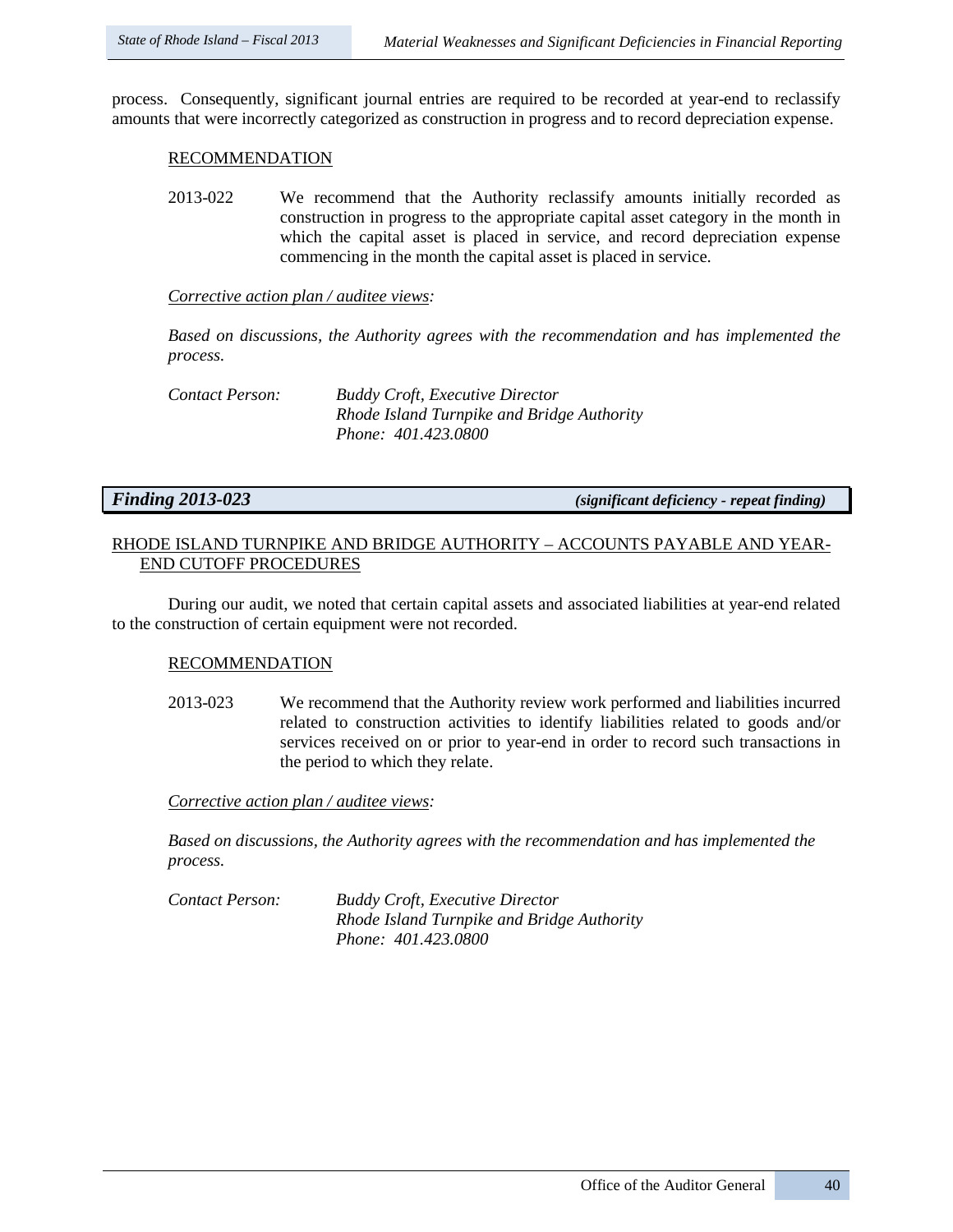process. Consequently, significant journal entries are required to be recorded at year-end to reclassify amounts that were incorrectly categorized as construction in progress and to record depreciation expense.

RECOMMENDATION

2013-022 We recommend that the Authority reclassify amounts initially recorded as construction in progress to the appropriate capital asset category in the month in which the capital asset is placed in service, and record depreciation expense commencing in the month the capital asset is placed in service.

*Corrective action plan / auditee views:*

*Based on discussions, the Authority agrees with the recommendation and has implemented the process.*

*Contact Person: Buddy Croft, Executive Director*
*Rhode Island Turnpike and Bridge Authority*
*Phone: 401.423.0800*

### *Finding 2013-023* *(significant deficiency - repeat finding)*

RHODE ISLAND TURNPIKE AND BRIDGE AUTHORITY – ACCOUNTS PAYABLE AND YEAR-END CUTOFF PROCEDURES

During our audit, we noted that certain capital assets and associated liabilities at year-end related to the construction of certain equipment were not recorded.

RECOMMENDATION

2013-023 We recommend that the Authority review work performed and liabilities incurred related to construction activities to identify liabilities related to goods and/or services received on or prior to year-end in order to record such transactions in the period to which they relate.

*Corrective action plan / auditee views:*

*Based on discussions, the Authority agrees with the recommendation and has implemented the process.*

*Contact Person: Buddy Croft, Executive Director*
*Rhode Island Turnpike and Bridge Authority*
*Phone: 401.423.0800*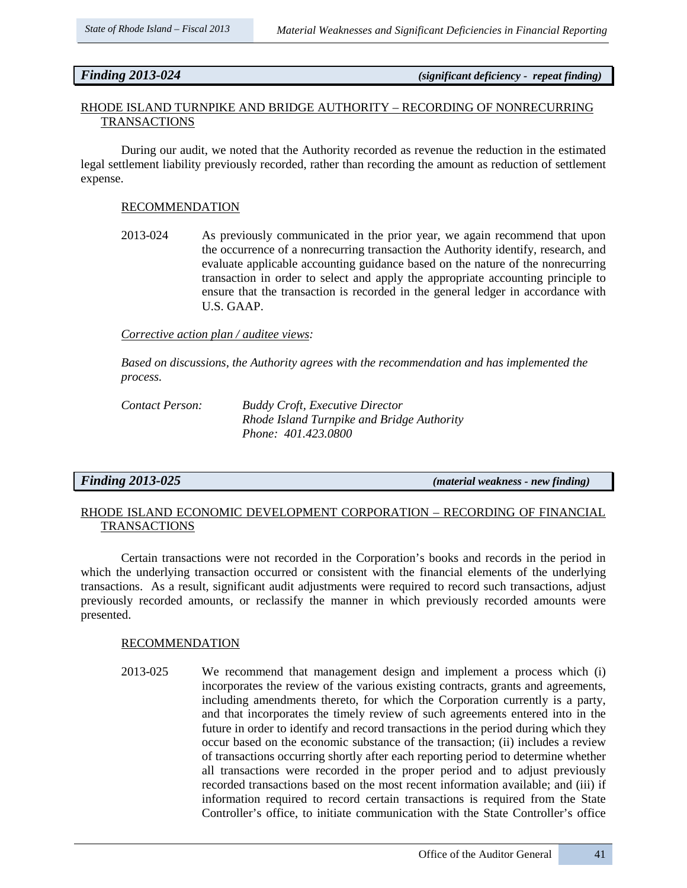**_Finding 2013-024_** ***(significant deficiency - repeat finding)***

RHODE ISLAND TURNPIKE AND BRIDGE AUTHORITY – RECORDING OF NONRECURRING TRANSACTIONS

During our audit, we noted that the Authority recorded as revenue the reduction in the estimated legal settlement liability previously recorded, rather than recording the amount as reduction of settlement expense.

RECOMMENDATION

2013-024 As previously communicated in the prior year, we again recommend that upon the occurrence of a nonrecurring transaction the Authority identify, research, and evaluate applicable accounting guidance based on the nature of the nonrecurring transaction in order to select and apply the appropriate accounting principle to ensure that the transaction is recorded in the general ledger in accordance with U.S. GAAP.

*Corrective action plan / auditee views:*

*Based on discussions, the Authority agrees with the recommendation and has implemented the process.*

*Contact Person: Buddy Croft, Executive Director*
*Rhode Island Turnpike and Bridge Authority*
*Phone: 401.423.0800*

**_Finding 2013-025_** ***(material weakness - new finding)***

RHODE ISLAND ECONOMIC DEVELOPMENT CORPORATION – RECORDING OF FINANCIAL TRANSACTIONS

Certain transactions were not recorded in the Corporation's books and records in the period in which the underlying transaction occurred or consistent with the financial elements of the underlying transactions. As a result, significant audit adjustments were required to record such transactions, adjust previously recorded amounts, or reclassify the manner in which previously recorded amounts were presented.

RECOMMENDATION

2013-025 We recommend that management design and implement a process which (i) incorporates the review of the various existing contracts, grants and agreements, including amendments thereto, for which the Corporation currently is a party, and that incorporates the timely review of such agreements entered into in the future in order to identify and record transactions in the period during which they occur based on the economic substance of the transaction; (ii) includes a review of transactions occurring shortly after each reporting period to determine whether all transactions were recorded in the proper period and to adjust previously recorded transactions based on the most recent information available; and (iii) if information required to record certain transactions is required from the State Controller's office, to initiate communication with the State Controller's office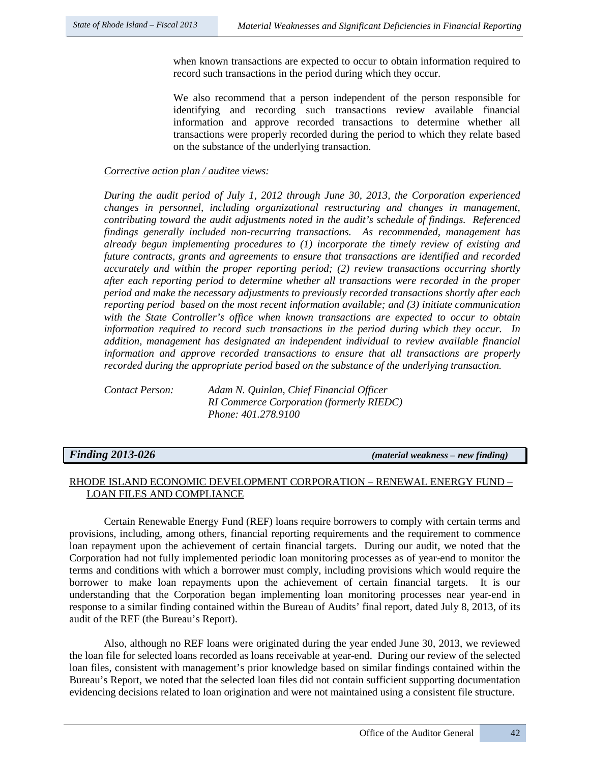when known transactions are expected to occur to obtain information required to record such transactions in the period during which they occur.

We also recommend that a person independent of the person responsible for identifying and recording such transactions review available financial information and approve recorded transactions to determine whether all transactions were properly recorded during the period to which they relate based on the substance of the underlying transaction.

*Corrective action plan / auditee views:*

*During the audit period of July 1, 2012 through June 30, 2013, the Corporation experienced changes in personnel, including organizational restructuring and changes in management, contributing toward the audit adjustments noted in the audit's schedule of findings. Referenced findings generally included non-recurring transactions. As recommended, management has already begun implementing procedures to (1) incorporate the timely review of existing and future contracts, grants and agreements to ensure that transactions are identified and recorded accurately and within the proper reporting period; (2) review transactions occurring shortly after each reporting period to determine whether all transactions were recorded in the proper period and make the necessary adjustments to previously recorded transactions shortly after each reporting period based on the most recent information available; and (3) initiate communication with the State Controller's office when known transactions are expected to occur to obtain information required to record such transactions in the period during which they occur. In addition, management has designated an independent individual to review available financial information and approve recorded transactions to ensure that all transactions are properly recorded during the appropriate period based on the substance of the underlying transaction.*

*Contact Person:* *Adam N. Quinlan, Chief Financial Officer*
*RI Commerce Corporation (formerly RIEDC)*
*Phone: 401.278.9100*

## *Finding 2013-026* *(material weakness – new finding)*

RHODE ISLAND ECONOMIC DEVELOPMENT CORPORATION – RENEWAL ENERGY FUND – LOAN FILES AND COMPLIANCE

Certain Renewable Energy Fund (REF) loans require borrowers to comply with certain terms and provisions, including, among others, financial reporting requirements and the requirement to commence loan repayment upon the achievement of certain financial targets. During our audit, we noted that the Corporation had not fully implemented periodic loan monitoring processes as of year-end to monitor the terms and conditions with which a borrower must comply, including provisions which would require the borrower to make loan repayments upon the achievement of certain financial targets. It is our understanding that the Corporation began implementing loan monitoring processes near year-end in response to a similar finding contained within the Bureau of Audits' final report, dated July 8, 2013, of its audit of the REF (the Bureau's Report).

Also, although no REF loans were originated during the year ended June 30, 2013, we reviewed the loan file for selected loans recorded as loans receivable at year-end. During our review of the selected loan files, consistent with management's prior knowledge based on similar findings contained within the Bureau's Report, we noted that the selected loan files did not contain sufficient supporting documentation evidencing decisions related to loan origination and were not maintained using a consistent file structure.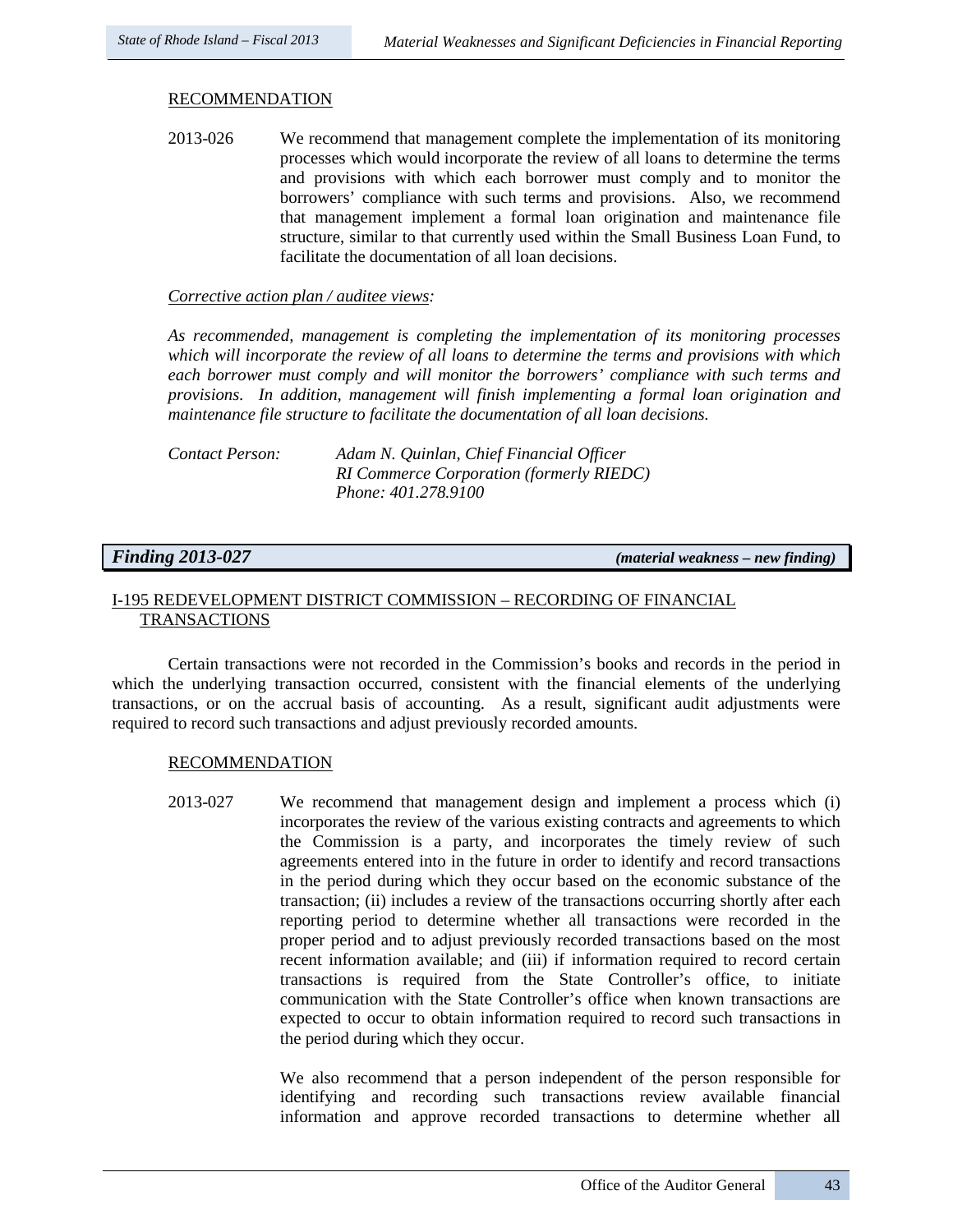RECOMMENDATION

2013-026 We recommend that management complete the implementation of its monitoring processes which would incorporate the review of all loans to determine the terms and provisions with which each borrower must comply and to monitor the borrowers' compliance with such terms and provisions. Also, we recommend that management implement a formal loan origination and maintenance file structure, similar to that currently used within the Small Business Loan Fund, to facilitate the documentation of all loan decisions.

*Corrective action plan / auditee views:*

*As recommended, management is completing the implementation of its monitoring processes which will incorporate the review of all loans to determine the terms and provisions with which each borrower must comply and will monitor the borrowers' compliance with such terms and provisions. In addition, management will finish implementing a formal loan origination and maintenance file structure to facilitate the documentation of all loan decisions.*

*Contact Person: Adam N. Quinlan, Chief Financial Officer*
*RI Commerce Corporation (formerly RIEDC)*
*Phone: 401.278.9100*

## *Finding 2013-027* *(material weakness – new finding)*

I-195 REDEVELOPMENT DISTRICT COMMISSION – RECORDING OF FINANCIAL TRANSACTIONS

Certain transactions were not recorded in the Commission's books and records in the period in which the underlying transaction occurred, consistent with the financial elements of the underlying transactions, or on the accrual basis of accounting. As a result, significant audit adjustments were required to record such transactions and adjust previously recorded amounts.

RECOMMENDATION

2013-027 We recommend that management design and implement a process which (i) incorporates the review of the various existing contracts and agreements to which the Commission is a party, and incorporates the timely review of such agreements entered into in the future in order to identify and record transactions in the period during which they occur based on the economic substance of the transaction; (ii) includes a review of the transactions occurring shortly after each reporting period to determine whether all transactions were recorded in the proper period and to adjust previously recorded transactions based on the most recent information available; and (iii) if information required to record certain transactions is required from the State Controller's office, to initiate communication with the State Controller's office when known transactions are expected to occur to obtain information required to record such transactions in the period during which they occur.

We also recommend that a person independent of the person responsible for identifying and recording such transactions review available financial information and approve recorded transactions to determine whether all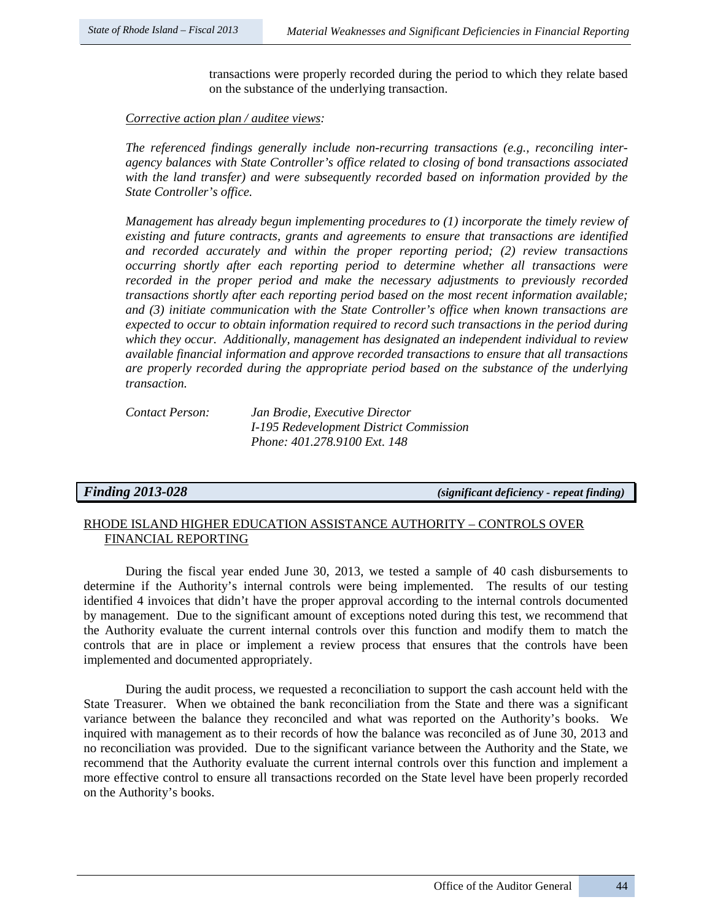transactions were properly recorded during the period to which they relate based on the substance of the underlying transaction.

*Corrective action plan / auditee views:*

*The referenced findings generally include non-recurring transactions (e.g., reconciling inter-agency balances with State Controller's office related to closing of bond transactions associated with the land transfer) and were subsequently recorded based on information provided by the State Controller's office.*

*Management has already begun implementing procedures to (1) incorporate the timely review of existing and future contracts, grants and agreements to ensure that transactions are identified and recorded accurately and within the proper reporting period; (2) review transactions occurring shortly after each reporting period to determine whether all transactions were recorded in the proper period and make the necessary adjustments to previously recorded transactions shortly after each reporting period based on the most recent information available; and (3) initiate communication with the State Controller's office when known transactions are expected to occur to obtain information required to record such transactions in the period during which they occur. Additionally, management has designated an independent individual to review available financial information and approve recorded transactions to ensure that all transactions are properly recorded during the appropriate period based on the substance of the underlying transaction.*

*Contact Person:* *Jan Brodie, Executive Director*
*I-195 Redevelopment District Commission*
*Phone: 401.278.9100 Ext. 148*

## *Finding 2013-028* *(significant deficiency - repeat finding)*

### RHODE ISLAND HIGHER EDUCATION ASSISTANCE AUTHORITY – CONTROLS OVER FINANCIAL REPORTING

During the fiscal year ended June 30, 2013, we tested a sample of 40 cash disbursements to determine if the Authority's internal controls were being implemented. The results of our testing identified 4 invoices that didn't have the proper approval according to the internal controls documented by management. Due to the significant amount of exceptions noted during this test, we recommend that the Authority evaluate the current internal controls over this function and modify them to match the controls that are in place or implement a review process that ensures that the controls have been implemented and documented appropriately.

During the audit process, we requested a reconciliation to support the cash account held with the State Treasurer. When we obtained the bank reconciliation from the State and there was a significant variance between the balance they reconciled and what was reported on the Authority's books. We inquired with management as to their records of how the balance was reconciled as of June 30, 2013 and no reconciliation was provided. Due to the significant variance between the Authority and the State, we recommend that the Authority evaluate the current internal controls over this function and implement a more effective control to ensure all transactions recorded on the State level have been properly recorded on the Authority's books.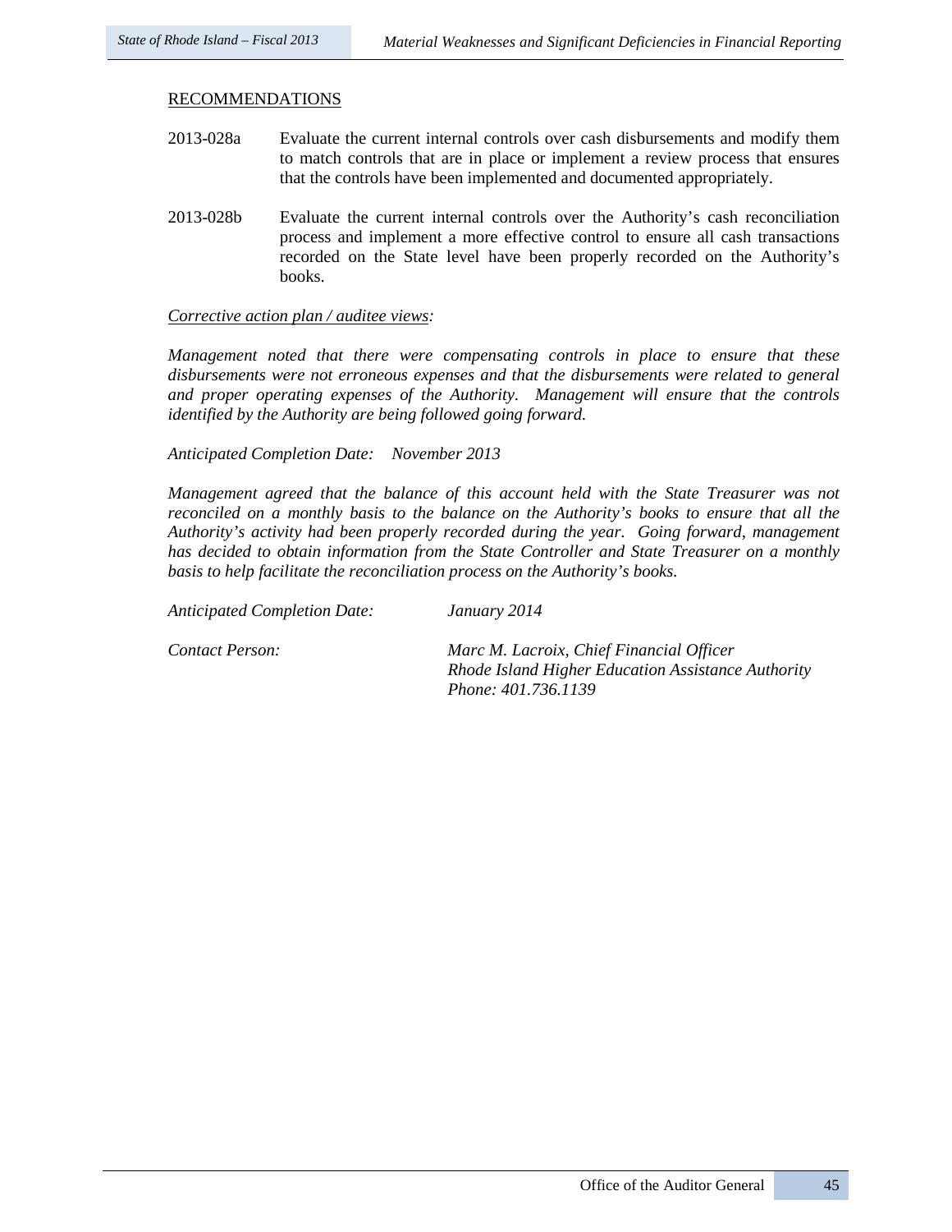RECOMMENDATIONS

2013-028a Evaluate the current internal controls over cash disbursements and modify them to match controls that are in place or implement a review process that ensures that the controls have been implemented and documented appropriately.

2013-028b Evaluate the current internal controls over the Authority's cash reconciliation process and implement a more effective control to ensure all cash transactions recorded on the State level have been properly recorded on the Authority's books.

*Corrective action plan / auditee views:*

*Management noted that there were compensating controls in place to ensure that these disbursements were not erroneous expenses and that the disbursements were related to general and proper operating expenses of the Authority. Management will ensure that the controls identified by the Authority are being followed going forward.*

*Anticipated Completion Date: November 2013*

*Management agreed that the balance of this account held with the State Treasurer was not reconciled on a monthly basis to the balance on the Authority's books to ensure that all the Authority's activity had been properly recorded during the year. Going forward, management has decided to obtain information from the State Controller and State Treasurer on a monthly basis to help facilitate the reconciliation process on the Authority's books.*

*Anticipated Completion Date: January 2014*

*Contact Person: Marc M. Lacroix, Chief Financial Officer*
*Rhode Island Higher Education Assistance Authority*
*Phone: 401.736.1139*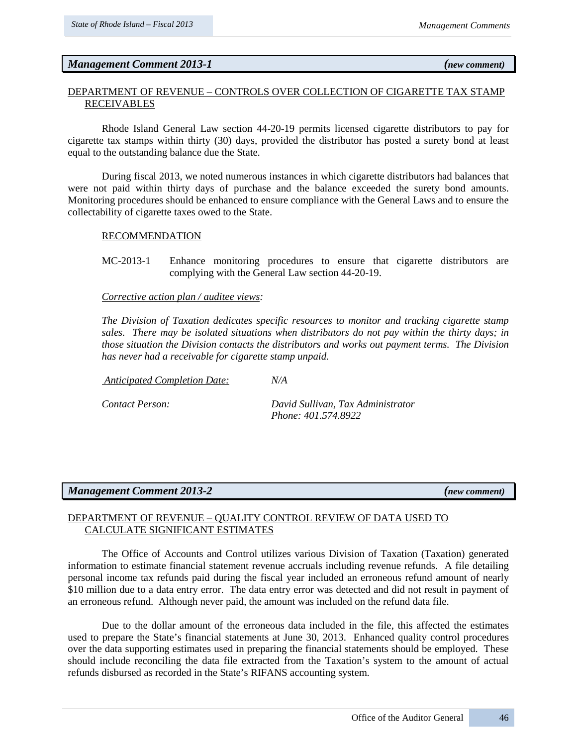## *Management Comment 2013-1* *(new comment)*

DEPARTMENT OF REVENUE – CONTROLS OVER COLLECTION OF CIGARETTE TAX STAMP RECEIVABLES

Rhode Island General Law section 44-20-19 permits licensed cigarette distributors to pay for cigarette tax stamps within thirty (30) days, provided the distributor has posted a surety bond at least equal to the outstanding balance due the State.

During fiscal 2013, we noted numerous instances in which cigarette distributors had balances that were not paid within thirty days of purchase and the balance exceeded the surety bond amounts. Monitoring procedures should be enhanced to ensure compliance with the General Laws and to ensure the collectability of cigarette taxes owed to the State.

RECOMMENDATION

MC-2013-1 Enhance monitoring procedures to ensure that cigarette distributors are complying with the General Law section 44-20-19.

*Corrective action plan / auditee views:*

*The Division of Taxation dedicates specific resources to monitor and tracking cigarette stamp sales. There may be isolated situations when distributors do not pay within the thirty days; in those situation the Division contacts the distributors and works out payment terms. The Division has never had a receivable for cigarette stamp unpaid.*

*Anticipated Completion Date:* *N/A*

*Contact Person:* *David Sullivan, Tax Administrator*
*Phone: 401.574.8922*

## *Management Comment 2013-2* *(new comment)*

DEPARTMENT OF REVENUE – QUALITY CONTROL REVIEW OF DATA USED TO CALCULATE SIGNIFICANT ESTIMATES

The Office of Accounts and Control utilizes various Division of Taxation (Taxation) generated information to estimate financial statement revenue accruals including revenue refunds. A file detailing personal income tax refunds paid during the fiscal year included an erroneous refund amount of nearly $10 million due to a data entry error. The data entry error was detected and did not result in payment of an erroneous refund. Although never paid, the amount was included on the refund data file.

Due to the dollar amount of the erroneous data included in the file, this affected the estimates used to prepare the State's financial statements at June 30, 2013. Enhanced quality control procedures over the data supporting estimates used in preparing the financial statements should be employed. These should include reconciling the data file extracted from the Taxation's system to the amount of actual refunds disbursed as recorded in the State's RIFANS accounting system.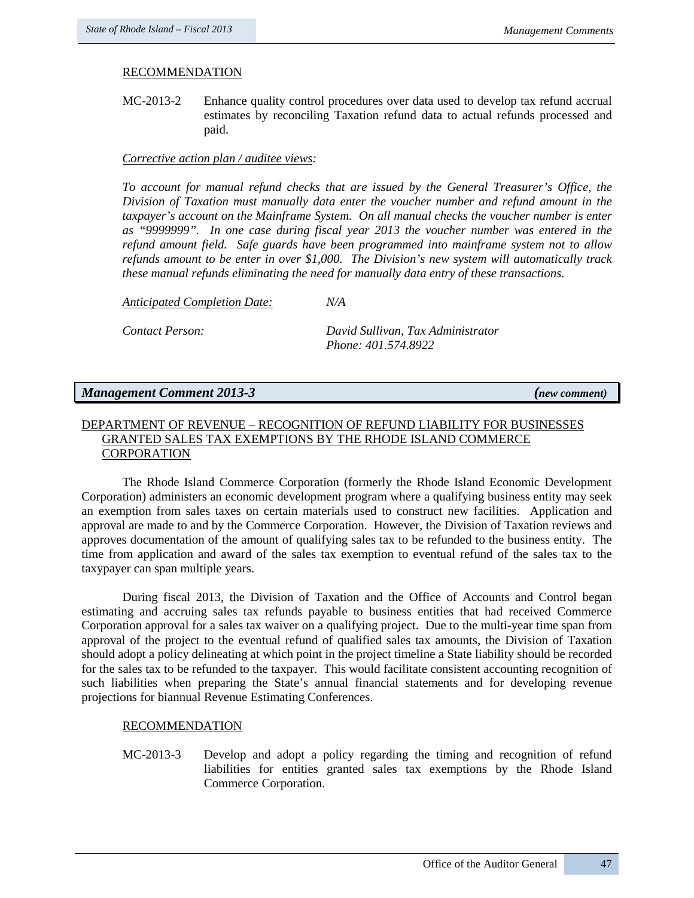RECOMMENDATION

MC-2013-2 Enhance quality control procedures over data used to develop tax refund accrual estimates by reconciling Taxation refund data to actual refunds processed and paid.

*Corrective action plan / auditee views:*

*To account for manual refund checks that are issued by the General Treasurer's Office, the Division of Taxation must manually data enter the voucher number and refund amount in the taxpayer's account on the Mainframe System. On all manual checks the voucher number is enter as "9999999". In one case during fiscal year 2013 the voucher number was entered in the refund amount field. Safe guards have been programmed into mainframe system not to allow refunds amount to be enter in over $1,000. The Division's new system will automatically track these manual refunds eliminating the need for manually data entry of these transactions.*

*Anticipated Completion Date:* *N/A*

*Contact Person:* *David Sullivan, Tax Administrator*
*Phone: 401.574.8922*

## Management Comment 2013-3 *(new comment)*

DEPARTMENT OF REVENUE – RECOGNITION OF REFUND LIABILITY FOR BUSINESSES GRANTED SALES TAX EXEMPTIONS BY THE RHODE ISLAND COMMERCE CORPORATION

The Rhode Island Commerce Corporation (formerly the Rhode Island Economic Development Corporation) administers an economic development program where a qualifying business entity may seek an exemption from sales taxes on certain materials used to construct new facilities. Application and approval are made to and by the Commerce Corporation. However, the Division of Taxation reviews and approves documentation of the amount of qualifying sales tax to be refunded to the business entity. The time from application and award of the sales tax exemption to eventual refund of the sales tax to the taxypayer can span multiple years.

During fiscal 2013, the Division of Taxation and the Office of Accounts and Control began estimating and accruing sales tax refunds payable to business entities that had received Commerce Corporation approval for a sales tax waiver on a qualifying project. Due to the multi-year time span from approval of the project to the eventual refund of qualified sales tax amounts, the Division of Taxation should adopt a policy delineating at which point in the project timeline a State liability should be recorded for the sales tax to be refunded to the taxpayer. This would facilitate consistent accounting recognition of such liabilities when preparing the State's annual financial statements and for developing revenue projections for biannual Revenue Estimating Conferences.

RECOMMENDATION

MC-2013-3 Develop and adopt a policy regarding the timing and recognition of refund liabilities for entities granted sales tax exemptions by the Rhode Island Commerce Corporation.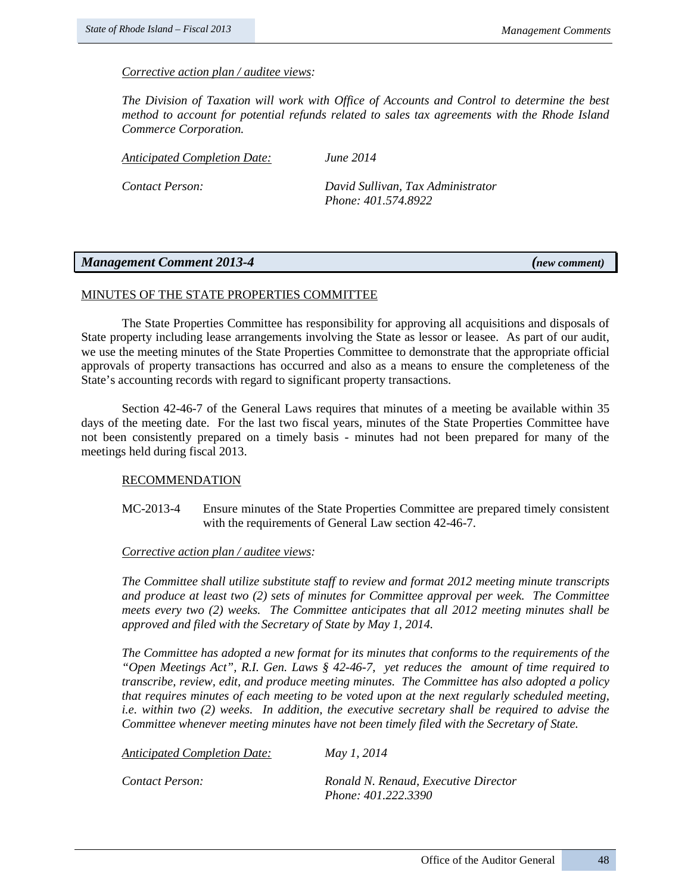*Corrective action plan / auditee views:*

*The Division of Taxation will work with Office of Accounts and Control to determine the best method to account for potential refunds related to sales tax agreements with the Rhode Island Commerce Corporation.*

*Anticipated Completion Date:* *June 2014*

*Contact Person:* *David Sullivan, Tax Administrator*
*Phone: 401.574.8922*

## *Management Comment 2013-4* *(new comment)*

MINUTES OF THE STATE PROPERTIES COMMITTEE

The State Properties Committee has responsibility for approving all acquisitions and disposals of State property including lease arrangements involving the State as lessor or leasee. As part of our audit, we use the meeting minutes of the State Properties Committee to demonstrate that the appropriate official approvals of property transactions has occurred and also as a means to ensure the completeness of the State's accounting records with regard to significant property transactions.

Section 42-46-7 of the General Laws requires that minutes of a meeting be available within 35 days of the meeting date. For the last two fiscal years, minutes of the State Properties Committee have not been consistently prepared on a timely basis - minutes had not been prepared for many of the meetings held during fiscal 2013.

RECOMMENDATION

MC-2013-4 Ensure minutes of the State Properties Committee are prepared timely consistent with the requirements of General Law section 42-46-7.

*Corrective action plan / auditee views:*

*The Committee shall utilize substitute staff to review and format 2012 meeting minute transcripts and produce at least two (2) sets of minutes for Committee approval per week. The Committee meets every two (2) weeks. The Committee anticipates that all 2012 meeting minutes shall be approved and filed with the Secretary of State by May 1, 2014.*

*The Committee has adopted a new format for its minutes that conforms to the requirements of the "Open Meetings Act", R.I. Gen. Laws § 42-46-7, yet reduces the amount of time required to transcribe, review, edit, and produce meeting minutes. The Committee has also adopted a policy that requires minutes of each meeting to be voted upon at the next regularly scheduled meeting, i.e. within two (2) weeks. In addition, the executive secretary shall be required to advise the Committee whenever meeting minutes have not been timely filed with the Secretary of State.*

*Anticipated Completion Date:* *May 1, 2014*

*Contact Person:* *Ronald N. Renaud, Executive Director*
*Phone: 401.222.3390*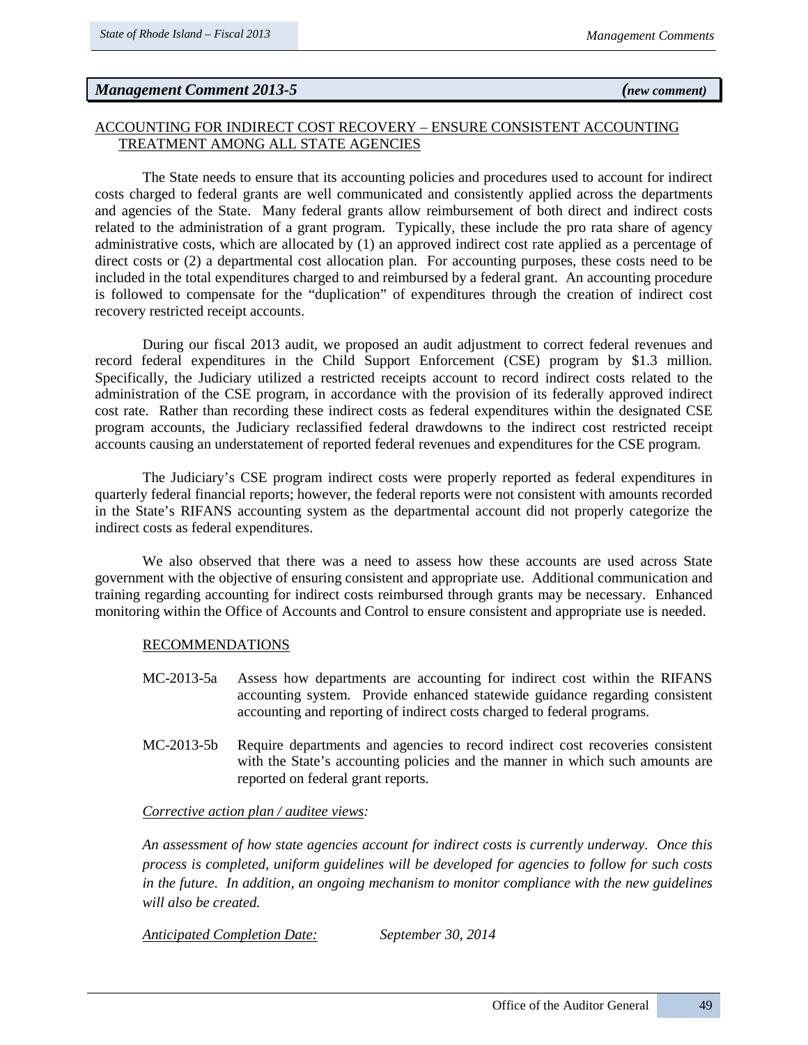## *Management Comment 2013-5* *(new comment)*

ACCOUNTING FOR INDIRECT COST RECOVERY – ENSURE CONSISTENT ACCOUNTING TREATMENT AMONG ALL STATE AGENCIES

The State needs to ensure that its accounting policies and procedures used to account for indirect costs charged to federal grants are well communicated and consistently applied across the departments and agencies of the State. Many federal grants allow reimbursement of both direct and indirect costs related to the administration of a grant program. Typically, these include the pro rata share of agency administrative costs, which are allocated by (1) an approved indirect cost rate applied as a percentage of direct costs or (2) a departmental cost allocation plan. For accounting purposes, these costs need to be included in the total expenditures charged to and reimbursed by a federal grant. An accounting procedure is followed to compensate for the "duplication" of expenditures through the creation of indirect cost recovery restricted receipt accounts.

During our fiscal 2013 audit, we proposed an audit adjustment to correct federal revenues and record federal expenditures in the Child Support Enforcement (CSE) program by $1.3 million. Specifically, the Judiciary utilized a restricted receipts account to record indirect costs related to the administration of the CSE program, in accordance with the provision of its federally approved indirect cost rate. Rather than recording these indirect costs as federal expenditures within the designated CSE program accounts, the Judiciary reclassified federal drawdowns to the indirect cost restricted receipt accounts causing an understatement of reported federal revenues and expenditures for the CSE program.

The Judiciary's CSE program indirect costs were properly reported as federal expenditures in quarterly federal financial reports; however, the federal reports were not consistent with amounts recorded in the State's RIFANS accounting system as the departmental account did not properly categorize the indirect costs as federal expenditures.

We also observed that there was a need to assess how these accounts are used across State government with the objective of ensuring consistent and appropriate use. Additional communication and training regarding accounting for indirect costs reimbursed through grants may be necessary. Enhanced monitoring within the Office of Accounts and Control to ensure consistent and appropriate use is needed.

RECOMMENDATIONS

MC-2013-5a Assess how departments are accounting for indirect cost within the RIFANS accounting system. Provide enhanced statewide guidance regarding consistent accounting and reporting of indirect costs charged to federal programs.

MC-2013-5b Require departments and agencies to record indirect cost recoveries consistent with the State's accounting policies and the manner in which such amounts are reported on federal grant reports.

*Corrective action plan / auditee views:*

*An assessment of how state agencies account for indirect costs is currently underway. Once this process is completed, uniform guidelines will be developed for agencies to follow for such costs in the future. In addition, an ongoing mechanism to monitor compliance with the new guidelines will also be created.*

*Anticipated Completion Date:* *September 30, 2014*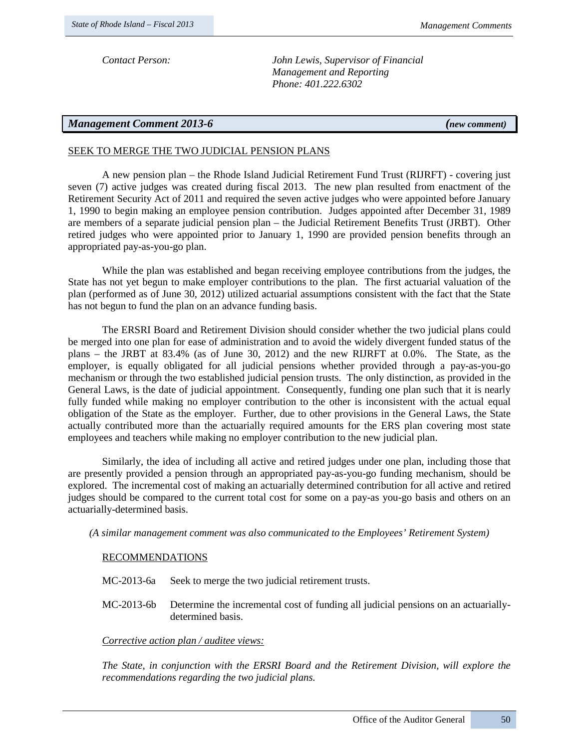*Contact Person:* *John Lewis, Supervisor of Financial Management and Reporting*
*Phone: 401.222.6302*

## *Management Comment 2013-6* *(new comment)*

SEEK TO MERGE THE TWO JUDICIAL PENSION PLANS

A new pension plan – the Rhode Island Judicial Retirement Fund Trust (RIJRFT) - covering just seven (7) active judges was created during fiscal 2013. The new plan resulted from enactment of the Retirement Security Act of 2011 and required the seven active judges who were appointed before January 1, 1990 to begin making an employee pension contribution. Judges appointed after December 31, 1989 are members of a separate judicial pension plan – the Judicial Retirement Benefits Trust (JRBT). Other retired judges who were appointed prior to January 1, 1990 are provided pension benefits through an appropriated pay-as-you-go plan.

While the plan was established and began receiving employee contributions from the judges, the State has not yet begun to make employer contributions to the plan. The first actuarial valuation of the plan (performed as of June 30, 2012) utilized actuarial assumptions consistent with the fact that the State has not begun to fund the plan on an advance funding basis.

The ERSRI Board and Retirement Division should consider whether the two judicial plans could be merged into one plan for ease of administration and to avoid the widely divergent funded status of the plans – the JRBT at 83.4% (as of June 30, 2012) and the new RIJRFT at 0.0%. The State, as the employer, is equally obligated for all judicial pensions whether provided through a pay-as-you-go mechanism or through the two established judicial pension trusts. The only distinction, as provided in the General Laws, is the date of judicial appointment. Consequently, funding one plan such that it is nearly fully funded while making no employer contribution to the other is inconsistent with the actual equal obligation of the State as the employer. Further, due to other provisions in the General Laws, the State actually contributed more than the actuarially required amounts for the ERS plan covering most state employees and teachers while making no employer contribution to the new judicial plan.

Similarly, the idea of including all active and retired judges under one plan, including those that are presently provided a pension through an appropriated pay-as-you-go funding mechanism, should be explored. The incremental cost of making an actuarially determined contribution for all active and retired judges should be compared to the current total cost for some on a pay-as you-go basis and others on an actuarially-determined basis.

*(A similar management comment was also communicated to the Employees' Retirement System)*

RECOMMENDATIONS

MC-2013-6a Seek to merge the two judicial retirement trusts.

MC-2013-6b Determine the incremental cost of funding all judicial pensions on an actuarially-determined basis.

*Corrective action plan / auditee views:*

*The State, in conjunction with the ERSRI Board and the Retirement Division, will explore the recommendations regarding the two judicial plans.*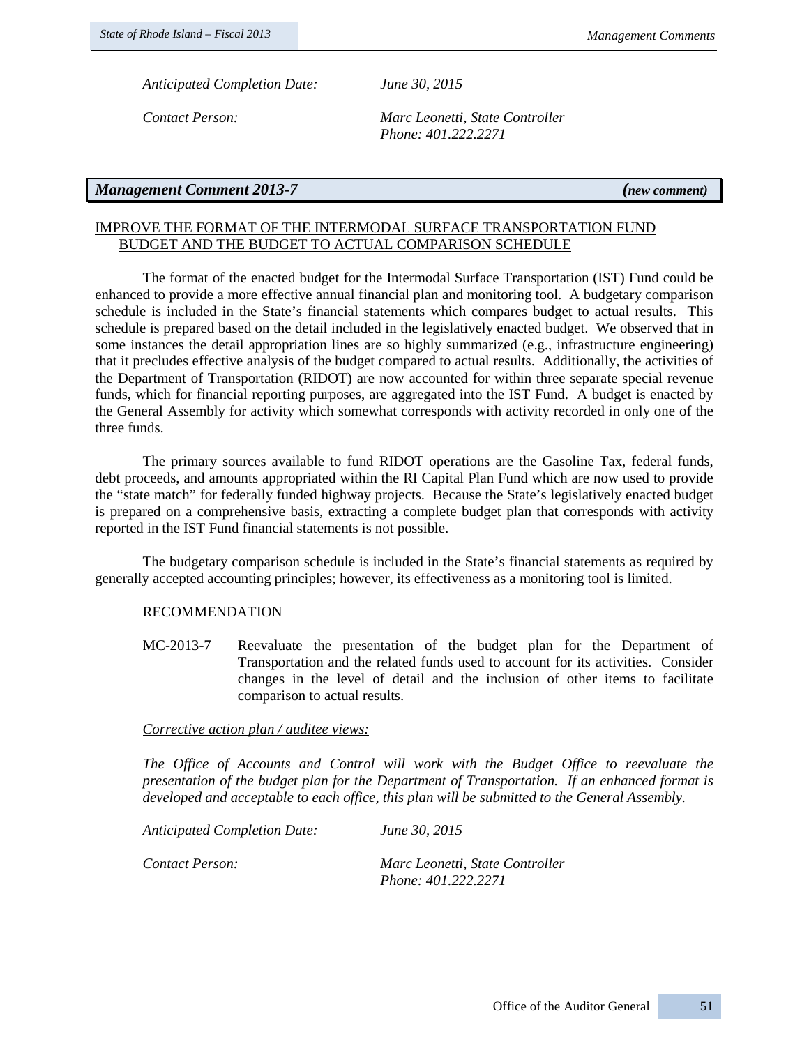*Anticipated Completion Date:* *June 30, 2015*

*Contact Person:* *Marc Leonetti, State Controller*
*Phone: 401.222.2271*

## *Management Comment 2013-7* *(new comment)*

IMPROVE THE FORMAT OF THE INTERMODAL SURFACE TRANSPORTATION FUND BUDGET AND THE BUDGET TO ACTUAL COMPARISON SCHEDULE

The format of the enacted budget for the Intermodal Surface Transportation (IST) Fund could be enhanced to provide a more effective annual financial plan and monitoring tool. A budgetary comparison schedule is included in the State's financial statements which compares budget to actual results. This schedule is prepared based on the detail included in the legislatively enacted budget. We observed that in some instances the detail appropriation lines are so highly summarized (e.g., infrastructure engineering) that it precludes effective analysis of the budget compared to actual results. Additionally, the activities of the Department of Transportation (RIDOT) are now accounted for within three separate special revenue funds, which for financial reporting purposes, are aggregated into the IST Fund. A budget is enacted by the General Assembly for activity which somewhat corresponds with activity recorded in only one of the three funds.

The primary sources available to fund RIDOT operations are the Gasoline Tax, federal funds, debt proceeds, and amounts appropriated within the RI Capital Plan Fund which are now used to provide the "state match" for federally funded highway projects. Because the State's legislatively enacted budget is prepared on a comprehensive basis, extracting a complete budget plan that corresponds with activity reported in the IST Fund financial statements is not possible.

The budgetary comparison schedule is included in the State's financial statements as required by generally accepted accounting principles; however, its effectiveness as a monitoring tool is limited.

RECOMMENDATION

MC-2013-7 Reevaluate the presentation of the budget plan for the Department of Transportation and the related funds used to account for its activities. Consider changes in the level of detail and the inclusion of other items to facilitate comparison to actual results.

*Corrective action plan / auditee views:*

*The Office of Accounts and Control will work with the Budget Office to reevaluate the presentation of the budget plan for the Department of Transportation. If an enhanced format is developed and acceptable to each office, this plan will be submitted to the General Assembly.*

*Anticipated Completion Date:* *June 30, 2015*

*Contact Person:* *Marc Leonetti, State Controller*
*Phone: 401.222.2271*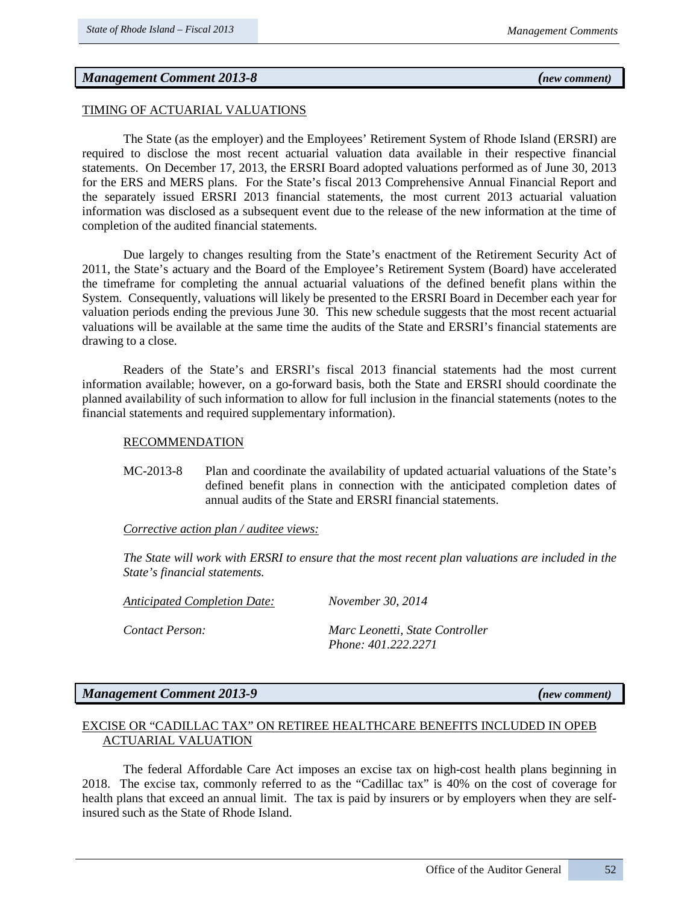## *Management Comment 2013-8* *(new comment)*

TIMING OF ACTUARIAL VALUATIONS

The State (as the employer) and the Employees' Retirement System of Rhode Island (ERSRI) are required to disclose the most recent actuarial valuation data available in their respective financial statements. On December 17, 2013, the ERSRI Board adopted valuations performed as of June 30, 2013 for the ERS and MERS plans. For the State's fiscal 2013 Comprehensive Annual Financial Report and the separately issued ERSRI 2013 financial statements, the most current 2013 actuarial valuation information was disclosed as a subsequent event due to the release of the new information at the time of completion of the audited financial statements.

Due largely to changes resulting from the State's enactment of the Retirement Security Act of 2011, the State's actuary and the Board of the Employee's Retirement System (Board) have accelerated the timeframe for completing the annual actuarial valuations of the defined benefit plans within the System. Consequently, valuations will likely be presented to the ERSRI Board in December each year for valuation periods ending the previous June 30. This new schedule suggests that the most recent actuarial valuations will be available at the same time the audits of the State and ERSRI's financial statements are drawing to a close.

Readers of the State's and ERSRI's fiscal 2013 financial statements had the most current information available; however, on a go-forward basis, both the State and ERSRI should coordinate the planned availability of such information to allow for full inclusion in the financial statements (notes to the financial statements and required supplementary information).

RECOMMENDATION

MC-2013-8 Plan and coordinate the availability of updated actuarial valuations of the State's defined benefit plans in connection with the anticipated completion dates of annual audits of the State and ERSRI financial statements.

*Corrective action plan / auditee views:*

*The State will work with ERSRI to ensure that the most recent plan valuations are included in the State's financial statements.*

*Anticipated Completion Date:* *November 30, 2014*

*Contact Person:* *Marc Leonetti, State Controller*
*Phone: 401.222.2271*

## *Management Comment 2013-9* *(new comment)*

EXCISE OR "CADILLAC TAX" ON RETIREE HEALTHCARE BENEFITS INCLUDED IN OPEB ACTUARIAL VALUATION

The federal Affordable Care Act imposes an excise tax on high-cost health plans beginning in 2018. The excise tax, commonly referred to as the "Cadillac tax" is 40% on the cost of coverage for health plans that exceed an annual limit. The tax is paid by insurers or by employers when they are self-insured such as the State of Rhode Island.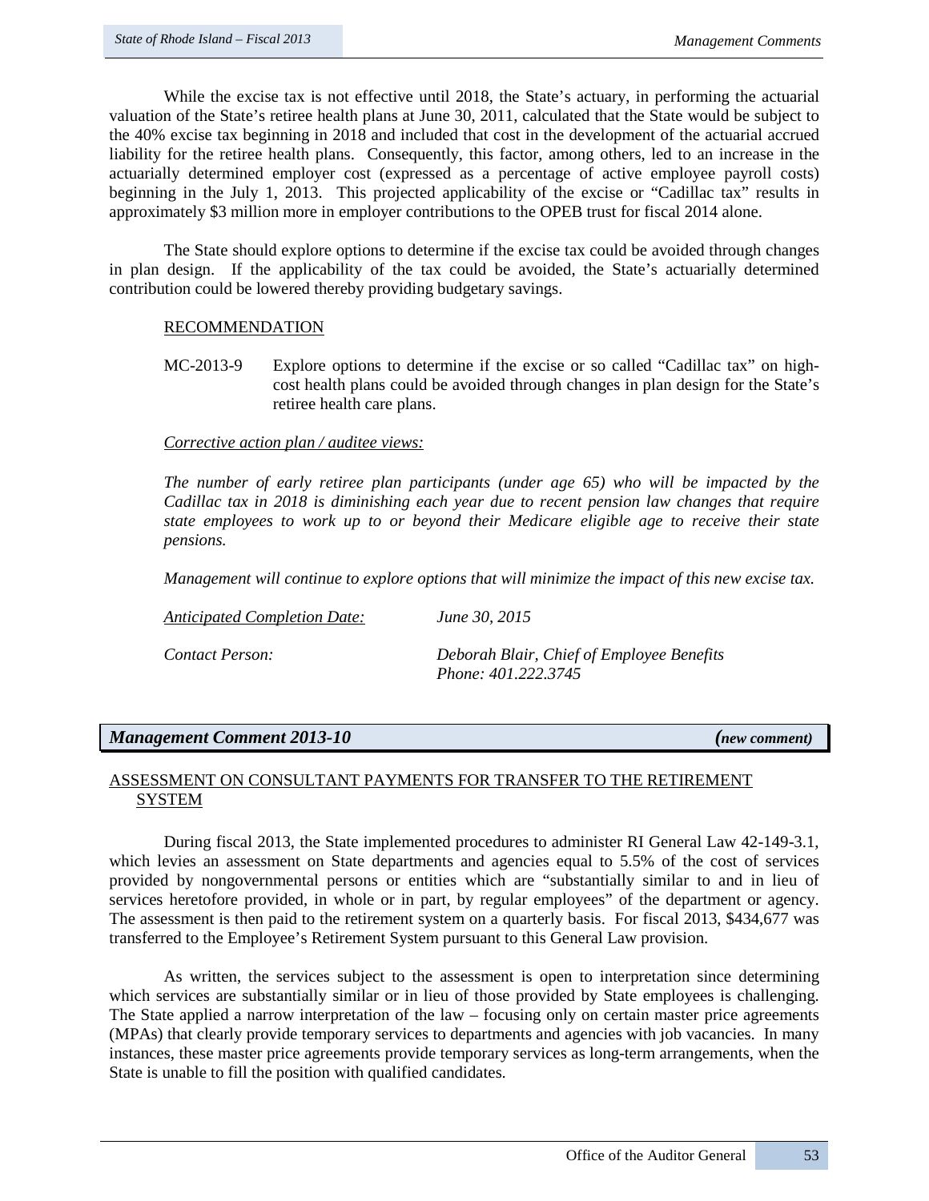While the excise tax is not effective until 2018, the State's actuary, in performing the actuarial valuation of the State's retiree health plans at June 30, 2011, calculated that the State would be subject to the 40% excise tax beginning in 2018 and included that cost in the development of the actuarial accrued liability for the retiree health plans. Consequently, this factor, among others, led to an increase in the actuarially determined employer cost (expressed as a percentage of active employee payroll costs) beginning in the July 1, 2013. This projected applicability of the excise or "Cadillac tax" results in approximately $3 million more in employer contributions to the OPEB trust for fiscal 2014 alone.

The State should explore options to determine if the excise tax could be avoided through changes in plan design. If the applicability of the tax could be avoided, the State's actuarially determined contribution could be lowered thereby providing budgetary savings.

RECOMMENDATION

MC-2013-9 Explore options to determine if the excise or so called "Cadillac tax" on high-cost health plans could be avoided through changes in plan design for the State's retiree health care plans.

*Corrective action plan / auditee views:*

*The number of early retiree plan participants (under age 65) who will be impacted by the Cadillac tax in 2018 is diminishing each year due to recent pension law changes that require state employees to work up to or beyond their Medicare eligible age to receive their state pensions.*

*Management will continue to explore options that will minimize the impact of this new excise tax.*

*Anticipated Completion Date:* *June 30, 2015*

*Contact Person:* *Deborah Blair, Chief of Employee Benefits*
*Phone: 401.222.3745*

## *Management Comment 2013-10* *(new comment)*

ASSESSMENT ON CONSULTANT PAYMENTS FOR TRANSFER TO THE RETIREMENT SYSTEM

During fiscal 2013, the State implemented procedures to administer RI General Law 42-149-3.1, which levies an assessment on State departments and agencies equal to 5.5% of the cost of services provided by nongovernmental persons or entities which are "substantially similar to and in lieu of services heretofore provided, in whole or in part, by regular employees" of the department or agency. The assessment is then paid to the retirement system on a quarterly basis. For fiscal 2013, $434,677 was transferred to the Employee's Retirement System pursuant to this General Law provision.

As written, the services subject to the assessment is open to interpretation since determining which services are substantially similar or in lieu of those provided by State employees is challenging. The State applied a narrow interpretation of the law – focusing only on certain master price agreements (MPAs) that clearly provide temporary services to departments and agencies with job vacancies. In many instances, these master price agreements provide temporary services as long-term arrangements, when the State is unable to fill the position with qualified candidates.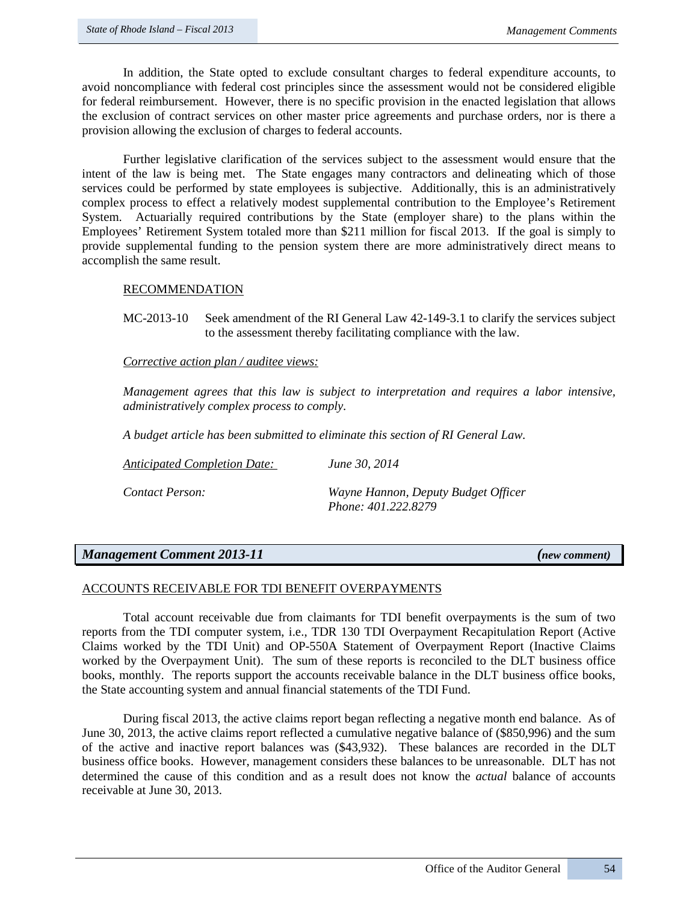In addition, the State opted to exclude consultant charges to federal expenditure accounts, to avoid noncompliance with federal cost principles since the assessment would not be considered eligible for federal reimbursement. However, there is no specific provision in the enacted legislation that allows the exclusion of contract services on other master price agreements and purchase orders, nor is there a provision allowing the exclusion of charges to federal accounts.

Further legislative clarification of the services subject to the assessment would ensure that the intent of the law is being met. The State engages many contractors and delineating which of those services could be performed by state employees is subjective. Additionally, this is an administratively complex process to effect a relatively modest supplemental contribution to the Employee's Retirement System. Actuarially required contributions by the State (employer share) to the plans within the Employees' Retirement System totaled more than $211 million for fiscal 2013. If the goal is simply to provide supplemental funding to the pension system there are more administratively direct means to accomplish the same result.

RECOMMENDATION

MC-2013-10 Seek amendment of the RI General Law 42-149-3.1 to clarify the services subject to the assessment thereby facilitating compliance with the law.

*Corrective action plan / auditee views:*

*Management agrees that this law is subject to interpretation and requires a labor intensive, administratively complex process to comply.*

*A budget article has been submitted to eliminate this section of RI General Law.*

*Anticipated Completion Date:* *June 30, 2014*

*Contact Person:* *Wayne Hannon, Deputy Budget Officer*
*Phone: 401.222.8279*

## *Management Comment 2013-11* *(new comment)*

ACCOUNTS RECEIVABLE FOR TDI BENEFIT OVERPAYMENTS

Total account receivable due from claimants for TDI benefit overpayments is the sum of two reports from the TDI computer system, i.e., TDR 130 TDI Overpayment Recapitulation Report (Active Claims worked by the TDI Unit) and OP-550A Statement of Overpayment Report (Inactive Claims worked by the Overpayment Unit). The sum of these reports is reconciled to the DLT business office books, monthly. The reports support the accounts receivable balance in the DLT business office books, the State accounting system and annual financial statements of the TDI Fund.

During fiscal 2013, the active claims report began reflecting a negative month end balance. As of June 30, 2013, the active claims report reflected a cumulative negative balance of ($850,996) and the sum of the active and inactive report balances was ($43,932). These balances are recorded in the DLT business office books. However, management considers these balances to be unreasonable. DLT has not determined the cause of this condition and as a result does not know the *actual* balance of accounts receivable at June 30, 2013.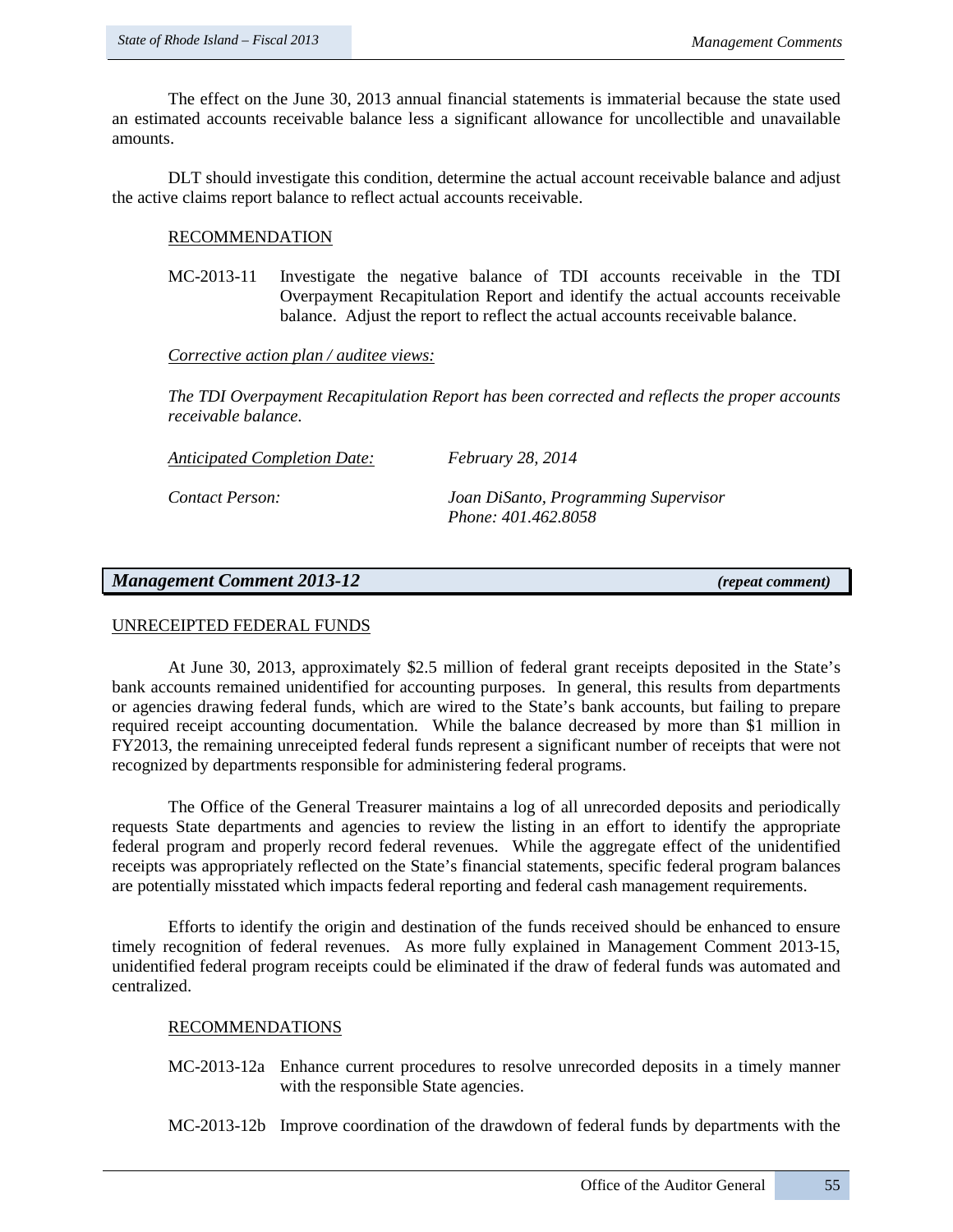The effect on the June 30, 2013 annual financial statements is immaterial because the state used an estimated accounts receivable balance less a significant allowance for uncollectible and unavailable amounts.

DLT should investigate this condition, determine the actual account receivable balance and adjust the active claims report balance to reflect actual accounts receivable.

RECOMMENDATION

MC-2013-11 Investigate the negative balance of TDI accounts receivable in the TDI Overpayment Recapitulation Report and identify the actual accounts receivable balance. Adjust the report to reflect the actual accounts receivable balance.

*Corrective action plan / auditee views:*

*The TDI Overpayment Recapitulation Report has been corrected and reflects the proper accounts receivable balance.*

*Anticipated Completion Date:* *February 28, 2014*

*Contact Person:* *Joan DiSanto, Programming Supervisor*
*Phone: 401.462.8058*

## *Management Comment 2013-12* ***(repeat comment)***

UNRECEIPTED FEDERAL FUNDS

At June 30, 2013, approximately $2.5 million of federal grant receipts deposited in the State's bank accounts remained unidentified for accounting purposes. In general, this results from departments or agencies drawing federal funds, which are wired to the State's bank accounts, but failing to prepare required receipt accounting documentation. While the balance decreased by more than $1 million in FY2013, the remaining unreceipted federal funds represent a significant number of receipts that were not recognized by departments responsible for administering federal programs.

The Office of the General Treasurer maintains a log of all unrecorded deposits and periodically requests State departments and agencies to review the listing in an effort to identify the appropriate federal program and properly record federal revenues. While the aggregate effect of the unidentified receipts was appropriately reflected on the State's financial statements, specific federal program balances are potentially misstated which impacts federal reporting and federal cash management requirements.

Efforts to identify the origin and destination of the funds received should be enhanced to ensure timely recognition of federal revenues. As more fully explained in Management Comment 2013-15, unidentified federal program receipts could be eliminated if the draw of federal funds was automated and centralized.

RECOMMENDATIONS

MC-2013-12a Enhance current procedures to resolve unrecorded deposits in a timely manner with the responsible State agencies.

MC-2013-12b Improve coordination of the drawdown of federal funds by departments with the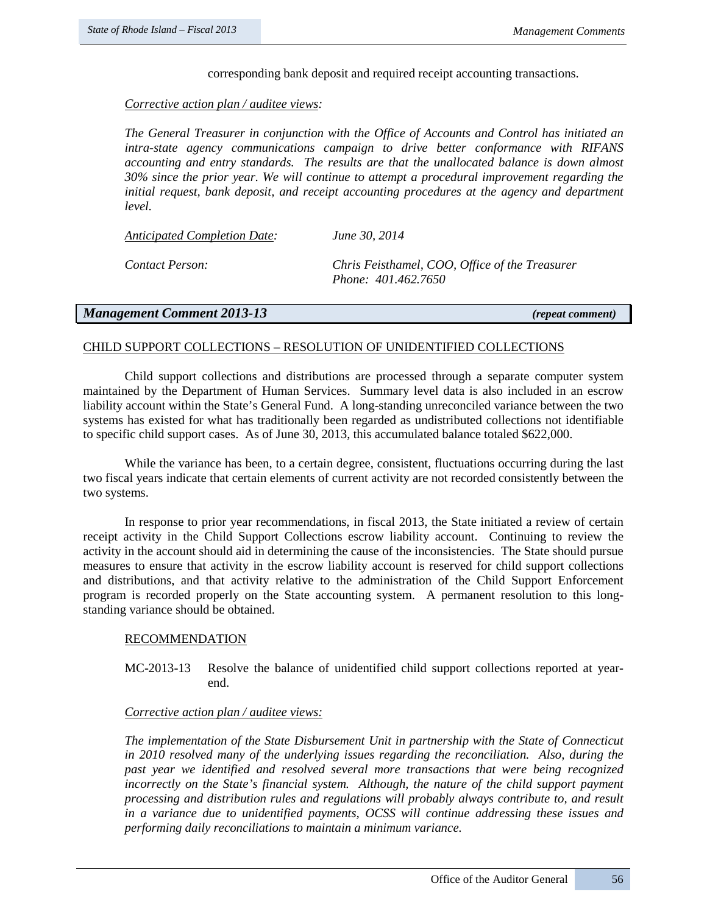corresponding bank deposit and required receipt accounting transactions.

*Corrective action plan / auditee views:*

*The General Treasurer in conjunction with the Office of Accounts and Control has initiated an intra-state agency communications campaign to drive better conformance with RIFANS accounting and entry standards. The results are that the unallocated balance is down almost 30% since the prior year. We will continue to attempt a procedural improvement regarding the initial request, bank deposit, and receipt accounting procedures at the agency and department level.*

*Anticipated Completion Date:* *June 30, 2014*

*Contact Person:* *Chris Feisthamel, COO, Office of the Treasurer*
*Phone: 401.462.7650*

## Management Comment 2013-13 *(repeat comment)*

CHILD SUPPORT COLLECTIONS – RESOLUTION OF UNIDENTIFIED COLLECTIONS

Child support collections and distributions are processed through a separate computer system maintained by the Department of Human Services. Summary level data is also included in an escrow liability account within the State's General Fund. A long-standing unreconciled variance between the two systems has existed for what has traditionally been regarded as undistributed collections not identifiable to specific child support cases. As of June 30, 2013, this accumulated balance totaled $622,000.

While the variance has been, to a certain degree, consistent, fluctuations occurring during the last two fiscal years indicate that certain elements of current activity are not recorded consistently between the two systems.

In response to prior year recommendations, in fiscal 2013, the State initiated a review of certain receipt activity in the Child Support Collections escrow liability account. Continuing to review the activity in the account should aid in determining the cause of the inconsistencies. The State should pursue measures to ensure that activity in the escrow liability account is reserved for child support collections and distributions, and that activity relative to the administration of the Child Support Enforcement program is recorded properly on the State accounting system. A permanent resolution to this long-standing variance should be obtained.

RECOMMENDATION

MC-2013-13 Resolve the balance of unidentified child support collections reported at year-end.

*Corrective action plan / auditee views:*

*The implementation of the State Disbursement Unit in partnership with the State of Connecticut in 2010 resolved many of the underlying issues regarding the reconciliation. Also, during the past year we identified and resolved several more transactions that were being recognized incorrectly on the State's financial system. Although, the nature of the child support payment processing and distribution rules and regulations will probably always contribute to, and result in a variance due to unidentified payments, OCSS will continue addressing these issues and performing daily reconciliations to maintain a minimum variance.*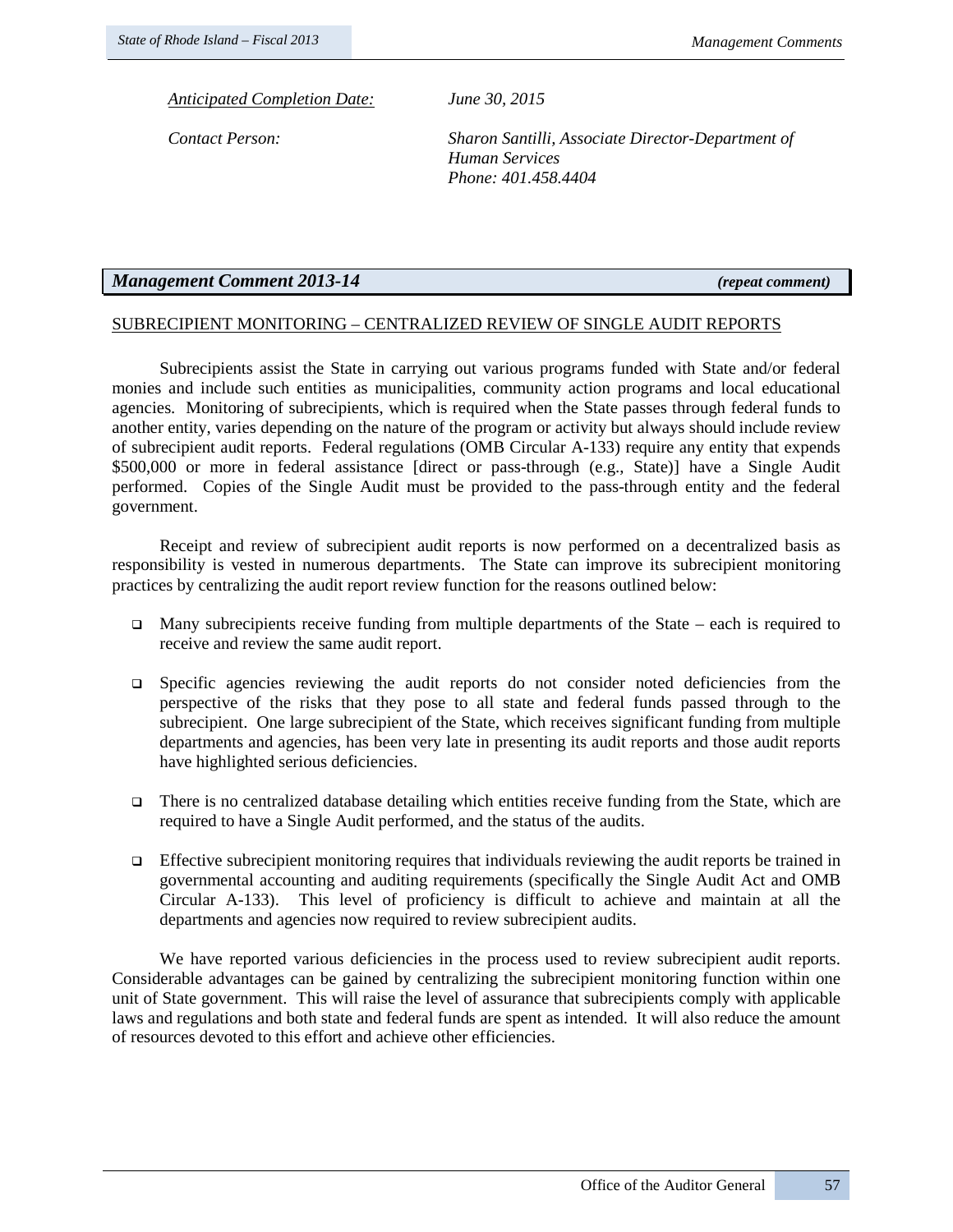*Anticipated Completion Date:* *June 30, 2015*

*Contact Person:* *Sharon Santilli, Associate Director-Department of Human Services*
*Phone: 401.458.4404*

## *Management Comment 2013-14* ***(repeat comment)***

SUBRECIPIENT MONITORING – CENTRALIZED REVIEW OF SINGLE AUDIT REPORTS

Subrecipients assist the State in carrying out various programs funded with State and/or federal monies and include such entities as municipalities, community action programs and local educational agencies. Monitoring of subrecipients, which is required when the State passes through federal funds to another entity, varies depending on the nature of the program or activity but always should include review of subrecipient audit reports. Federal regulations (OMB Circular A-133) require any entity that expends $500,000 or more in federal assistance [direct or pass-through (e.g., State)] have a Single Audit performed. Copies of the Single Audit must be provided to the pass-through entity and the federal government.

Receipt and review of subrecipient audit reports is now performed on a decentralized basis as responsibility is vested in numerous departments. The State can improve its subrecipient monitoring practices by centralizing the audit report review function for the reasons outlined below:

- Many subrecipients receive funding from multiple departments of the State – each is required to receive and review the same audit report.
- Specific agencies reviewing the audit reports do not consider noted deficiencies from the perspective of the risks that they pose to all state and federal funds passed through to the subrecipient. One large subrecipient of the State, which receives significant funding from multiple departments and agencies, has been very late in presenting its audit reports and those audit reports have highlighted serious deficiencies.
- There is no centralized database detailing which entities receive funding from the State, which are required to have a Single Audit performed, and the status of the audits.
- Effective subrecipient monitoring requires that individuals reviewing the audit reports be trained in governmental accounting and auditing requirements (specifically the Single Audit Act and OMB Circular A-133). This level of proficiency is difficult to achieve and maintain at all the departments and agencies now required to review subrecipient audits.

We have reported various deficiencies in the process used to review subrecipient audit reports. Considerable advantages can be gained by centralizing the subrecipient monitoring function within one unit of State government. This will raise the level of assurance that subrecipients comply with applicable laws and regulations and both state and federal funds are spent as intended. It will also reduce the amount of resources devoted to this effort and achieve other efficiencies.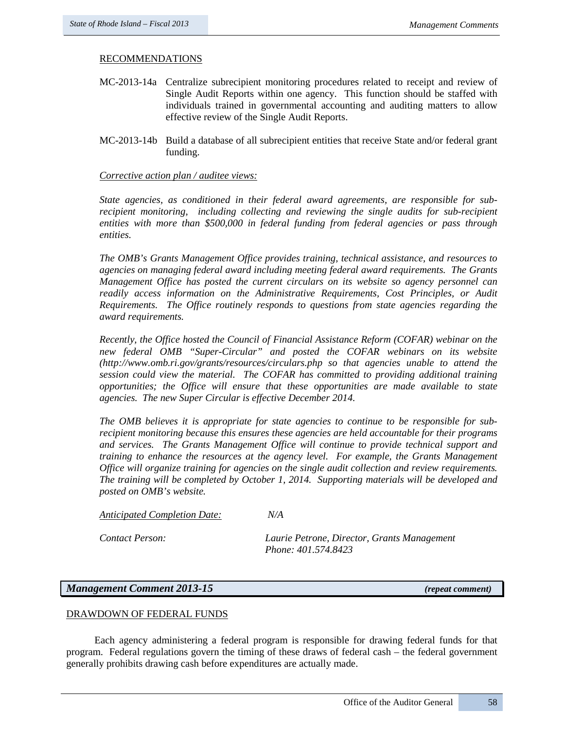RECOMMENDATIONS

MC-2013-14a Centralize subrecipient monitoring procedures related to receipt and review of Single Audit Reports within one agency. This function should be staffed with individuals trained in governmental accounting and auditing matters to allow effective review of the Single Audit Reports.

MC-2013-14b Build a database of all subrecipient entities that receive State and/or federal grant funding.

*Corrective action plan / auditee views:*

*State agencies, as conditioned in their federal award agreements, are responsible for sub-recipient monitoring, including collecting and reviewing the single audits for sub-recipient entities with more than $500,000 in federal funding from federal agencies or pass through entities.*

*The OMB's Grants Management Office provides training, technical assistance, and resources to agencies on managing federal award including meeting federal award requirements. The Grants Management Office has posted the current circulars on its website so agency personnel can readily access information on the Administrative Requirements, Cost Principles, or Audit Requirements. The Office routinely responds to questions from state agencies regarding the award requirements.*

*Recently, the Office hosted the Council of Financial Assistance Reform (COFAR) webinar on the new federal OMB "Super-Circular" and posted the COFAR webinars on its website (http://www.omb.ri.gov/grants/resources/circulars.php so that agencies unable to attend the session could view the material. The COFAR has committed to providing additional training opportunities; the Office will ensure that these opportunities are made available to state agencies. The new Super Circular is effective December 2014.*

*The OMB believes it is appropriate for state agencies to continue to be responsible for sub-recipient monitoring because this ensures these agencies are held accountable for their programs and services. The Grants Management Office will continue to provide technical support and training to enhance the resources at the agency level. For example, the Grants Management Office will organize training for agencies on the single audit collection and review requirements. The training will be completed by October 1, 2014. Supporting materials will be developed and posted on OMB's website.*

*Anticipated Completion Date:* *N/A*

*Contact Person:* *Laurie Petrone, Director, Grants Management*
*Phone: 401.574.8423*

## *Management Comment 2013-15* ***(repeat comment)***

DRAWDOWN OF FEDERAL FUNDS

Each agency administering a federal program is responsible for drawing federal funds for that program. Federal regulations govern the timing of these draws of federal cash – the federal government generally prohibits drawing cash before expenditures are actually made.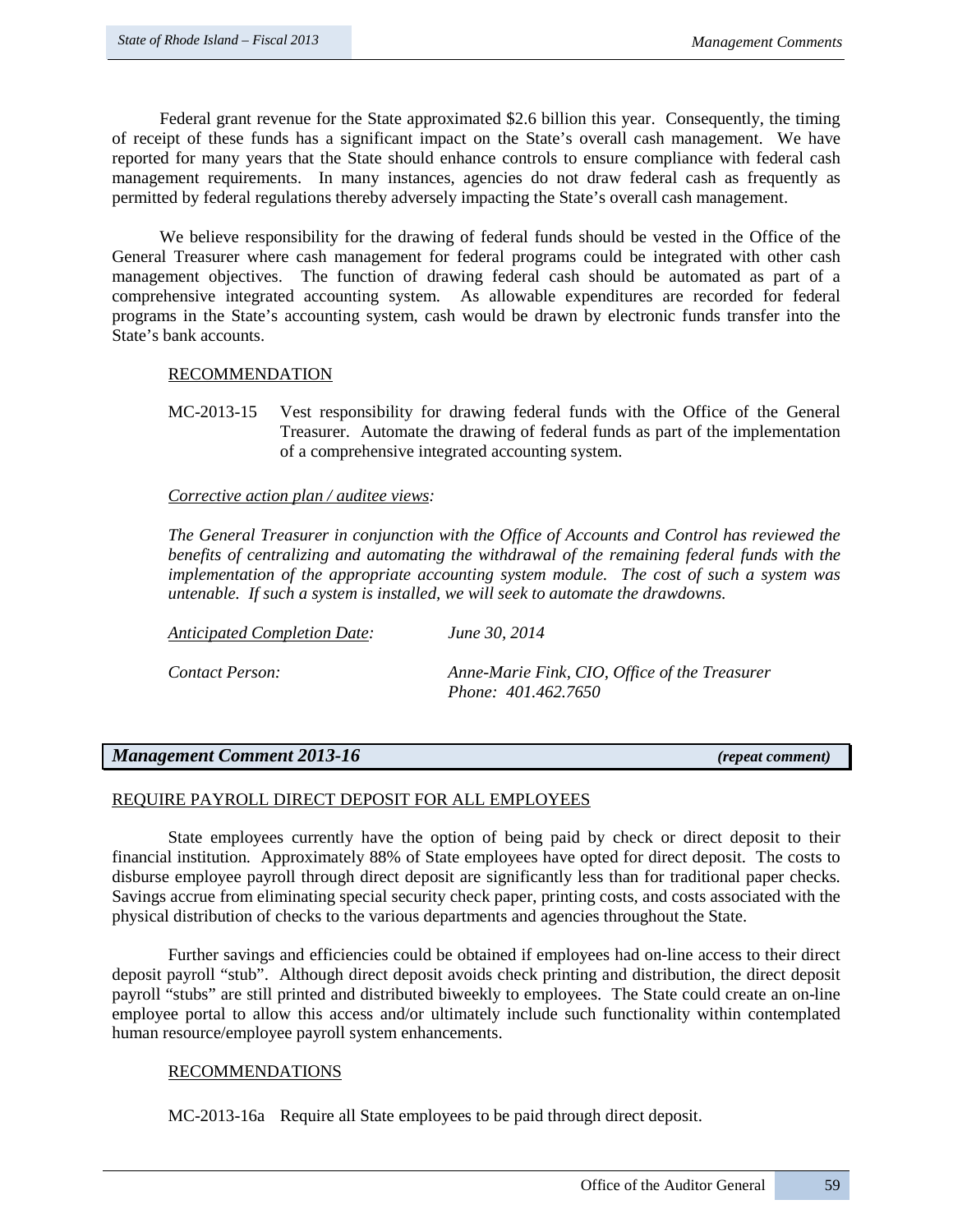Federal grant revenue for the State approximated $2.6 billion this year. Consequently, the timing of receipt of these funds has a significant impact on the State's overall cash management. We have reported for many years that the State should enhance controls to ensure compliance with federal cash management requirements. In many instances, agencies do not draw federal cash as frequently as permitted by federal regulations thereby adversely impacting the State's overall cash management.

We believe responsibility for the drawing of federal funds should be vested in the Office of the General Treasurer where cash management for federal programs could be integrated with other cash management objectives. The function of drawing federal cash should be automated as part of a comprehensive integrated accounting system. As allowable expenditures are recorded for federal programs in the State's accounting system, cash would be drawn by electronic funds transfer into the State's bank accounts.

RECOMMENDATION

MC-2013-15 Vest responsibility for drawing federal funds with the Office of the General Treasurer. Automate the drawing of federal funds as part of the implementation of a comprehensive integrated accounting system.

*Corrective action plan / auditee views:*

*The General Treasurer in conjunction with the Office of Accounts and Control has reviewed the benefits of centralizing and automating the withdrawal of the remaining federal funds with the implementation of the appropriate accounting system module. The cost of such a system was untenable. If such a system is installed, we will seek to automate the drawdowns.*

*Anticipated Completion Date:* *June 30, 2014*

*Contact Person:* *Anne-Marie Fink, CIO, Office of the Treasurer*
*Phone: 401.462.7650*

## *Management Comment 2013-16* *(repeat comment)*

REQUIRE PAYROLL DIRECT DEPOSIT FOR ALL EMPLOYEES

State employees currently have the option of being paid by check or direct deposit to their financial institution. Approximately 88% of State employees have opted for direct deposit. The costs to disburse employee payroll through direct deposit are significantly less than for traditional paper checks. Savings accrue from eliminating special security check paper, printing costs, and costs associated with the physical distribution of checks to the various departments and agencies throughout the State.

Further savings and efficiencies could be obtained if employees had on-line access to their direct deposit payroll "stub". Although direct deposit avoids check printing and distribution, the direct deposit payroll "stubs" are still printed and distributed biweekly to employees. The State could create an on-line employee portal to allow this access and/or ultimately include such functionality within contemplated human resource/employee payroll system enhancements.

RECOMMENDATIONS

MC-2013-16a Require all State employees to be paid through direct deposit.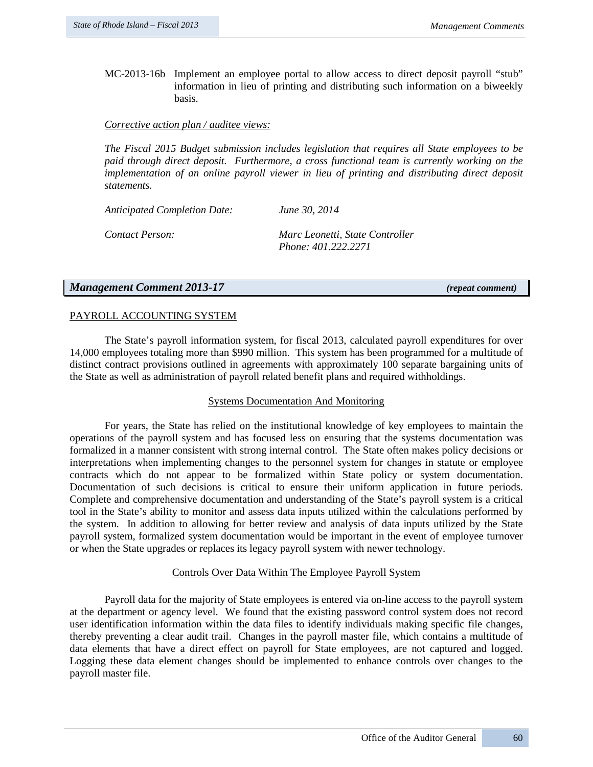MC-2013-16b Implement an employee portal to allow access to direct deposit payroll "stub" information in lieu of printing and distributing such information on a biweekly basis.

*Corrective action plan / auditee views:*

*The Fiscal 2015 Budget submission includes legislation that requires all State employees to be paid through direct deposit. Furthermore, a cross functional team is currently working on the implementation of an online payroll viewer in lieu of printing and distributing direct deposit statements.*

*Anticipated Completion Date:* *June 30, 2014*

*Contact Person:* *Marc Leonetti, State Controller*
*Phone: 401.222.2271*

## *Management Comment 2013-17* *(repeat comment)*

PAYROLL ACCOUNTING SYSTEM

The State's payroll information system, for fiscal 2013, calculated payroll expenditures for over 14,000 employees totaling more than $990 million. This system has been programmed for a multitude of distinct contract provisions outlined in agreements with approximately 100 separate bargaining units of the State as well as administration of payroll related benefit plans and required withholdings.

### Systems Documentation And Monitoring

For years, the State has relied on the institutional knowledge of key employees to maintain the operations of the payroll system and has focused less on ensuring that the systems documentation was formalized in a manner consistent with strong internal control. The State often makes policy decisions or interpretations when implementing changes to the personnel system for changes in statute or employee contracts which do not appear to be formalized within State policy or system documentation. Documentation of such decisions is critical to ensure their uniform application in future periods. Complete and comprehensive documentation and understanding of the State's payroll system is a critical tool in the State's ability to monitor and assess data inputs utilized within the calculations performed by the system. In addition to allowing for better review and analysis of data inputs utilized by the State payroll system, formalized system documentation would be important in the event of employee turnover or when the State upgrades or replaces its legacy payroll system with newer technology.

### Controls Over Data Within The Employee Payroll System

Payroll data for the majority of State employees is entered via on-line access to the payroll system at the department or agency level. We found that the existing password control system does not record user identification information within the data files to identify individuals making specific file changes, thereby preventing a clear audit trail. Changes in the payroll master file, which contains a multitude of data elements that have a direct effect on payroll for State employees, are not captured and logged. Logging these data element changes should be implemented to enhance controls over changes to the payroll master file.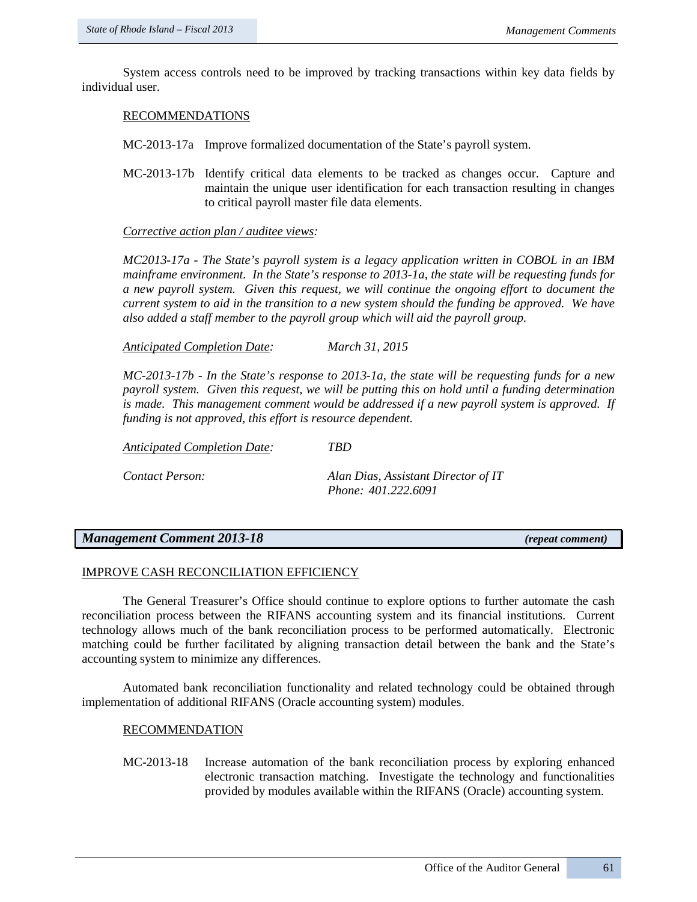System access controls need to be improved by tracking transactions within key data fields by individual user.

RECOMMENDATIONS

MC-2013-17a Improve formalized documentation of the State's payroll system.

MC-2013-17b Identify critical data elements to be tracked as changes occur. Capture and maintain the unique user identification for each transaction resulting in changes to critical payroll master file data elements.

*Corrective action plan / auditee views:*

*MC2013-17a - The State's payroll system is a legacy application written in COBOL in an IBM mainframe environment. In the State's response to 2013-1a, the state will be requesting funds for a new payroll system. Given this request, we will continue the ongoing effort to document the current system to aid in the transition to a new system should the funding be approved. We have also added a staff member to the payroll group which will aid the payroll group.*

*Anticipated Completion Date:* *March 31, 2015*

*MC-2013-17b - In the State's response to 2013-1a, the state will be requesting funds for a new payroll system. Given this request, we will be putting this on hold until a funding determination is made. This management comment would be addressed if a new payroll system is approved. If funding is not approved, this effort is resource dependent.*

*Anticipated Completion Date:* *TBD*

*Contact Person:* *Alan Dias, Assistant Director of IT*
*Phone: 401.222.6091*

## *Management Comment 2013-18* *(repeat comment)*

IMPROVE CASH RECONCILIATION EFFICIENCY

The General Treasurer's Office should continue to explore options to further automate the cash reconciliation process between the RIFANS accounting system and its financial institutions. Current technology allows much of the bank reconciliation process to be performed automatically. Electronic matching could be further facilitated by aligning transaction detail between the bank and the State's accounting system to minimize any differences.

Automated bank reconciliation functionality and related technology could be obtained through implementation of additional RIFANS (Oracle accounting system) modules.

RECOMMENDATION

MC-2013-18 Increase automation of the bank reconciliation process by exploring enhanced electronic transaction matching. Investigate the technology and functionalities provided by modules available within the RIFANS (Oracle) accounting system.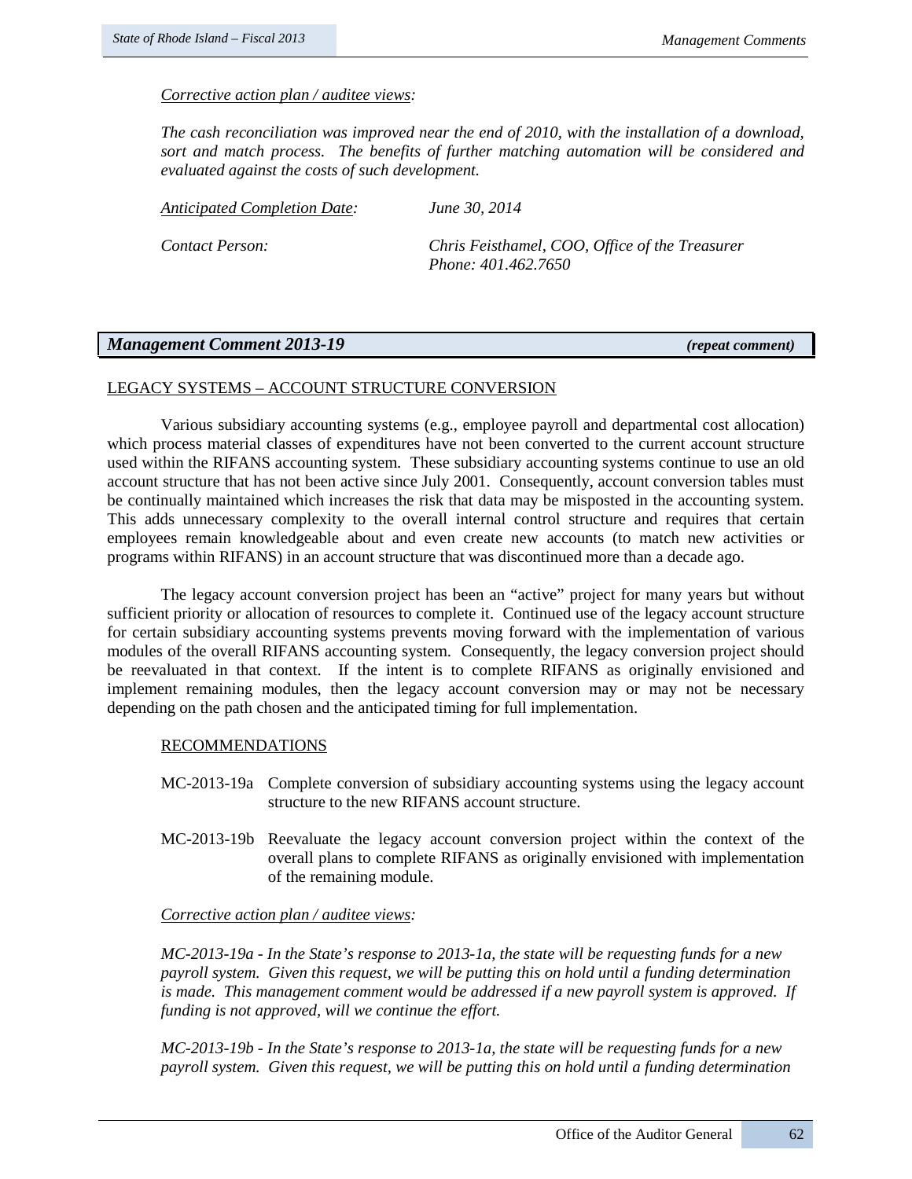*Corrective action plan / auditee views:*

*The cash reconciliation was improved near the end of 2010, with the installation of a download, sort and match process. The benefits of further matching automation will be considered and evaluated against the costs of such development.*

*Anticipated Completion Date:* *June 30, 2014*

*Contact Person:* *Chris Feisthamel, COO, Office of the Treasurer*
*Phone: 401.462.7650*

## *Management Comment 2013-19* ***(repeat comment)***

LEGACY SYSTEMS – ACCOUNT STRUCTURE CONVERSION

Various subsidiary accounting systems (e.g., employee payroll and departmental cost allocation) which process material classes of expenditures have not been converted to the current account structure used within the RIFANS accounting system. These subsidiary accounting systems continue to use an old account structure that has not been active since July 2001. Consequently, account conversion tables must be continually maintained which increases the risk that data may be misposted in the accounting system. This adds unnecessary complexity to the overall internal control structure and requires that certain employees remain knowledgeable about and even create new accounts (to match new activities or programs within RIFANS) in an account structure that was discontinued more than a decade ago.

The legacy account conversion project has been an "active" project for many years but without sufficient priority or allocation of resources to complete it. Continued use of the legacy account structure for certain subsidiary accounting systems prevents moving forward with the implementation of various modules of the overall RIFANS accounting system. Consequently, the legacy conversion project should be reevaluated in that context. If the intent is to complete RIFANS as originally envisioned and implement remaining modules, then the legacy account conversion may or may not be necessary depending on the path chosen and the anticipated timing for full implementation.

RECOMMENDATIONS

MC-2013-19a Complete conversion of subsidiary accounting systems using the legacy account structure to the new RIFANS account structure.

MC-2013-19b Reevaluate the legacy account conversion project within the context of the overall plans to complete RIFANS as originally envisioned with implementation of the remaining module.

*Corrective action plan / auditee views:*

*MC-2013-19a - In the State's response to 2013-1a, the state will be requesting funds for a new payroll system. Given this request, we will be putting this on hold until a funding determination is made. This management comment would be addressed if a new payroll system is approved. If funding is not approved, will we continue the effort.*

*MC-2013-19b - In the State's response to 2013-1a, the state will be requesting funds for a new payroll system. Given this request, we will be putting this on hold until a funding determination*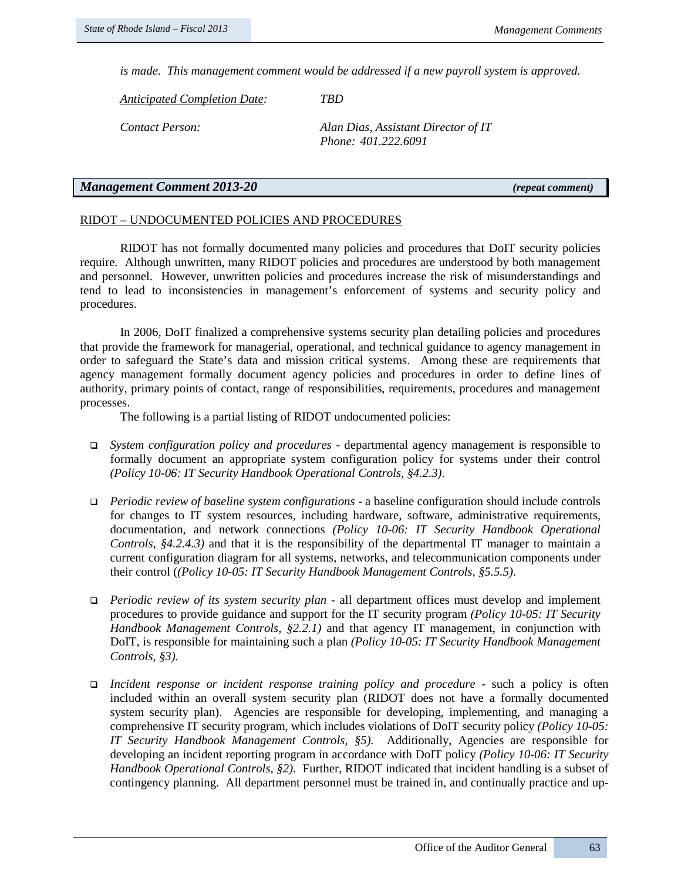*is made. This management comment would be addressed if a new payroll system is approved.*

*Anticipated Completion Date:* *TBD*

*Contact Person:* *Alan Dias, Assistant Director of IT*
*Phone: 401.222.6091*

## *Management Comment 2013-20* *(repeat comment)*

RIDOT – UNDOCUMENTED POLICIES AND PROCEDURES

RIDOT has not formally documented many policies and procedures that DoIT security policies require. Although unwritten, many RIDOT policies and procedures are understood by both management and personnel. However, unwritten policies and procedures increase the risk of misunderstandings and tend to lead to inconsistencies in management's enforcement of systems and security policy and procedures.

In 2006, DoIT finalized a comprehensive systems security plan detailing policies and procedures that provide the framework for managerial, operational, and technical guidance to agency management in order to safeguard the State's data and mission critical systems. Among these are requirements that agency management formally document agency policies and procedures in order to define lines of authority, primary points of contact, range of responsibilities, requirements, procedures and management processes.

The following is a partial listing of RIDOT undocumented policies:

- *System configuration policy and procedures* - departmental agency management is responsible to formally document an appropriate system configuration policy for systems under their control *(Policy 10-06: IT Security Handbook Operational Controls, §4.2.3)*.
- *Periodic review of baseline system configurations* - a baseline configuration should include controls for changes to IT system resources, including hardware, software, administrative requirements, documentation, and network connections *(Policy 10-06: IT Security Handbook Operational Controls, §4.2.4.3)* and that it is the responsibility of the departmental IT manager to maintain a current configuration diagram for all systems, networks, and telecommunication components under their control (*(Policy 10-05: IT Security Handbook Management Controls, §5.5.5)*.
- *Periodic review of its system security plan* - all department offices must develop and implement procedures to provide guidance and support for the IT security program *(Policy 10-05: IT Security Handbook Management Controls, §2.2.1)* and that agency IT management, in conjunction with DoIT, is responsible for maintaining such a plan *(Policy 10-05: IT Security Handbook Management Controls, §3).*
- *Incident response or incident response training policy and procedure* - such a policy is often included within an overall system security plan (RIDOT does not have a formally documented system security plan). Agencies are responsible for developing, implementing, and managing a comprehensive IT security program, which includes violations of DoIT security policy *(Policy 10-05: IT Security Handbook Management Controls, §5).* Additionally, Agencies are responsible for developing an incident reporting program in accordance with DoIT policy *(Policy 10-06: IT Security Handbook Operational Controls, §2)*. Further, RIDOT indicated that incident handling is a subset of contingency planning. All department personnel must be trained in, and continually practice and up-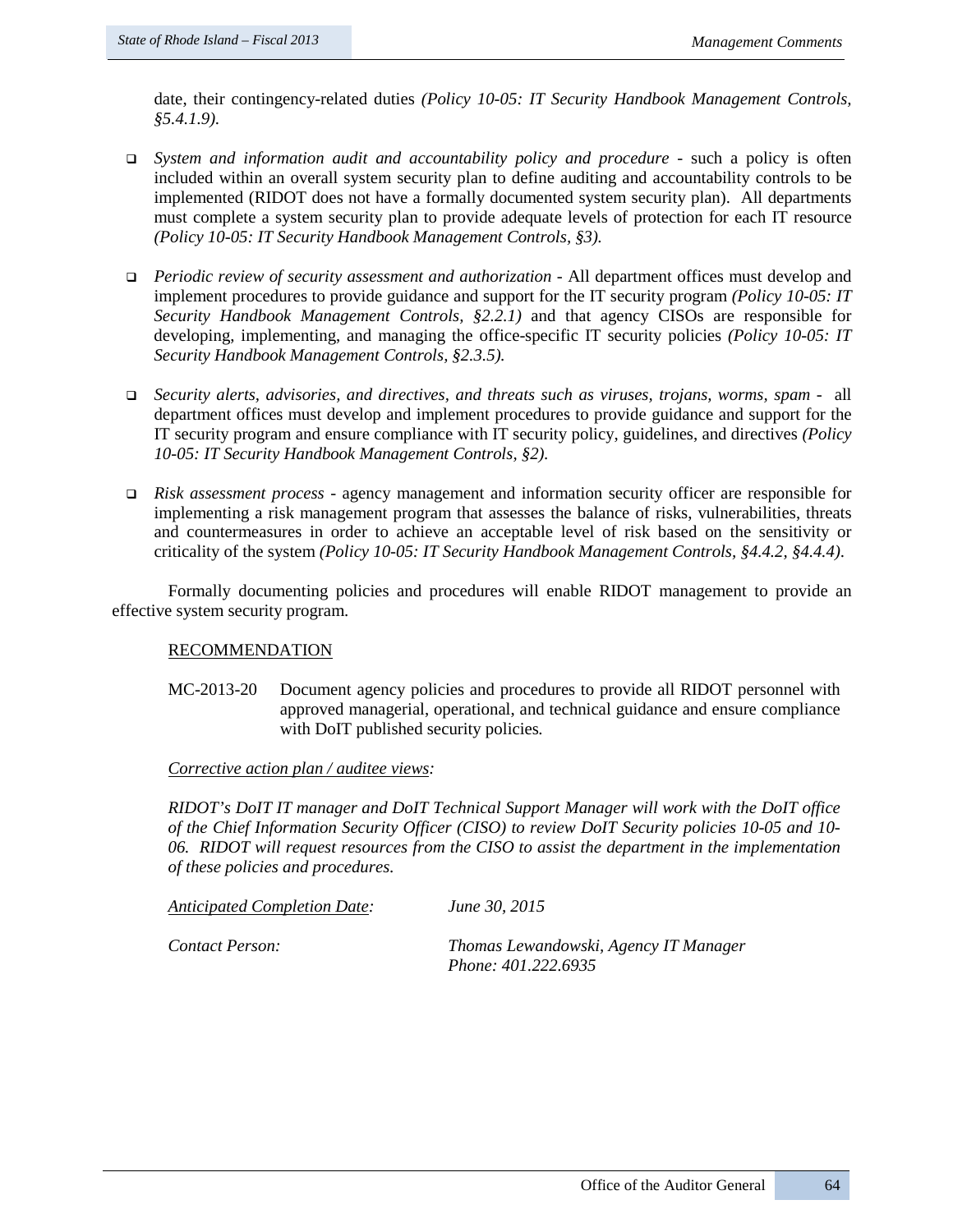date, their contingency-related duties *(Policy 10-05: IT Security Handbook Management Controls, §5.4.1.9).*

- *System and information audit and accountability policy and procedure* - such a policy is often included within an overall system security plan to define auditing and accountability controls to be implemented (RIDOT does not have a formally documented system security plan). All departments must complete a system security plan to provide adequate levels of protection for each IT resource *(Policy 10-05: IT Security Handbook Management Controls, §3).*

- *Periodic review of security assessment and authorization* - All department offices must develop and implement procedures to provide guidance and support for the IT security program *(Policy 10-05: IT Security Handbook Management Controls, §2.2.1)* and that agency CISOs are responsible for developing, implementing, and managing the office-specific IT security policies *(Policy 10-05: IT Security Handbook Management Controls, §2.3.5).*

- *Security alerts, advisories, and directives, and threats such as viruses, trojans, worms, spam* - all department offices must develop and implement procedures to provide guidance and support for the IT security program and ensure compliance with IT security policy, guidelines, and directives *(Policy 10-05: IT Security Handbook Management Controls, §2).*

- *Risk assessment process* - agency management and information security officer are responsible for implementing a risk management program that assesses the balance of risks, vulnerabilities, threats and countermeasures in order to achieve an acceptable level of risk based on the sensitivity or criticality of the system *(Policy 10-05: IT Security Handbook Management Controls, §4.4.2, §4.4.4).*

Formally documenting policies and procedures will enable RIDOT management to provide an effective system security program.

RECOMMENDATION

MC-2013-20 Document agency policies and procedures to provide all RIDOT personnel with approved managerial, operational, and technical guidance and ensure compliance with DoIT published security policies.

*Corrective action plan / auditee views:*

*RIDOT's DoIT IT manager and DoIT Technical Support Manager will work with the DoIT office of the Chief Information Security Officer (CISO) to review DoIT Security policies 10-05 and 10-06. RIDOT will request resources from the CISO to assist the department in the implementation of these policies and procedures.*

*Anticipated Completion Date:* *June 30, 2015*

*Contact Person:* *Thomas Lewandowski, Agency IT Manager*
*Phone: 401.222.6935*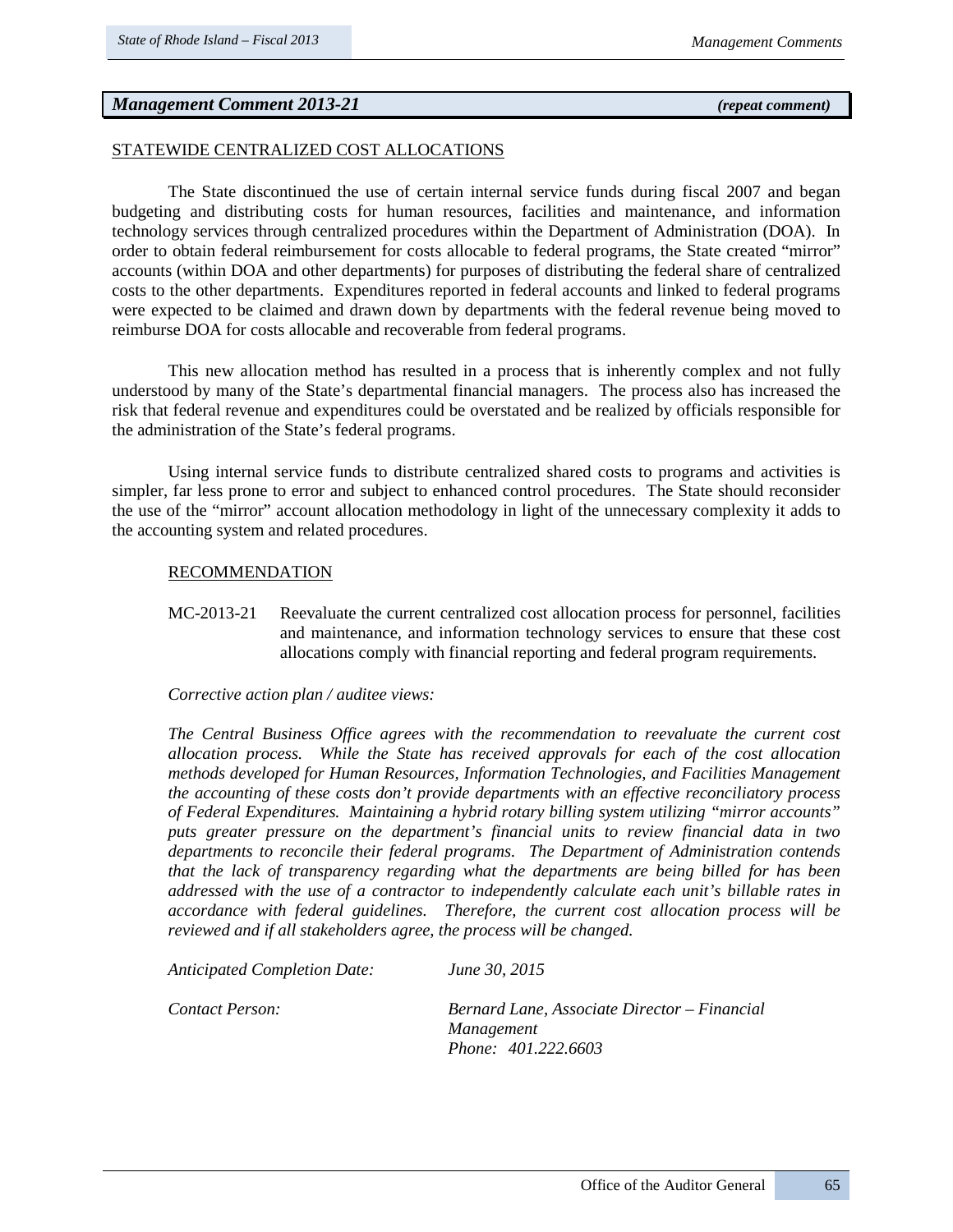## *Management Comment 2013-21* ***(repeat comment)***

STATEWIDE CENTRALIZED COST ALLOCATIONS

The State discontinued the use of certain internal service funds during fiscal 2007 and began budgeting and distributing costs for human resources, facilities and maintenance, and information technology services through centralized procedures within the Department of Administration (DOA). In order to obtain federal reimbursement for costs allocable to federal programs, the State created "mirror" accounts (within DOA and other departments) for purposes of distributing the federal share of centralized costs to the other departments. Expenditures reported in federal accounts and linked to federal programs were expected to be claimed and drawn down by departments with the federal revenue being moved to reimburse DOA for costs allocable and recoverable from federal programs.

This new allocation method has resulted in a process that is inherently complex and not fully understood by many of the State's departmental financial managers. The process also has increased the risk that federal revenue and expenditures could be overstated and be realized by officials responsible for the administration of the State's federal programs.

Using internal service funds to distribute centralized shared costs to programs and activities is simpler, far less prone to error and subject to enhanced control procedures. The State should reconsider the use of the "mirror" account allocation methodology in light of the unnecessary complexity it adds to the accounting system and related procedures.

RECOMMENDATION

MC-2013-21 Reevaluate the current centralized cost allocation process for personnel, facilities and maintenance, and information technology services to ensure that these cost allocations comply with financial reporting and federal program requirements.

*Corrective action plan / auditee views:*

*The Central Business Office agrees with the recommendation to reevaluate the current cost allocation process. While the State has received approvals for each of the cost allocation methods developed for Human Resources, Information Technologies, and Facilities Management the accounting of these costs don't provide departments with an effective reconciliatory process of Federal Expenditures. Maintaining a hybrid rotary billing system utilizing "mirror accounts" puts greater pressure on the department's financial units to review financial data in two departments to reconcile their federal programs. The Department of Administration contends that the lack of transparency regarding what the departments are being billed for has been addressed with the use of a contractor to independently calculate each unit's billable rates in accordance with federal guidelines. Therefore, the current cost allocation process will be reviewed and if all stakeholders agree, the process will be changed.*

*Anticipated Completion Date:* *June 30, 2015*

*Contact Person:* *Bernard Lane, Associate Director – Financial Management*
*Phone: 401.222.6603*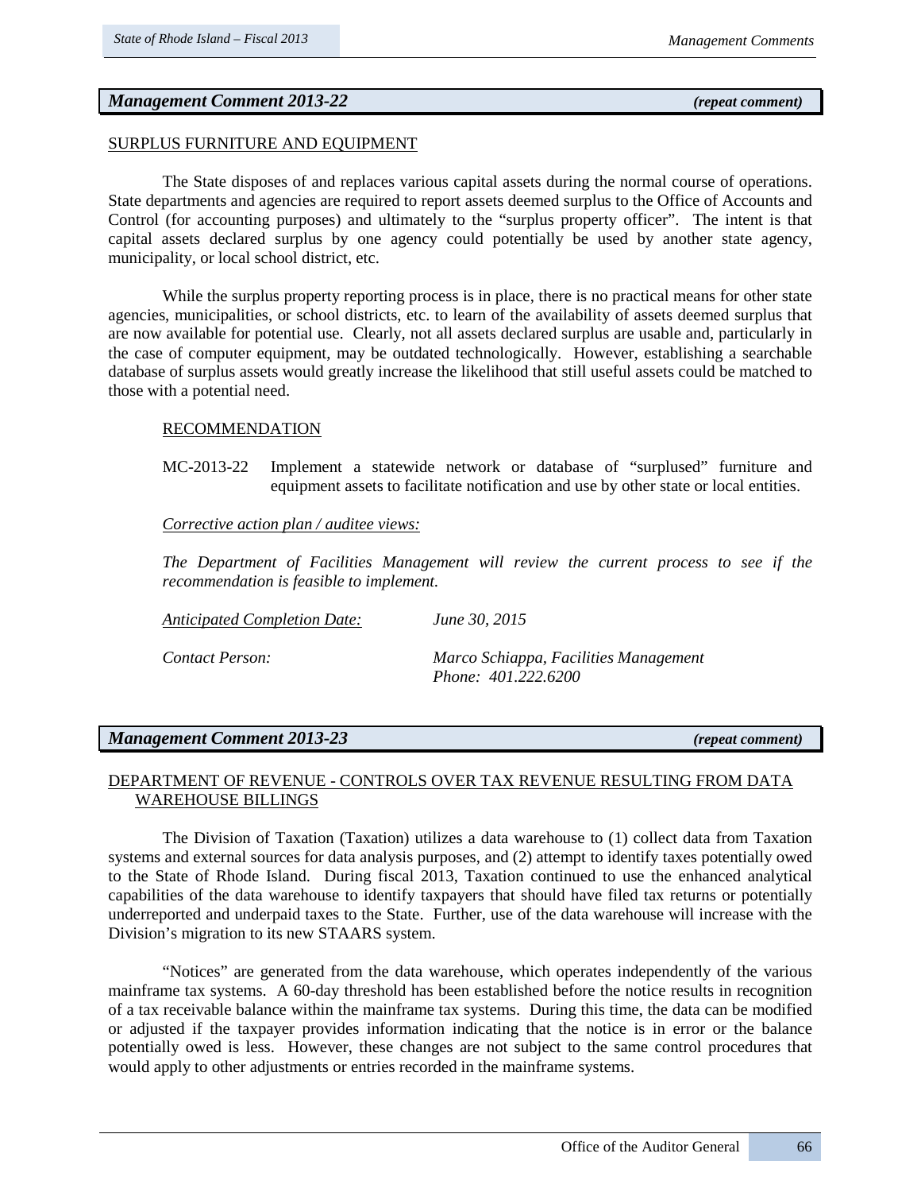## *Management Comment 2013-22* ***(repeat comment)***

SURPLUS FURNITURE AND EQUIPMENT

The State disposes of and replaces various capital assets during the normal course of operations. State departments and agencies are required to report assets deemed surplus to the Office of Accounts and Control (for accounting purposes) and ultimately to the "surplus property officer". The intent is that capital assets declared surplus by one agency could potentially be used by another state agency, municipality, or local school district, etc.

While the surplus property reporting process is in place, there is no practical means for other state agencies, municipalities, or school districts, etc. to learn of the availability of assets deemed surplus that are now available for potential use. Clearly, not all assets declared surplus are usable and, particularly in the case of computer equipment, may be outdated technologically. However, establishing a searchable database of surplus assets would greatly increase the likelihood that still useful assets could be matched to those with a potential need.

RECOMMENDATION

MC-2013-22 Implement a statewide network or database of "surplused" furniture and equipment assets to facilitate notification and use by other state or local entities.

*Corrective action plan / auditee views:*

*The Department of Facilities Management will review the current process to see if the recommendation is feasible to implement.*

*Anticipated Completion Date:* *June 30, 2015*

*Contact Person:* *Marco Schiappa, Facilities Management*
*Phone: 401.222.6200*

## *Management Comment 2013-23* ***(repeat comment)***

DEPARTMENT OF REVENUE - CONTROLS OVER TAX REVENUE RESULTING FROM DATA WAREHOUSE BILLINGS

The Division of Taxation (Taxation) utilizes a data warehouse to (1) collect data from Taxation systems and external sources for data analysis purposes, and (2) attempt to identify taxes potentially owed to the State of Rhode Island. During fiscal 2013, Taxation continued to use the enhanced analytical capabilities of the data warehouse to identify taxpayers that should have filed tax returns or potentially underreported and underpaid taxes to the State. Further, use of the data warehouse will increase with the Division's migration to its new STAARS system.

"Notices" are generated from the data warehouse, which operates independently of the various mainframe tax systems. A 60-day threshold has been established before the notice results in recognition of a tax receivable balance within the mainframe tax systems. During this time, the data can be modified or adjusted if the taxpayer provides information indicating that the notice is in error or the balance potentially owed is less. However, these changes are not subject to the same control procedures that would apply to other adjustments or entries recorded in the mainframe systems.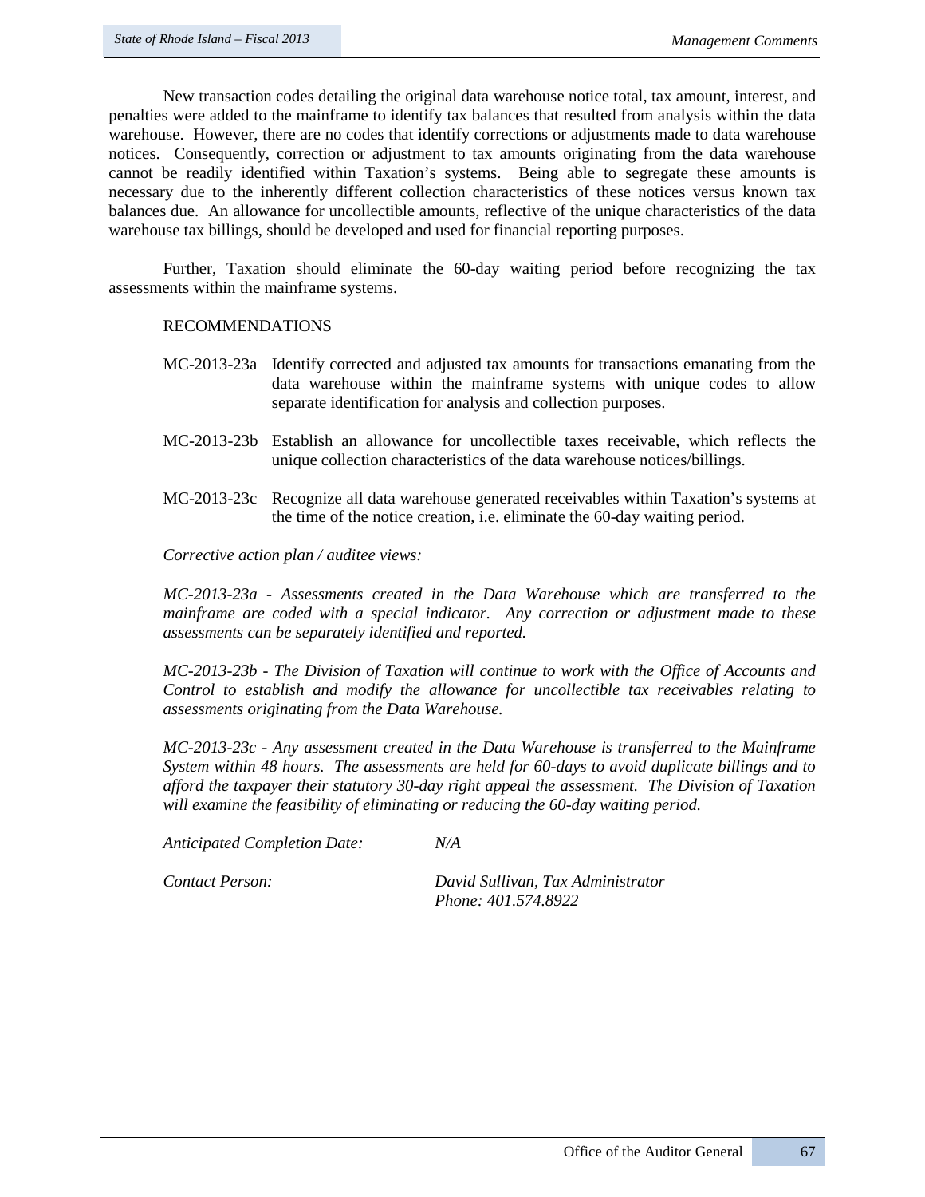New transaction codes detailing the original data warehouse notice total, tax amount, interest, and penalties were added to the mainframe to identify tax balances that resulted from analysis within the data warehouse. However, there are no codes that identify corrections or adjustments made to data warehouse notices. Consequently, correction or adjustment to tax amounts originating from the data warehouse cannot be readily identified within Taxation's systems. Being able to segregate these amounts is necessary due to the inherently different collection characteristics of these notices versus known tax balances due. An allowance for uncollectible amounts, reflective of the unique characteristics of the data warehouse tax billings, should be developed and used for financial reporting purposes.

Further, Taxation should eliminate the 60-day waiting period before recognizing the tax assessments within the mainframe systems.

RECOMMENDATIONS

MC-2013-23a Identify corrected and adjusted tax amounts for transactions emanating from the data warehouse within the mainframe systems with unique codes to allow separate identification for analysis and collection purposes.

MC-2013-23b Establish an allowance for uncollectible taxes receivable, which reflects the unique collection characteristics of the data warehouse notices/billings.

MC-2013-23c Recognize all data warehouse generated receivables within Taxation's systems at the time of the notice creation, i.e. eliminate the 60-day waiting period.

*Corrective action plan / auditee views:*

*MC-2013-23a - Assessments created in the Data Warehouse which are transferred to the mainframe are coded with a special indicator. Any correction or adjustment made to these assessments can be separately identified and reported.*

*MC-2013-23b - The Division of Taxation will continue to work with the Office of Accounts and Control to establish and modify the allowance for uncollectible tax receivables relating to assessments originating from the Data Warehouse.*

*MC-2013-23c - Any assessment created in the Data Warehouse is transferred to the Mainframe System within 48 hours. The assessments are held for 60-days to avoid duplicate billings and to afford the taxpayer their statutory 30-day right appeal the assessment. The Division of Taxation will examine the feasibility of eliminating or reducing the 60-day waiting period.*

*Anticipated Completion Date:* *N/A*

*Contact Person:* *David Sullivan, Tax Administrator*
*Phone: 401.574.8922*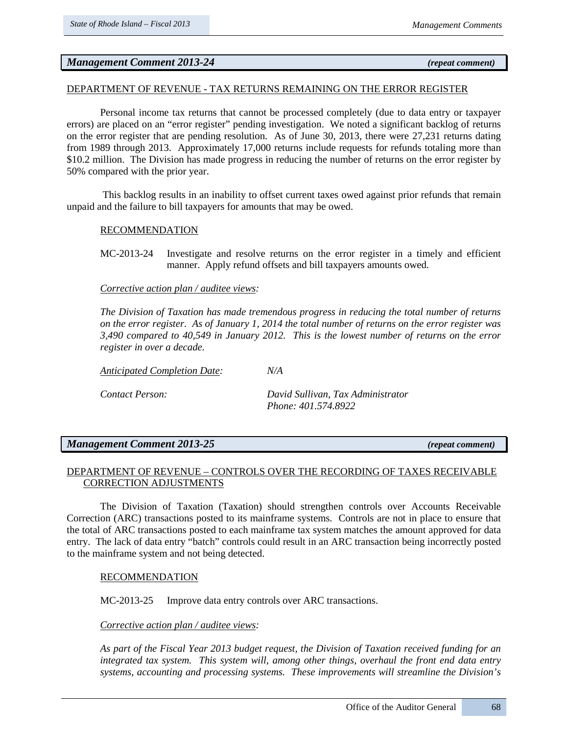## *Management Comment 2013-24* *(repeat comment)*

DEPARTMENT OF REVENUE - TAX RETURNS REMAINING ON THE ERROR REGISTER

Personal income tax returns that cannot be processed completely (due to data entry or taxpayer errors) are placed on an "error register" pending investigation. We noted a significant backlog of returns on the error register that are pending resolution. As of June 30, 2013, there were 27,231 returns dating from 1989 through 2013. Approximately 17,000 returns include requests for refunds totaling more than \$10.2 million. The Division has made progress in reducing the number of returns on the error register by 50% compared with the prior year.

This backlog results in an inability to offset current taxes owed against prior refunds that remain unpaid and the failure to bill taxpayers for amounts that may be owed.

RECOMMENDATION

MC-2013-24 Investigate and resolve returns on the error register in a timely and efficient manner. Apply refund offsets and bill taxpayers amounts owed.

*Corrective action plan / auditee views:*

*The Division of Taxation has made tremendous progress in reducing the total number of returns on the error register. As of January 1, 2014 the total number of returns on the error register was 3,490 compared to 40,549 in January 2012. This is the lowest number of returns on the error register in over a decade.*

*Anticipated Completion Date:* *N/A*

*Contact Person:* *David Sullivan, Tax Administrator*
*Phone: 401.574.8922*

## *Management Comment 2013-25* *(repeat comment)*

DEPARTMENT OF REVENUE – CONTROLS OVER THE RECORDING OF TAXES RECEIVABLE CORRECTION ADJUSTMENTS

The Division of Taxation (Taxation) should strengthen controls over Accounts Receivable Correction (ARC) transactions posted to its mainframe systems. Controls are not in place to ensure that the total of ARC transactions posted to each mainframe tax system matches the amount approved for data entry. The lack of data entry "batch" controls could result in an ARC transaction being incorrectly posted to the mainframe system and not being detected.

RECOMMENDATION

MC-2013-25 Improve data entry controls over ARC transactions.

*Corrective action plan / auditee views:*

*As part of the Fiscal Year 2013 budget request, the Division of Taxation received funding for an integrated tax system. This system will, among other things, overhaul the front end data entry systems, accounting and processing systems. These improvements will streamline the Division's*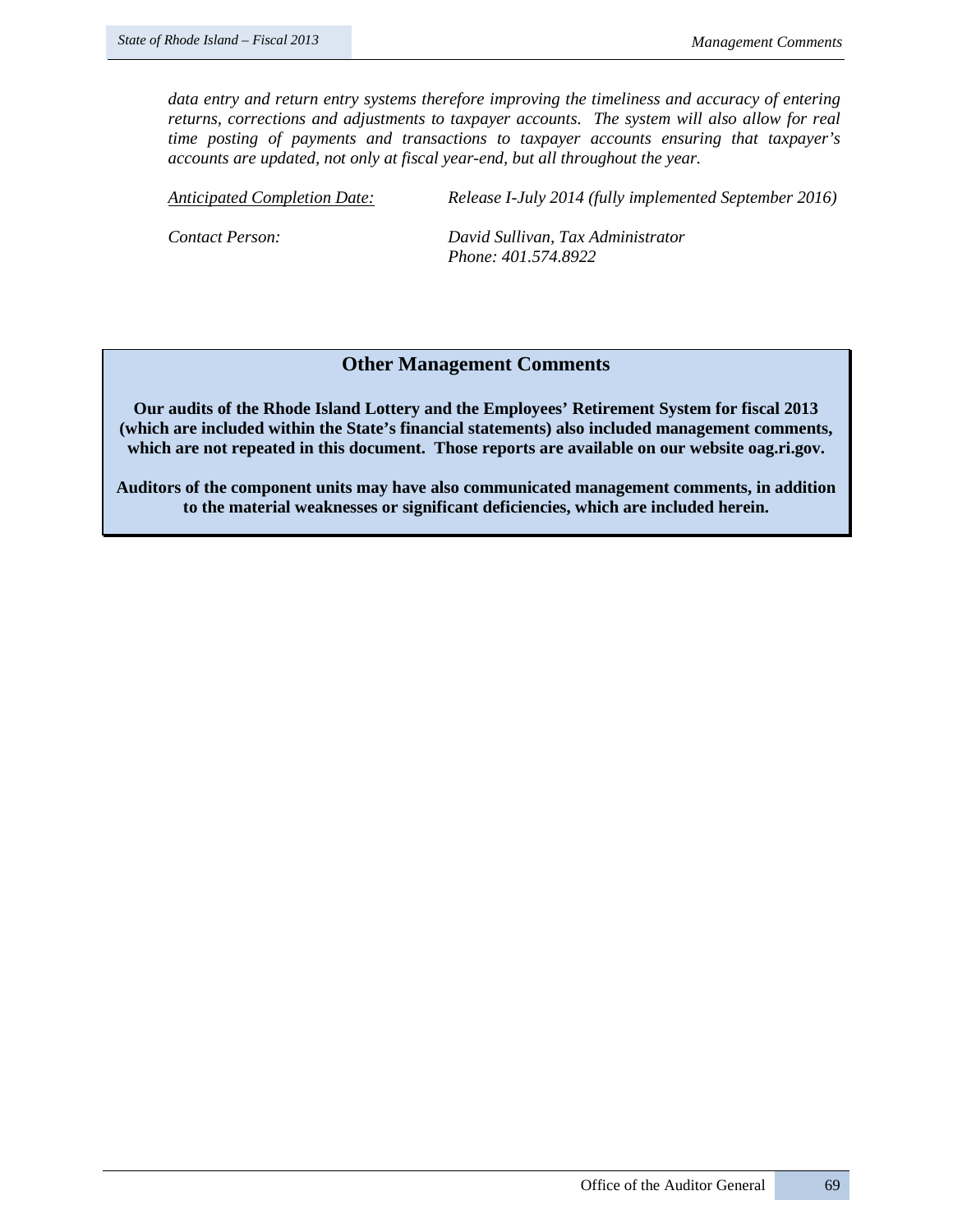*data entry and return entry systems therefore improving the timeliness and accuracy of entering returns, corrections and adjustments to taxpayer accounts. The system will also allow for real time posting of payments and transactions to taxpayer accounts ensuring that taxpayer's accounts are updated, not only at fiscal year-end, but all throughout the year.*

*Anticipated Completion Date:* *Release I-July 2014 (fully implemented September 2016)*

*Contact Person:* *David Sullivan, Tax Administrator*
*Phone: 401.574.8922*

## Other Management Comments

**Our audits of the Rhode Island Lottery and the Employees' Retirement System for fiscal 2013 (which are included within the State's financial statements) also included management comments, which are not repeated in this document. Those reports are available on our website oag.ri.gov.**

**Auditors of the component units may have also communicated management comments, in addition to the material weaknesses or significant deficiencies, which are included herein.**